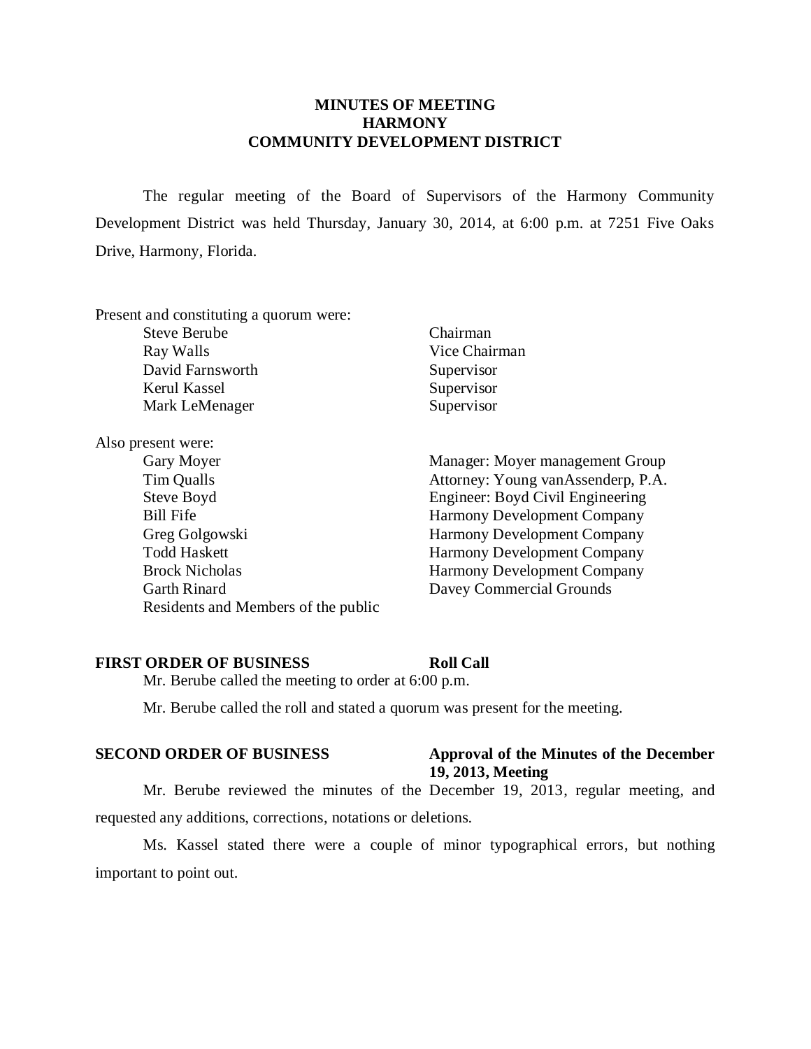# MINUTES OF MEETING
# HARMONY
# COMMUNITY DEVELOPMENT DISTRICT

The regular meeting of the Board of Supervisors of the Harmony Community Development District was held Thursday, January 30, 2014, at 6:00 p.m. at 7251 Five Oaks Drive, Harmony, Florida.

Present and constituting a quorum were:

| | |
|---|---|
| Steve Berube | Chairman |
| Ray Walls | Vice Chairman |
| David Farnsworth | Supervisor |
| Kerul Kassel | Supervisor |
| Mark LeMenager | Supervisor |

Also present were:

| | |
|---|---|
| Gary Moyer | Manager: Moyer management Group |
| Tim Qualls | Attorney: Young vanAssenderp, P.A. |
| Steve Boyd | Engineer: Boyd Civil Engineering |
| Bill Fife | Harmony Development Company |
| Greg Golgowski | Harmony Development Company |
| Todd Haskett | Harmony Development Company |
| Brock Nicholas | Harmony Development Company |
| Garth Rinard | Davey Commercial Grounds |
| Residents and Members of the public | |

**FIRST ORDER OF BUSINESS** **Roll Call**

Mr. Berube called the meeting to order at 6:00 p.m.

Mr. Berube called the roll and stated a quorum was present for the meeting.

**SECOND ORDER OF BUSINESS** **Approval of the Minutes of the December 19, 2013, Meeting**

Mr. Berube reviewed the minutes of the December 19, 2013, regular meeting, and requested any additions, corrections, notations or deletions.

Ms. Kassel stated there were a couple of minor typographical errors, but nothing important to point out.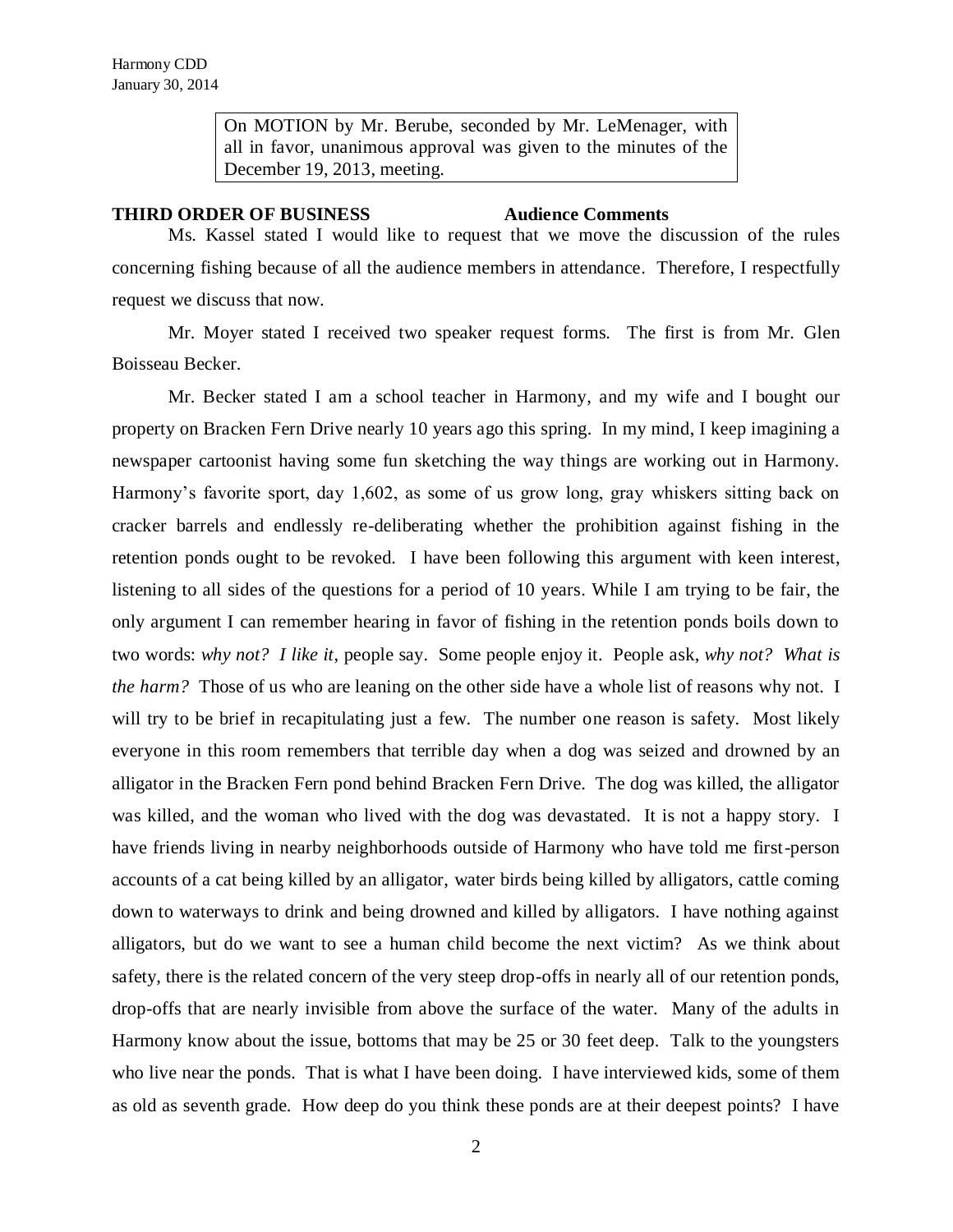> On MOTION by Mr. Berube, seconded by Mr. LeMenager, with all in favor, unanimous approval was given to the minutes of the December 19, 2013, meeting.

**THIRD ORDER OF BUSINESS Audience Comments**

Ms. Kassel stated I would like to request that we move the discussion of the rules concerning fishing because of all the audience members in attendance. Therefore, I respectfully request we discuss that now.

Mr. Moyer stated I received two speaker request forms. The first is from Mr. Glen Boisseau Becker.

Mr. Becker stated I am a school teacher in Harmony, and my wife and I bought our property on Bracken Fern Drive nearly 10 years ago this spring. In my mind, I keep imagining a newspaper cartoonist having some fun sketching the way things are working out in Harmony. Harmony's favorite sport, day 1,602, as some of us grow long, gray whiskers sitting back on cracker barrels and endlessly re-deliberating whether the prohibition against fishing in the retention ponds ought to be revoked. I have been following this argument with keen interest, listening to all sides of the questions for a period of 10 years. While I am trying to be fair, the only argument I can remember hearing in favor of fishing in the retention ponds boils down to two words: *why not? I like it*, people say. Some people enjoy it. People ask, *why not? What is the harm?* Those of us who are leaning on the other side have a whole list of reasons why not. I will try to be brief in recapitulating just a few. The number one reason is safety. Most likely everyone in this room remembers that terrible day when a dog was seized and drowned by an alligator in the Bracken Fern pond behind Bracken Fern Drive. The dog was killed, the alligator was killed, and the woman who lived with the dog was devastated. It is not a happy story. I have friends living in nearby neighborhoods outside of Harmony who have told me first-person accounts of a cat being killed by an alligator, water birds being killed by alligators, cattle coming down to waterways to drink and being drowned and killed by alligators. I have nothing against alligators, but do we want to see a human child become the next victim? As we think about safety, there is the related concern of the very steep drop-offs in nearly all of our retention ponds, drop-offs that are nearly invisible from above the surface of the water. Many of the adults in Harmony know about the issue, bottoms that may be 25 or 30 feet deep. Talk to the youngsters who live near the ponds. That is what I have been doing. I have interviewed kids, some of them as old as seventh grade. How deep do you think these ponds are at their deepest points? I have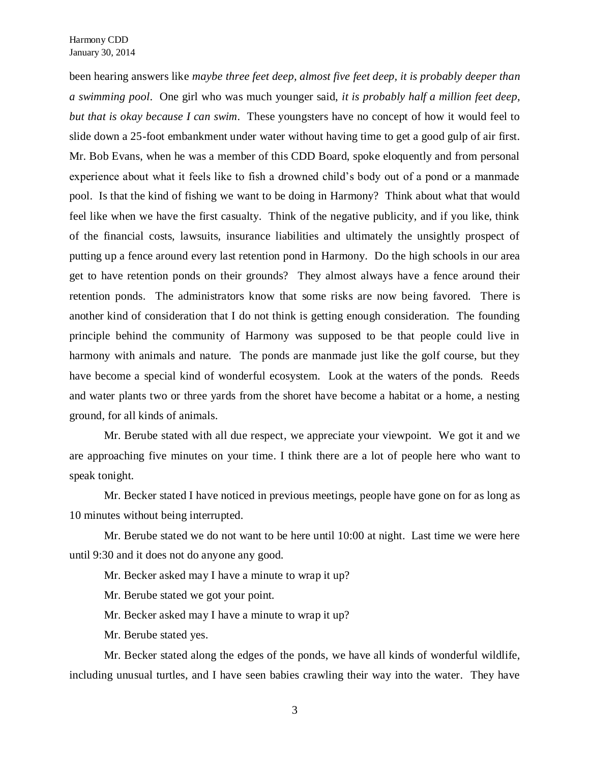been hearing answers like *maybe three feet deep, almost five feet deep, it is probably deeper than a swimming pool*. One girl who was much younger said, *it is probably half a million feet deep, but that is okay because I can swim*. These youngsters have no concept of how it would feel to slide down a 25-foot embankment under water without having time to get a good gulp of air first. Mr. Bob Evans, when he was a member of this CDD Board, spoke eloquently and from personal experience about what it feels like to fish a drowned child's body out of a pond or a manmade pool. Is that the kind of fishing we want to be doing in Harmony? Think about what that would feel like when we have the first casualty. Think of the negative publicity, and if you like, think of the financial costs, lawsuits, insurance liabilities and ultimately the unsightly prospect of putting up a fence around every last retention pond in Harmony. Do the high schools in our area get to have retention ponds on their grounds? They almost always have a fence around their retention ponds. The administrators know that some risks are now being favored. There is another kind of consideration that I do not think is getting enough consideration. The founding principle behind the community of Harmony was supposed to be that people could live in harmony with animals and nature. The ponds are manmade just like the golf course, but they have become a special kind of wonderful ecosystem. Look at the waters of the ponds. Reeds and water plants two or three yards from the shoret have become a habitat or a home, a nesting ground, for all kinds of animals.

Mr. Berube stated with all due respect, we appreciate your viewpoint. We got it and we are approaching five minutes on your time. I think there are a lot of people here who want to speak tonight.

Mr. Becker stated I have noticed in previous meetings, people have gone on for as long as 10 minutes without being interrupted.

Mr. Berube stated we do not want to be here until 10:00 at night. Last time we were here until 9:30 and it does not do anyone any good.

Mr. Becker asked may I have a minute to wrap it up?

Mr. Berube stated we got your point.

Mr. Becker asked may I have a minute to wrap it up?

Mr. Berube stated yes.

Mr. Becker stated along the edges of the ponds, we have all kinds of wonderful wildlife, including unusual turtles, and I have seen babies crawling their way into the water. They have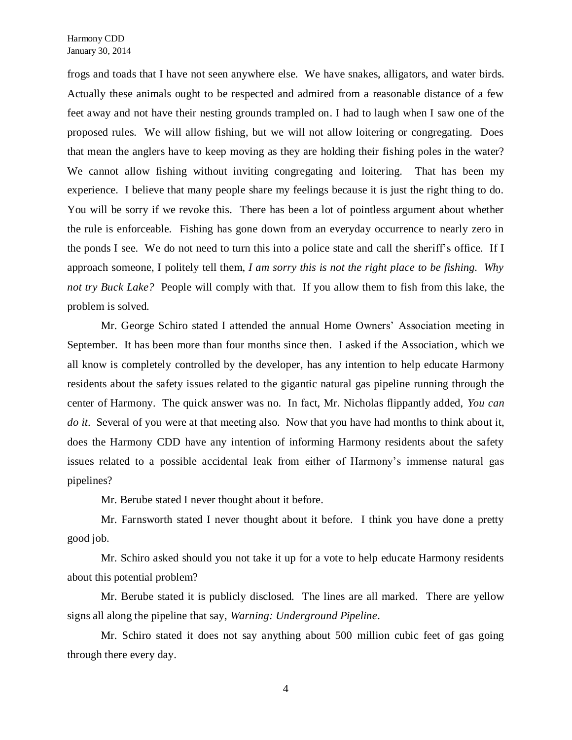frogs and toads that I have not seen anywhere else. We have snakes, alligators, and water birds. Actually these animals ought to be respected and admired from a reasonable distance of a few feet away and not have their nesting grounds trampled on. I had to laugh when I saw one of the proposed rules. We will allow fishing, but we will not allow loitering or congregating. Does that mean the anglers have to keep moving as they are holding their fishing poles in the water? We cannot allow fishing without inviting congregating and loitering. That has been my experience. I believe that many people share my feelings because it is just the right thing to do. You will be sorry if we revoke this. There has been a lot of pointless argument about whether the rule is enforceable. Fishing has gone down from an everyday occurrence to nearly zero in the ponds I see. We do not need to turn this into a police state and call the sheriff's office. If I approach someone, I politely tell them, *I am sorry this is not the right place to be fishing. Why not try Buck Lake?* People will comply with that. If you allow them to fish from this lake, the problem is solved.

Mr. George Schiro stated I attended the annual Home Owners' Association meeting in September. It has been more than four months since then. I asked if the Association, which we all know is completely controlled by the developer, has any intention to help educate Harmony residents about the safety issues related to the gigantic natural gas pipeline running through the center of Harmony. The quick answer was no. In fact, Mr. Nicholas flippantly added, *You can do it*. Several of you were at that meeting also. Now that you have had months to think about it, does the Harmony CDD have any intention of informing Harmony residents about the safety issues related to a possible accidental leak from either of Harmony's immense natural gas pipelines?

Mr. Berube stated I never thought about it before.

Mr. Farnsworth stated I never thought about it before. I think you have done a pretty good job.

Mr. Schiro asked should you not take it up for a vote to help educate Harmony residents about this potential problem?

Mr. Berube stated it is publicly disclosed. The lines are all marked. There are yellow signs all along the pipeline that say, *Warning: Underground Pipeline*.

Mr. Schiro stated it does not say anything about 500 million cubic feet of gas going through there every day.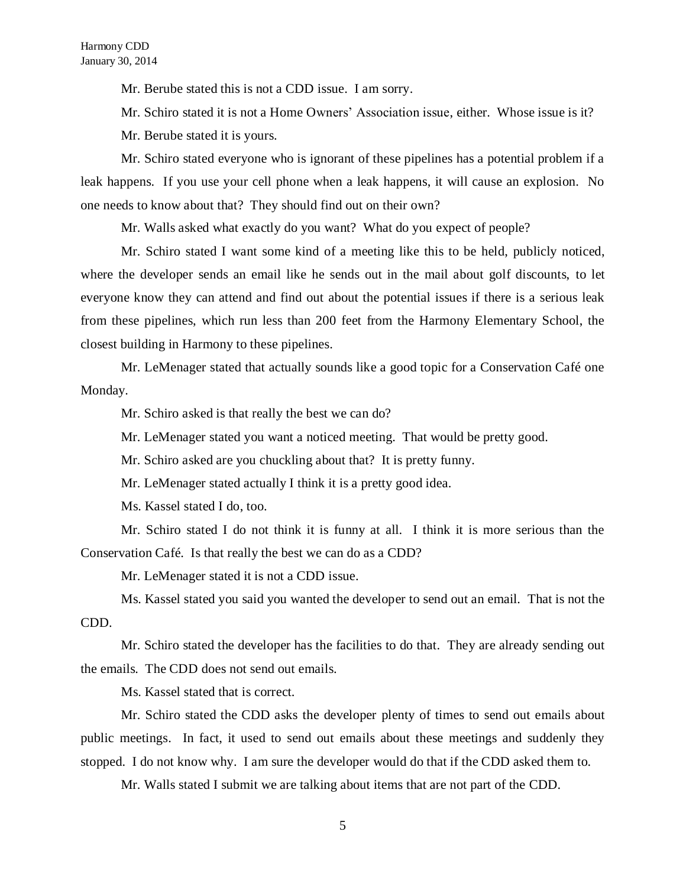Mr. Berube stated this is not a CDD issue. I am sorry.

Mr. Schiro stated it is not a Home Owners' Association issue, either. Whose issue is it?

Mr. Berube stated it is yours.

Mr. Schiro stated everyone who is ignorant of these pipelines has a potential problem if a leak happens. If you use your cell phone when a leak happens, it will cause an explosion. No one needs to know about that? They should find out on their own?

Mr. Walls asked what exactly do you want? What do you expect of people?

Mr. Schiro stated I want some kind of a meeting like this to be held, publicly noticed, where the developer sends an email like he sends out in the mail about golf discounts, to let everyone know they can attend and find out about the potential issues if there is a serious leak from these pipelines, which run less than 200 feet from the Harmony Elementary School, the closest building in Harmony to these pipelines.

Mr. LeMenager stated that actually sounds like a good topic for a Conservation Café one Monday.

Mr. Schiro asked is that really the best we can do?

Mr. LeMenager stated you want a noticed meeting. That would be pretty good.

Mr. Schiro asked are you chuckling about that? It is pretty funny.

Mr. LeMenager stated actually I think it is a pretty good idea.

Ms. Kassel stated I do, too.

Mr. Schiro stated I do not think it is funny at all. I think it is more serious than the Conservation Café. Is that really the best we can do as a CDD?

Mr. LeMenager stated it is not a CDD issue.

Ms. Kassel stated you said you wanted the developer to send out an email. That is not the CDD.

Mr. Schiro stated the developer has the facilities to do that. They are already sending out the emails. The CDD does not send out emails.

Ms. Kassel stated that is correct.

Mr. Schiro stated the CDD asks the developer plenty of times to send out emails about public meetings. In fact, it used to send out emails about these meetings and suddenly they stopped. I do not know why. I am sure the developer would do that if the CDD asked them to.

Mr. Walls stated I submit we are talking about items that are not part of the CDD.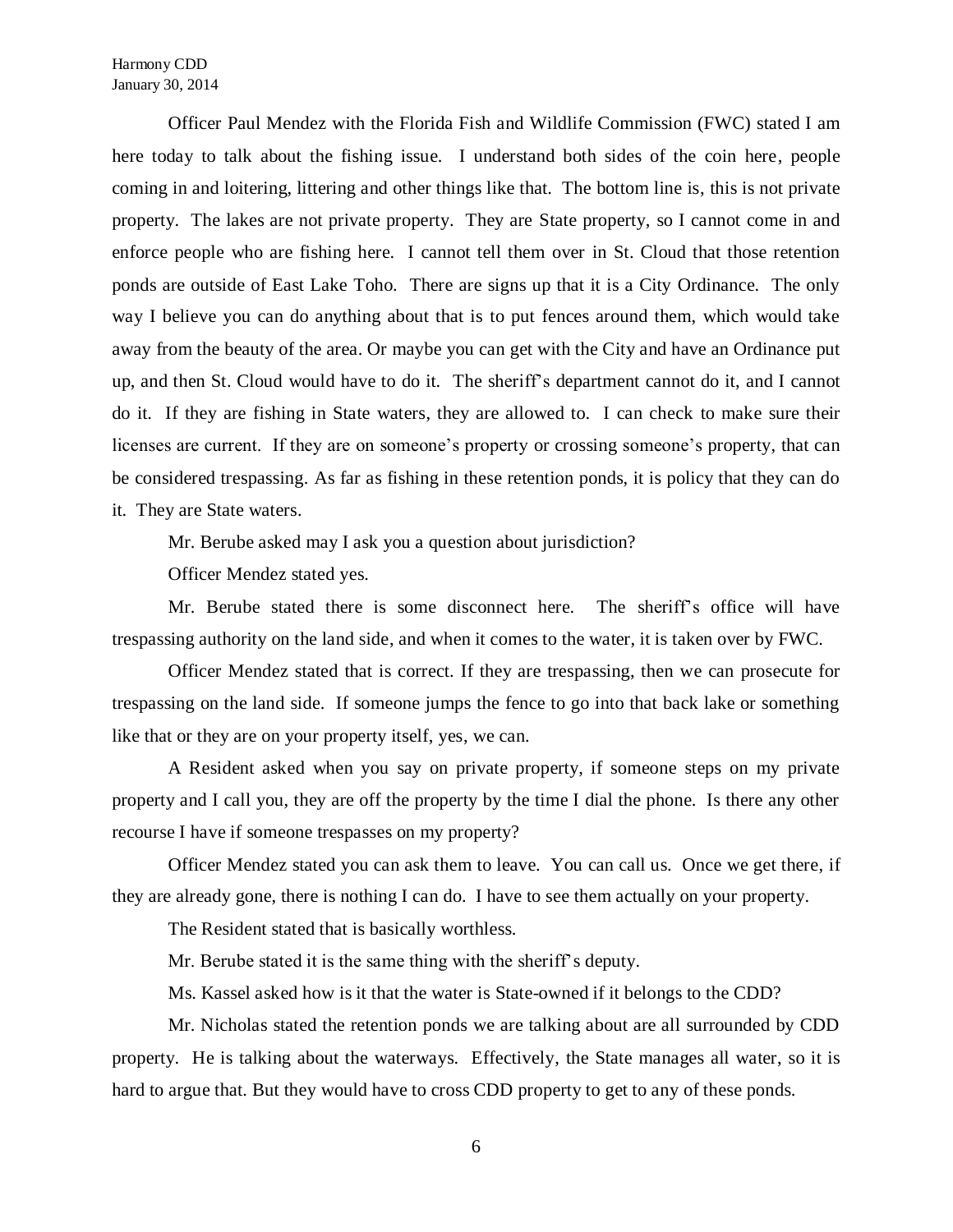Officer Paul Mendez with the Florida Fish and Wildlife Commission (FWC) stated I am here today to talk about the fishing issue. I understand both sides of the coin here, people coming in and loitering, littering and other things like that. The bottom line is, this is not private property. The lakes are not private property. They are State property, so I cannot come in and enforce people who are fishing here. I cannot tell them over in St. Cloud that those retention ponds are outside of East Lake Toho. There are signs up that it is a City Ordinance. The only way I believe you can do anything about that is to put fences around them, which would take away from the beauty of the area. Or maybe you can get with the City and have an Ordinance put up, and then St. Cloud would have to do it. The sheriff's department cannot do it, and I cannot do it. If they are fishing in State waters, they are allowed to. I can check to make sure their licenses are current. If they are on someone's property or crossing someone's property, that can be considered trespassing. As far as fishing in these retention ponds, it is policy that they can do it. They are State waters.

Mr. Berube asked may I ask you a question about jurisdiction?

Officer Mendez stated yes.

Mr. Berube stated there is some disconnect here. The sheriff's office will have trespassing authority on the land side, and when it comes to the water, it is taken over by FWC.

Officer Mendez stated that is correct. If they are trespassing, then we can prosecute for trespassing on the land side. If someone jumps the fence to go into that back lake or something like that or they are on your property itself, yes, we can.

A Resident asked when you say on private property, if someone steps on my private property and I call you, they are off the property by the time I dial the phone. Is there any other recourse I have if someone trespasses on my property?

Officer Mendez stated you can ask them to leave. You can call us. Once we get there, if they are already gone, there is nothing I can do. I have to see them actually on your property.

The Resident stated that is basically worthless.

Mr. Berube stated it is the same thing with the sheriff's deputy.

Ms. Kassel asked how is it that the water is State-owned if it belongs to the CDD?

Mr. Nicholas stated the retention ponds we are talking about are all surrounded by CDD property. He is talking about the waterways. Effectively, the State manages all water, so it is hard to argue that. But they would have to cross CDD property to get to any of these ponds.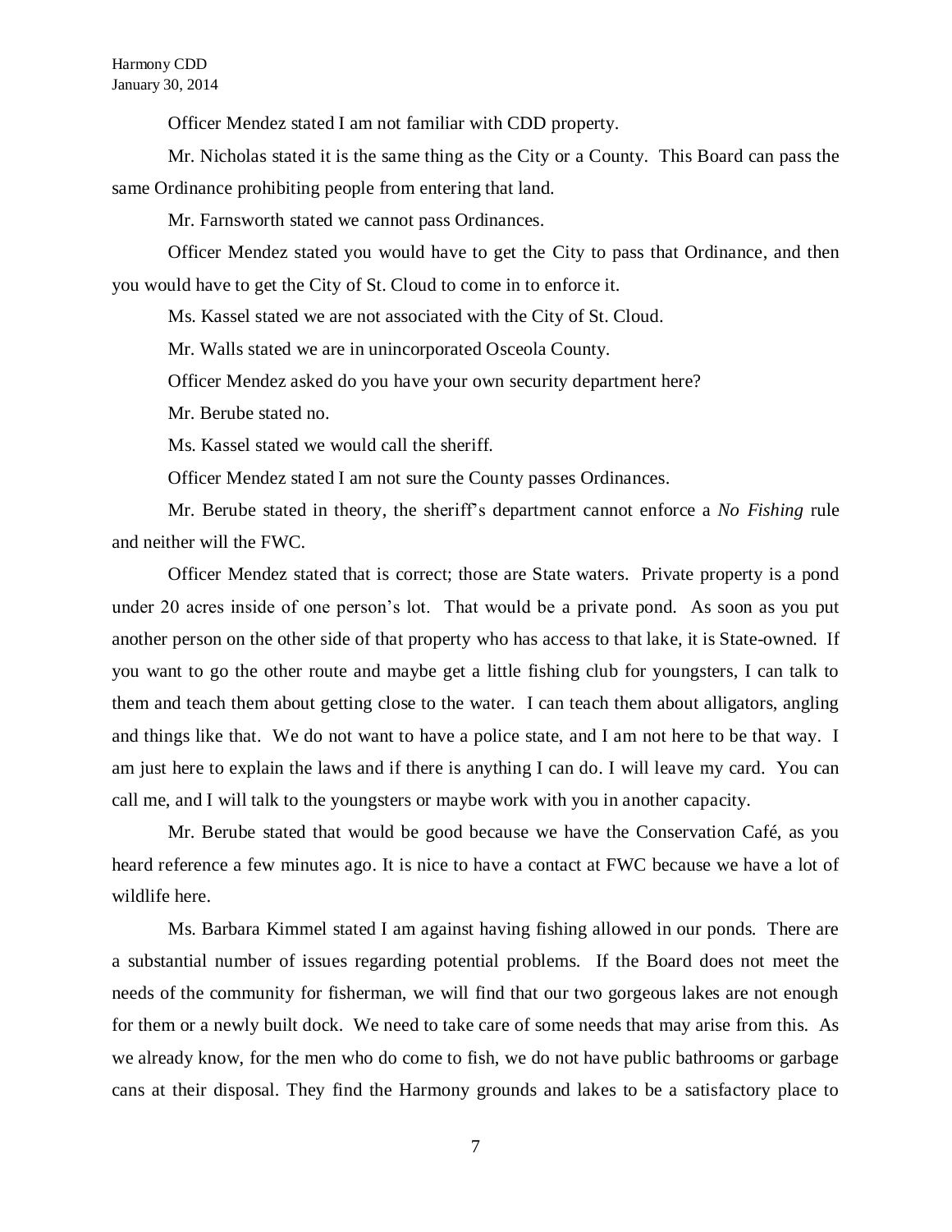Officer Mendez stated I am not familiar with CDD property.

Mr. Nicholas stated it is the same thing as the City or a County. This Board can pass the same Ordinance prohibiting people from entering that land.

Mr. Farnsworth stated we cannot pass Ordinances.

Officer Mendez stated you would have to get the City to pass that Ordinance, and then you would have to get the City of St. Cloud to come in to enforce it.

Ms. Kassel stated we are not associated with the City of St. Cloud.

Mr. Walls stated we are in unincorporated Osceola County.

Officer Mendez asked do you have your own security department here?

Mr. Berube stated no.

Ms. Kassel stated we would call the sheriff.

Officer Mendez stated I am not sure the County passes Ordinances.

Mr. Berube stated in theory, the sheriff's department cannot enforce a *No Fishing* rule and neither will the FWC.

Officer Mendez stated that is correct; those are State waters. Private property is a pond under 20 acres inside of one person's lot. That would be a private pond. As soon as you put another person on the other side of that property who has access to that lake, it is State-owned. If you want to go the other route and maybe get a little fishing club for youngsters, I can talk to them and teach them about getting close to the water. I can teach them about alligators, angling and things like that. We do not want to have a police state, and I am not here to be that way. I am just here to explain the laws and if there is anything I can do. I will leave my card. You can call me, and I will talk to the youngsters or maybe work with you in another capacity.

Mr. Berube stated that would be good because we have the Conservation Café, as you heard reference a few minutes ago. It is nice to have a contact at FWC because we have a lot of wildlife here.

Ms. Barbara Kimmel stated I am against having fishing allowed in our ponds. There are a substantial number of issues regarding potential problems. If the Board does not meet the needs of the community for fisherman, we will find that our two gorgeous lakes are not enough for them or a newly built dock. We need to take care of some needs that may arise from this. As we already know, for the men who do come to fish, we do not have public bathrooms or garbage cans at their disposal. They find the Harmony grounds and lakes to be a satisfactory place to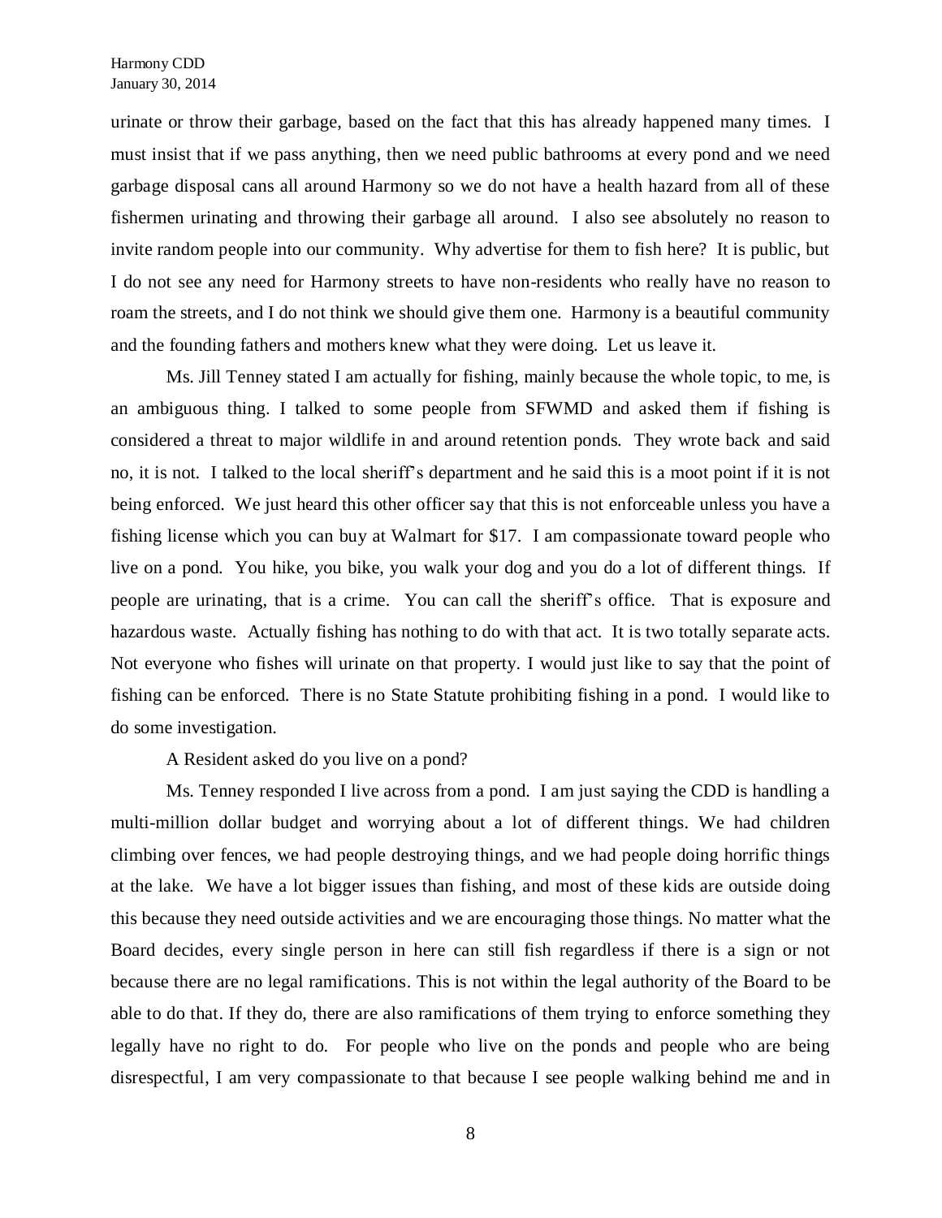urinate or throw their garbage, based on the fact that this has already happened many times. I must insist that if we pass anything, then we need public bathrooms at every pond and we need garbage disposal cans all around Harmony so we do not have a health hazard from all of these fishermen urinating and throwing their garbage all around. I also see absolutely no reason to invite random people into our community. Why advertise for them to fish here? It is public, but I do not see any need for Harmony streets to have non-residents who really have no reason to roam the streets, and I do not think we should give them one. Harmony is a beautiful community and the founding fathers and mothers knew what they were doing. Let us leave it.

Ms. Jill Tenney stated I am actually for fishing, mainly because the whole topic, to me, is an ambiguous thing. I talked to some people from SFWMD and asked them if fishing is considered a threat to major wildlife in and around retention ponds. They wrote back and said no, it is not. I talked to the local sheriff's department and he said this is a moot point if it is not being enforced. We just heard this other officer say that this is not enforceable unless you have a fishing license which you can buy at Walmart for $17. I am compassionate toward people who live on a pond. You hike, you bike, you walk your dog and you do a lot of different things. If people are urinating, that is a crime. You can call the sheriff's office. That is exposure and hazardous waste. Actually fishing has nothing to do with that act. It is two totally separate acts. Not everyone who fishes will urinate on that property. I would just like to say that the point of fishing can be enforced. There is no State Statute prohibiting fishing in a pond. I would like to do some investigation.

A Resident asked do you live on a pond?

Ms. Tenney responded I live across from a pond. I am just saying the CDD is handling a multi-million dollar budget and worrying about a lot of different things. We had children climbing over fences, we had people destroying things, and we had people doing horrific things at the lake. We have a lot bigger issues than fishing, and most of these kids are outside doing this because they need outside activities and we are encouraging those things. No matter what the Board decides, every single person in here can still fish regardless if there is a sign or not because there are no legal ramifications. This is not within the legal authority of the Board to be able to do that. If they do, there are also ramifications of them trying to enforce something they legally have no right to do. For people who live on the ponds and people who are being disrespectful, I am very compassionate to that because I see people walking behind me and in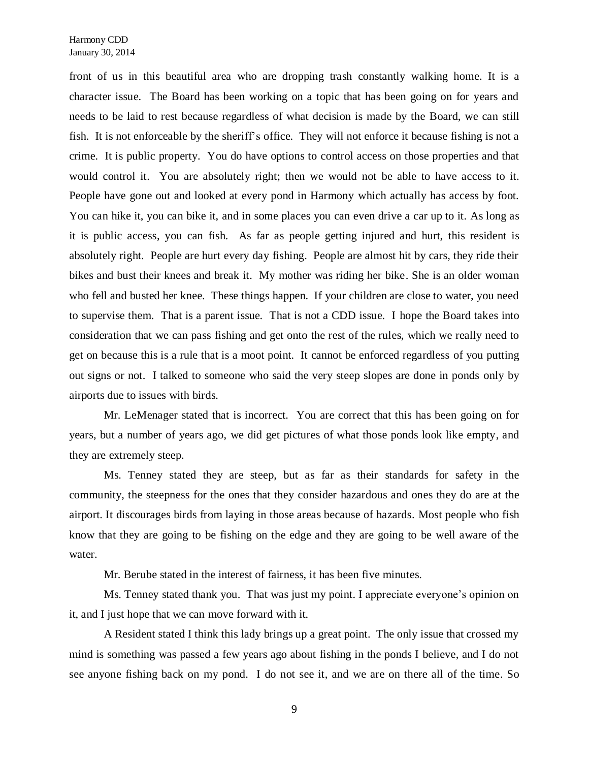front of us in this beautiful area who are dropping trash constantly walking home. It is a character issue. The Board has been working on a topic that has been going on for years and needs to be laid to rest because regardless of what decision is made by the Board, we can still fish. It is not enforceable by the sheriff's office. They will not enforce it because fishing is not a crime. It is public property. You do have options to control access on those properties and that would control it. You are absolutely right; then we would not be able to have access to it. People have gone out and looked at every pond in Harmony which actually has access by foot. You can hike it, you can bike it, and in some places you can even drive a car up to it. As long as it is public access, you can fish. As far as people getting injured and hurt, this resident is absolutely right. People are hurt every day fishing. People are almost hit by cars, they ride their bikes and bust their knees and break it. My mother was riding her bike. She is an older woman who fell and busted her knee. These things happen. If your children are close to water, you need to supervise them. That is a parent issue. That is not a CDD issue. I hope the Board takes into consideration that we can pass fishing and get onto the rest of the rules, which we really need to get on because this is a rule that is a moot point. It cannot be enforced regardless of you putting out signs or not. I talked to someone who said the very steep slopes are done in ponds only by airports due to issues with birds.

Mr. LeMenager stated that is incorrect. You are correct that this has been going on for years, but a number of years ago, we did get pictures of what those ponds look like empty, and they are extremely steep.

Ms. Tenney stated they are steep, but as far as their standards for safety in the community, the steepness for the ones that they consider hazardous and ones they do are at the airport. It discourages birds from laying in those areas because of hazards. Most people who fish know that they are going to be fishing on the edge and they are going to be well aware of the water.

Mr. Berube stated in the interest of fairness, it has been five minutes.

Ms. Tenney stated thank you. That was just my point. I appreciate everyone's opinion on it, and I just hope that we can move forward with it.

A Resident stated I think this lady brings up a great point. The only issue that crossed my mind is something was passed a few years ago about fishing in the ponds I believe, and I do not see anyone fishing back on my pond. I do not see it, and we are on there all of the time. So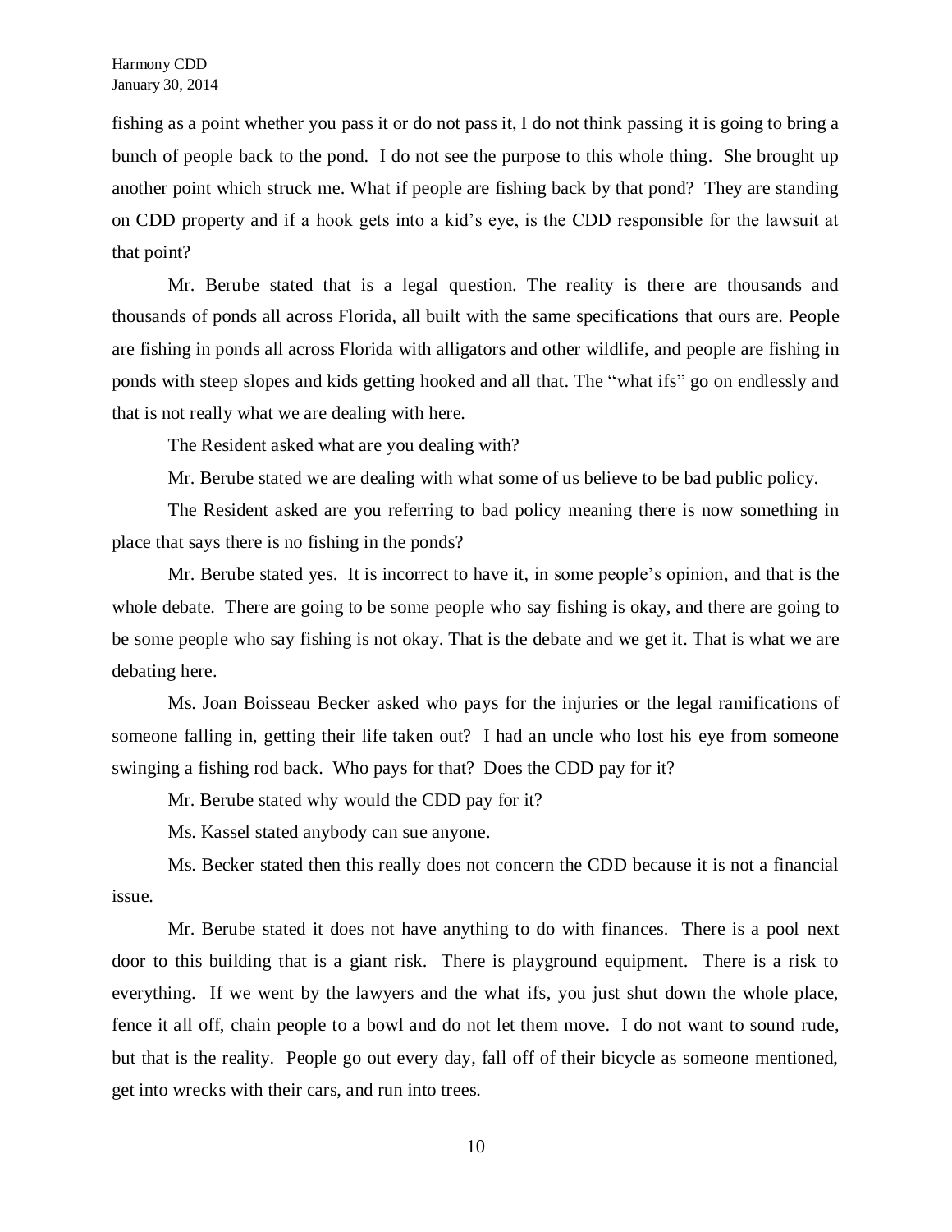fishing as a point whether you pass it or do not pass it, I do not think passing it is going to bring a bunch of people back to the pond. I do not see the purpose to this whole thing. She brought up another point which struck me. What if people are fishing back by that pond? They are standing on CDD property and if a hook gets into a kid's eye, is the CDD responsible for the lawsuit at that point?

Mr. Berube stated that is a legal question. The reality is there are thousands and thousands of ponds all across Florida, all built with the same specifications that ours are. People are fishing in ponds all across Florida with alligators and other wildlife, and people are fishing in ponds with steep slopes and kids getting hooked and all that. The "what ifs" go on endlessly and that is not really what we are dealing with here.

The Resident asked what are you dealing with?

Mr. Berube stated we are dealing with what some of us believe to be bad public policy.

The Resident asked are you referring to bad policy meaning there is now something in place that says there is no fishing in the ponds?

Mr. Berube stated yes. It is incorrect to have it, in some people's opinion, and that is the whole debate. There are going to be some people who say fishing is okay, and there are going to be some people who say fishing is not okay. That is the debate and we get it. That is what we are debating here.

Ms. Joan Boisseau Becker asked who pays for the injuries or the legal ramifications of someone falling in, getting their life taken out? I had an uncle who lost his eye from someone swinging a fishing rod back. Who pays for that? Does the CDD pay for it?

Mr. Berube stated why would the CDD pay for it?

Ms. Kassel stated anybody can sue anyone.

Ms. Becker stated then this really does not concern the CDD because it is not a financial issue.

Mr. Berube stated it does not have anything to do with finances. There is a pool next door to this building that is a giant risk. There is playground equipment. There is a risk to everything. If we went by the lawyers and the what ifs, you just shut down the whole place, fence it all off, chain people to a bowl and do not let them move. I do not want to sound rude, but that is the reality. People go out every day, fall off of their bicycle as someone mentioned, get into wrecks with their cars, and run into trees.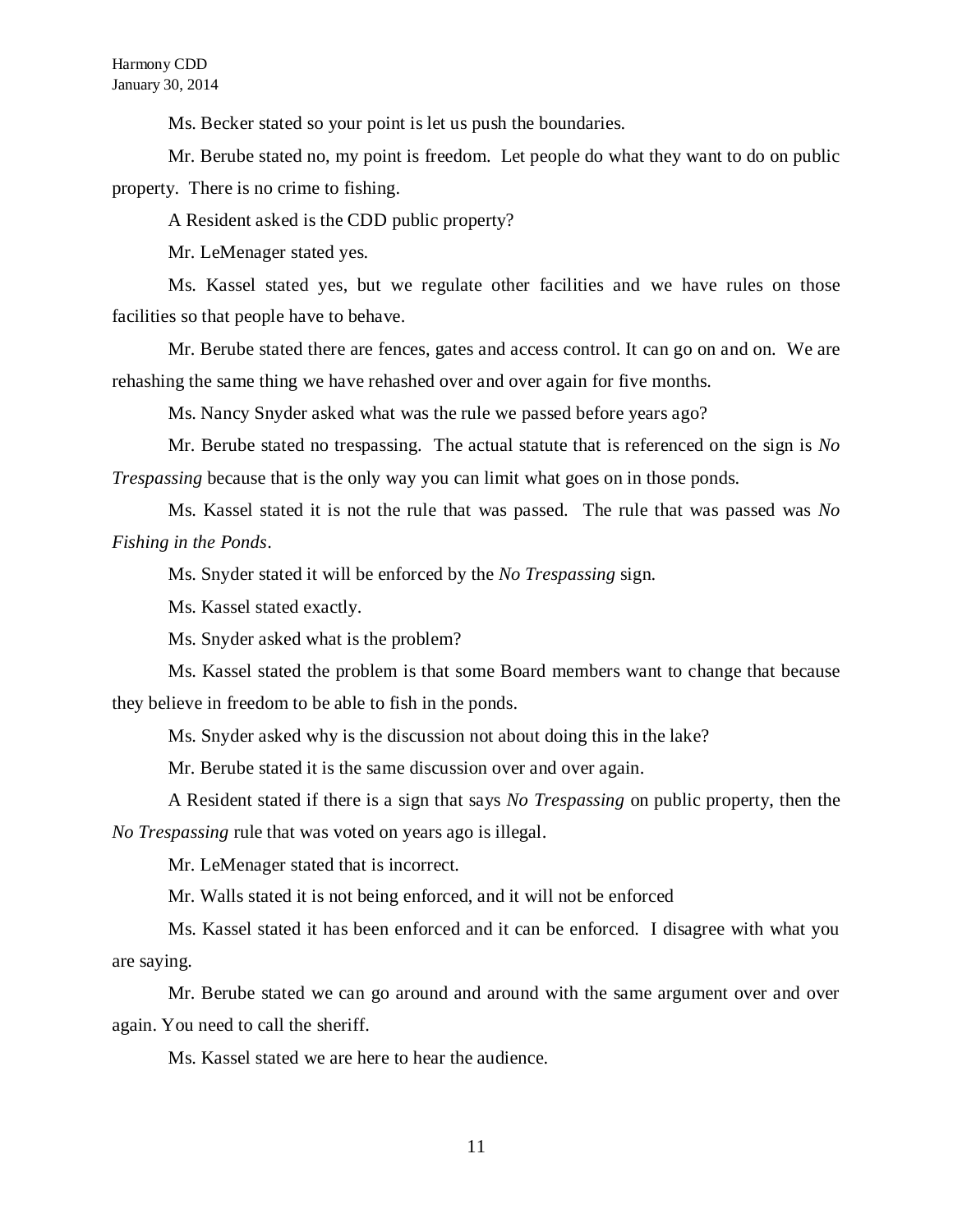Ms. Becker stated so your point is let us push the boundaries.

Mr. Berube stated no, my point is freedom. Let people do what they want to do on public property. There is no crime to fishing.

A Resident asked is the CDD public property?

Mr. LeMenager stated yes.

Ms. Kassel stated yes, but we regulate other facilities and we have rules on those facilities so that people have to behave.

Mr. Berube stated there are fences, gates and access control. It can go on and on. We are rehashing the same thing we have rehashed over and over again for five months.

Ms. Nancy Snyder asked what was the rule we passed before years ago?

Mr. Berube stated no trespassing. The actual statute that is referenced on the sign is *No Trespassing* because that is the only way you can limit what goes on in those ponds.

Ms. Kassel stated it is not the rule that was passed. The rule that was passed was *No Fishing in the Ponds*.

Ms. Snyder stated it will be enforced by the *No Trespassing* sign.

Ms. Kassel stated exactly.

Ms. Snyder asked what is the problem?

Ms. Kassel stated the problem is that some Board members want to change that because they believe in freedom to be able to fish in the ponds.

Ms. Snyder asked why is the discussion not about doing this in the lake?

Mr. Berube stated it is the same discussion over and over again.

A Resident stated if there is a sign that says *No Trespassing* on public property, then the *No Trespassing* rule that was voted on years ago is illegal.

Mr. LeMenager stated that is incorrect.

Mr. Walls stated it is not being enforced, and it will not be enforced

Ms. Kassel stated it has been enforced and it can be enforced. I disagree with what you are saying.

Mr. Berube stated we can go around and around with the same argument over and over again. You need to call the sheriff.

Ms. Kassel stated we are here to hear the audience.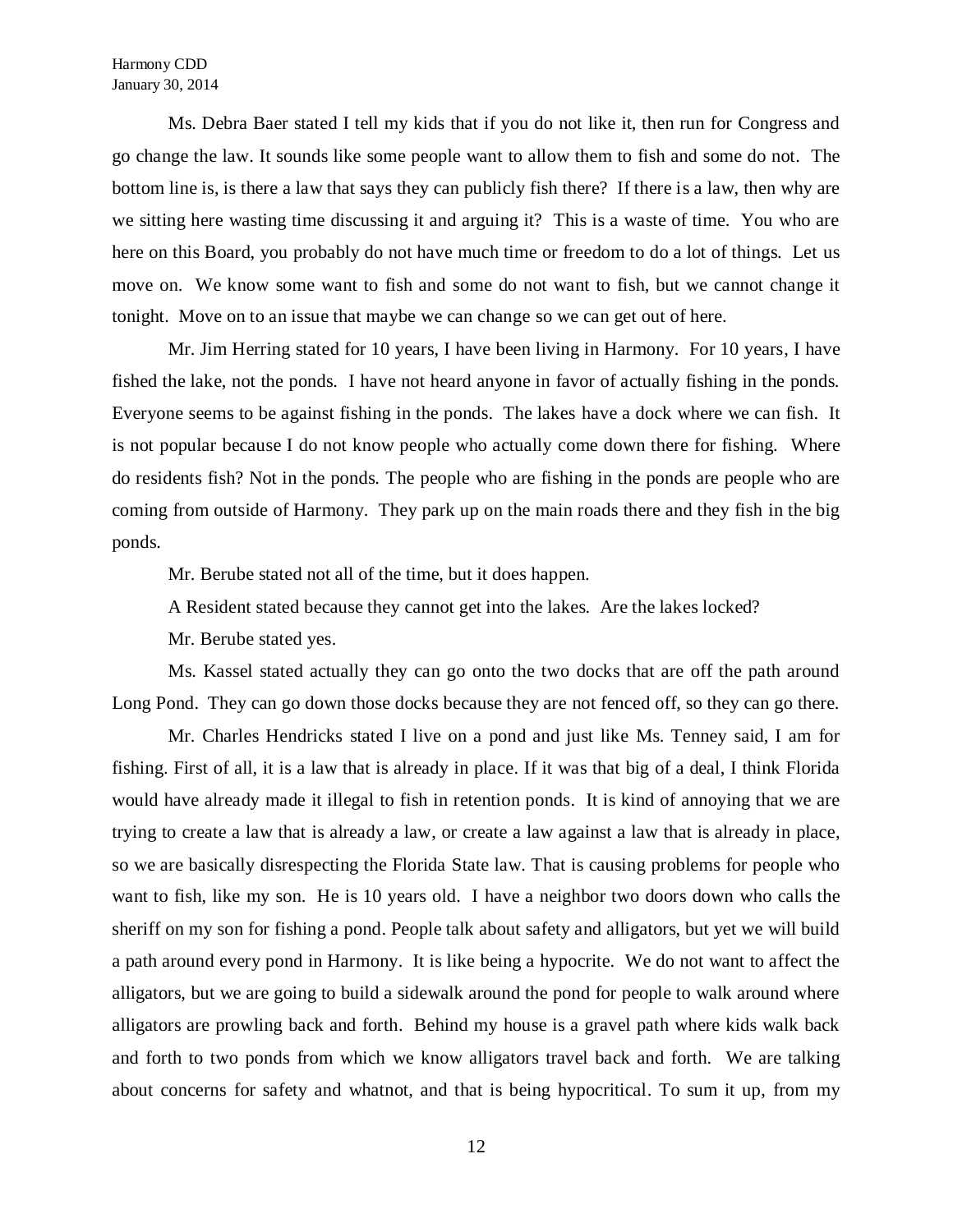Ms. Debra Baer stated I tell my kids that if you do not like it, then run for Congress and go change the law. It sounds like some people want to allow them to fish and some do not. The bottom line is, is there a law that says they can publicly fish there? If there is a law, then why are we sitting here wasting time discussing it and arguing it? This is a waste of time. You who are here on this Board, you probably do not have much time or freedom to do a lot of things. Let us move on. We know some want to fish and some do not want to fish, but we cannot change it tonight. Move on to an issue that maybe we can change so we can get out of here.

Mr. Jim Herring stated for 10 years, I have been living in Harmony. For 10 years, I have fished the lake, not the ponds. I have not heard anyone in favor of actually fishing in the ponds. Everyone seems to be against fishing in the ponds. The lakes have a dock where we can fish. It is not popular because I do not know people who actually come down there for fishing. Where do residents fish? Not in the ponds. The people who are fishing in the ponds are people who are coming from outside of Harmony. They park up on the main roads there and they fish in the big ponds.

Mr. Berube stated not all of the time, but it does happen.

A Resident stated because they cannot get into the lakes. Are the lakes locked?

Mr. Berube stated yes.

Ms. Kassel stated actually they can go onto the two docks that are off the path around Long Pond. They can go down those docks because they are not fenced off, so they can go there.

Mr. Charles Hendricks stated I live on a pond and just like Ms. Tenney said, I am for fishing. First of all, it is a law that is already in place. If it was that big of a deal, I think Florida would have already made it illegal to fish in retention ponds. It is kind of annoying that we are trying to create a law that is already a law, or create a law against a law that is already in place, so we are basically disrespecting the Florida State law. That is causing problems for people who want to fish, like my son. He is 10 years old. I have a neighbor two doors down who calls the sheriff on my son for fishing a pond. People talk about safety and alligators, but yet we will build a path around every pond in Harmony. It is like being a hypocrite. We do not want to affect the alligators, but we are going to build a sidewalk around the pond for people to walk around where alligators are prowling back and forth. Behind my house is a gravel path where kids walk back and forth to two ponds from which we know alligators travel back and forth. We are talking about concerns for safety and whatnot, and that is being hypocritical. To sum it up, from my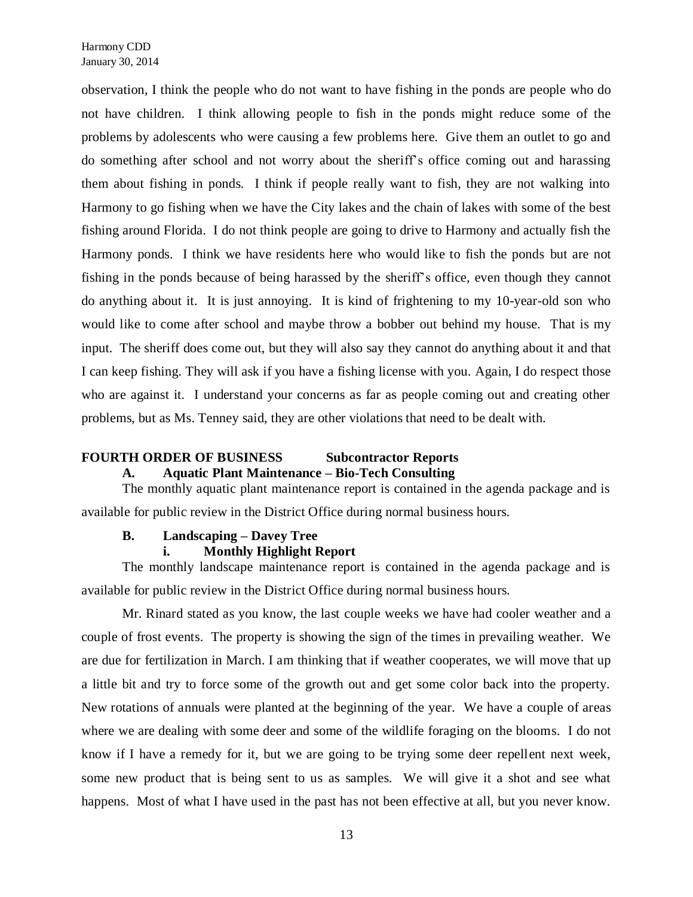observation, I think the people who do not want to have fishing in the ponds are people who do not have children. I think allowing people to fish in the ponds might reduce some of the problems by adolescents who were causing a few problems here. Give them an outlet to go and do something after school and not worry about the sheriff's office coming out and harassing them about fishing in ponds. I think if people really want to fish, they are not walking into Harmony to go fishing when we have the City lakes and the chain of lakes with some of the best fishing around Florida. I do not think people are going to drive to Harmony and actually fish the Harmony ponds. I think we have residents here who would like to fish the ponds but are not fishing in the ponds because of being harassed by the sheriff's office, even though they cannot do anything about it. It is just annoying. It is kind of frightening to my 10-year-old son who would like to come after school and maybe throw a bobber out behind my house. That is my input. The sheriff does come out, but they will also say they cannot do anything about it and that I can keep fishing. They will ask if you have a fishing license with you. Again, I do respect those who are against it. I understand your concerns as far as people coming out and creating other problems, but as Ms. Tenney said, they are other violations that need to be dealt with.

## FOURTH ORDER OF BUSINESS Subcontractor Reports

### A. Aquatic Plant Maintenance – Bio-Tech Consulting

The monthly aquatic plant maintenance report is contained in the agenda package and is available for public review in the District Office during normal business hours.

### B. Landscaping – Davey Tree

#### i. Monthly Highlight Report

The monthly landscape maintenance report is contained in the agenda package and is available for public review in the District Office during normal business hours.

Mr. Rinard stated as you know, the last couple weeks we have had cooler weather and a couple of frost events. The property is showing the sign of the times in prevailing weather. We are due for fertilization in March. I am thinking that if weather cooperates, we will move that up a little bit and try to force some of the growth out and get some color back into the property. New rotations of annuals were planted at the beginning of the year. We have a couple of areas where we are dealing with some deer and some of the wildlife foraging on the blooms. I do not know if I have a remedy for it, but we are going to be trying some deer repellent next week, some new product that is being sent to us as samples. We will give it a shot and see what happens. Most of what I have used in the past has not been effective at all, but you never know.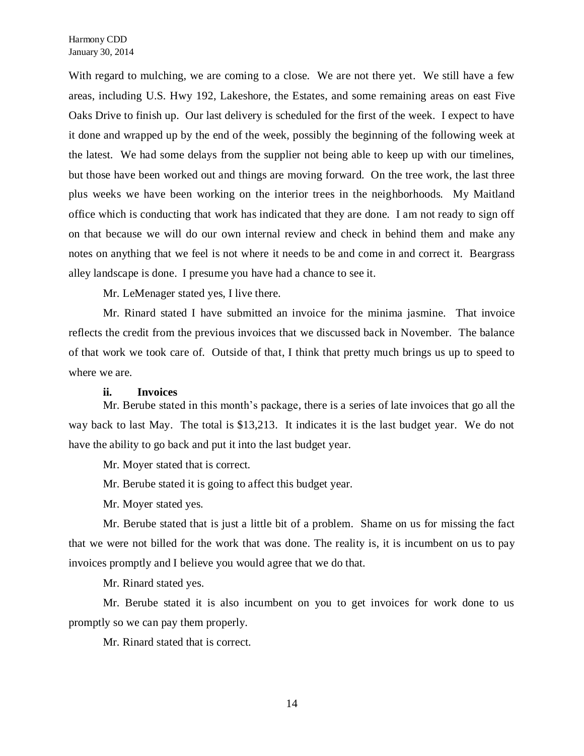With regard to mulching, we are coming to a close. We are not there yet. We still have a few areas, including U.S. Hwy 192, Lakeshore, the Estates, and some remaining areas on east Five Oaks Drive to finish up. Our last delivery is scheduled for the first of the week. I expect to have it done and wrapped up by the end of the week, possibly the beginning of the following week at the latest. We had some delays from the supplier not being able to keep up with our timelines, but those have been worked out and things are moving forward. On the tree work, the last three plus weeks we have been working on the interior trees in the neighborhoods. My Maitland office which is conducting that work has indicated that they are done. I am not ready to sign off on that because we will do our own internal review and check in behind them and make any notes on anything that we feel is not where it needs to be and come in and correct it. Beargrass alley landscape is done. I presume you have had a chance to see it.

Mr. LeMenager stated yes, I live there.

Mr. Rinard stated I have submitted an invoice for the minima jasmine. That invoice reflects the credit from the previous invoices that we discussed back in November. The balance of that work we took care of. Outside of that, I think that pretty much brings us up to speed to where we are.

**ii. Invoices**

Mr. Berube stated in this month's package, there is a series of late invoices that go all the way back to last May. The total is $13,213. It indicates it is the last budget year. We do not have the ability to go back and put it into the last budget year.

Mr. Moyer stated that is correct.

Mr. Berube stated it is going to affect this budget year.

Mr. Moyer stated yes.

Mr. Berube stated that is just a little bit of a problem. Shame on us for missing the fact that we were not billed for the work that was done. The reality is, it is incumbent on us to pay invoices promptly and I believe you would agree that we do that.

Mr. Rinard stated yes.

Mr. Berube stated it is also incumbent on you to get invoices for work done to us promptly so we can pay them properly.

Mr. Rinard stated that is correct.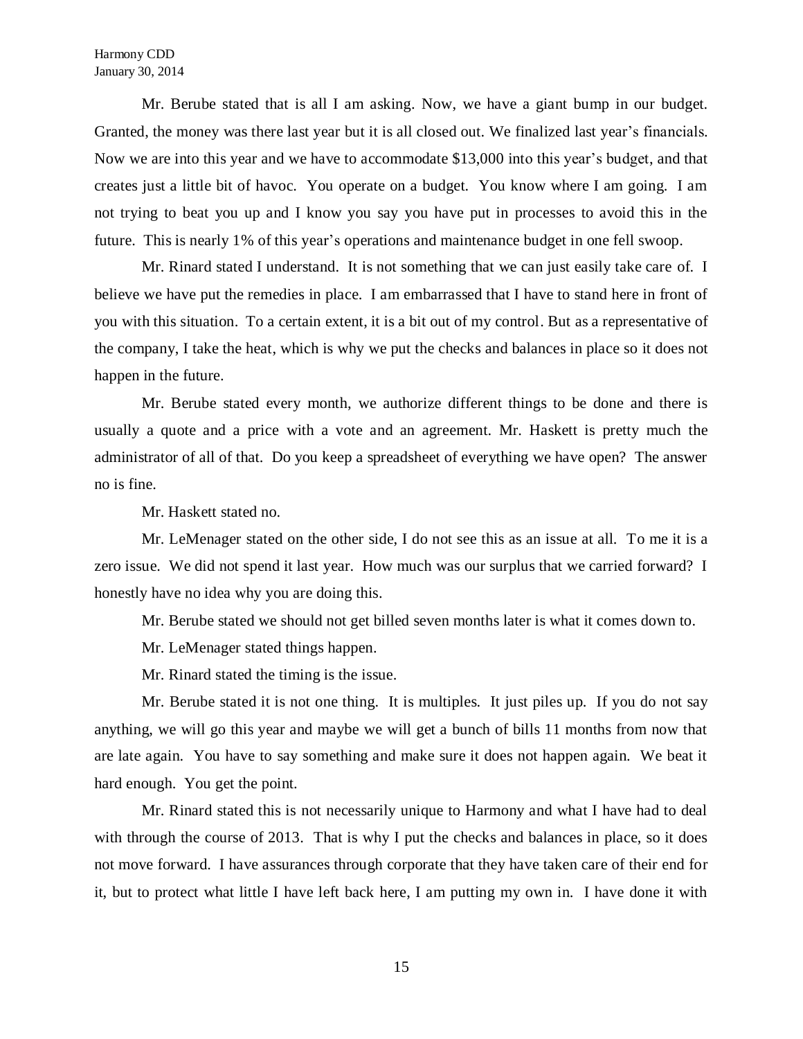Mr. Berube stated that is all I am asking. Now, we have a giant bump in our budget. Granted, the money was there last year but it is all closed out. We finalized last year's financials. Now we are into this year and we have to accommodate $13,000 into this year's budget, and that creates just a little bit of havoc. You operate on a budget. You know where I am going. I am not trying to beat you up and I know you say you have put in processes to avoid this in the future. This is nearly 1% of this year's operations and maintenance budget in one fell swoop.

Mr. Rinard stated I understand. It is not something that we can just easily take care of. I believe we have put the remedies in place. I am embarrassed that I have to stand here in front of you with this situation. To a certain extent, it is a bit out of my control. But as a representative of the company, I take the heat, which is why we put the checks and balances in place so it does not happen in the future.

Mr. Berube stated every month, we authorize different things to be done and there is usually a quote and a price with a vote and an agreement. Mr. Haskett is pretty much the administrator of all of that. Do you keep a spreadsheet of everything we have open? The answer no is fine.

Mr. Haskett stated no.

Mr. LeMenager stated on the other side, I do not see this as an issue at all. To me it is a zero issue. We did not spend it last year. How much was our surplus that we carried forward? I honestly have no idea why you are doing this.

Mr. Berube stated we should not get billed seven months later is what it comes down to.

Mr. LeMenager stated things happen.

Mr. Rinard stated the timing is the issue.

Mr. Berube stated it is not one thing. It is multiples. It just piles up. If you do not say anything, we will go this year and maybe we will get a bunch of bills 11 months from now that are late again. You have to say something and make sure it does not happen again. We beat it hard enough. You get the point.

Mr. Rinard stated this is not necessarily unique to Harmony and what I have had to deal with through the course of 2013. That is why I put the checks and balances in place, so it does not move forward. I have assurances through corporate that they have taken care of their end for it, but to protect what little I have left back here, I am putting my own in. I have done it with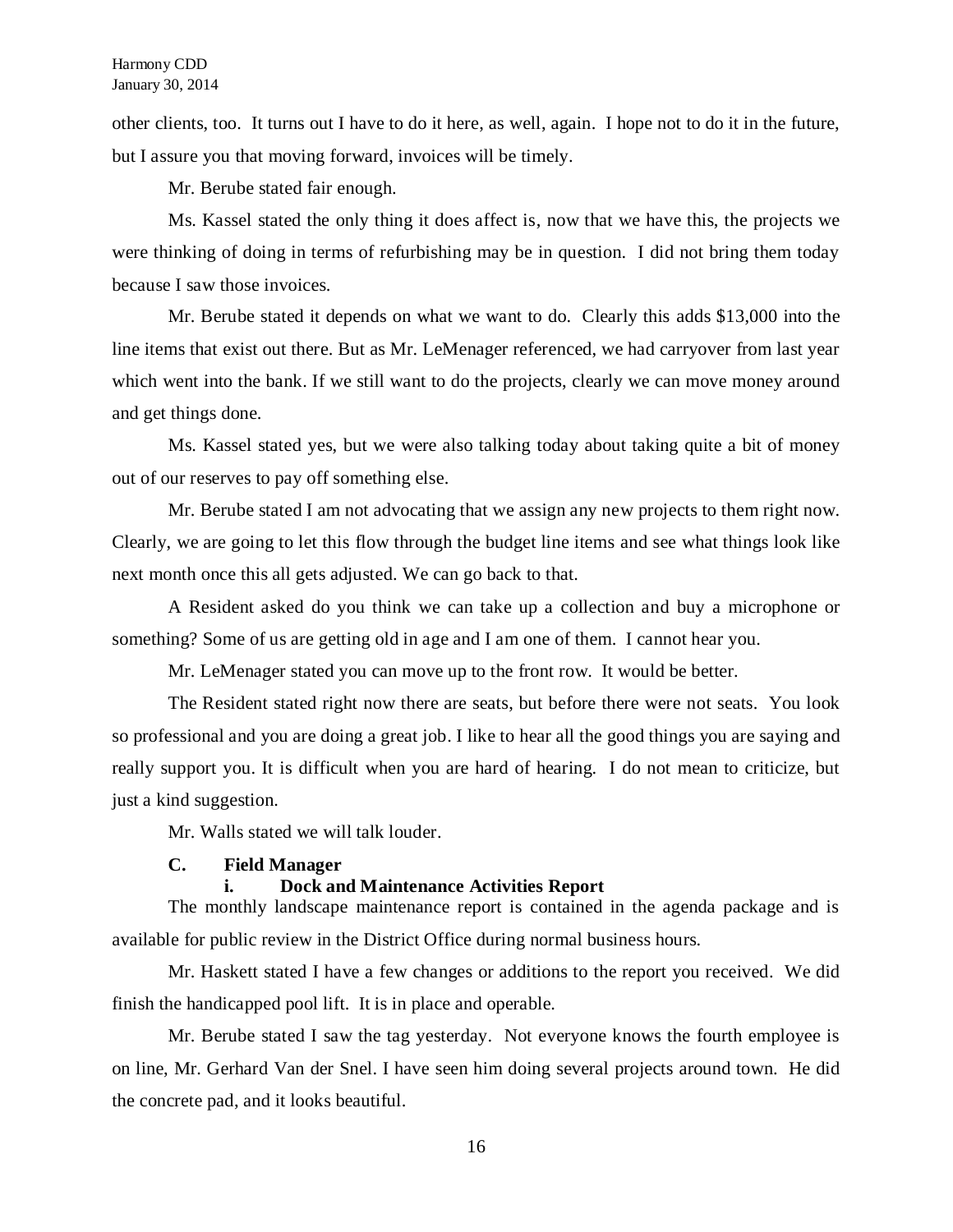other clients, too. It turns out I have to do it here, as well, again. I hope not to do it in the future, but I assure you that moving forward, invoices will be timely.

Mr. Berube stated fair enough.

Ms. Kassel stated the only thing it does affect is, now that we have this, the projects we were thinking of doing in terms of refurbishing may be in question. I did not bring them today because I saw those invoices.

Mr. Berube stated it depends on what we want to do. Clearly this adds $13,000 into the line items that exist out there. But as Mr. LeMenager referenced, we had carryover from last year which went into the bank. If we still want to do the projects, clearly we can move money around and get things done.

Ms. Kassel stated yes, but we were also talking today about taking quite a bit of money out of our reserves to pay off something else.

Mr. Berube stated I am not advocating that we assign any new projects to them right now. Clearly, we are going to let this flow through the budget line items and see what things look like next month once this all gets adjusted. We can go back to that.

A Resident asked do you think we can take up a collection and buy a microphone or something? Some of us are getting old in age and I am one of them. I cannot hear you.

Mr. LeMenager stated you can move up to the front row. It would be better.

The Resident stated right now there are seats, but before there were not seats. You look so professional and you are doing a great job. I like to hear all the good things you are saying and really support you. It is difficult when you are hard of hearing. I do not mean to criticize, but just a kind suggestion.

Mr. Walls stated we will talk louder.

**C. Field Manager**

**i. Dock and Maintenance Activities Report**

The monthly landscape maintenance report is contained in the agenda package and is available for public review in the District Office during normal business hours.

Mr. Haskett stated I have a few changes or additions to the report you received. We did finish the handicapped pool lift. It is in place and operable.

Mr. Berube stated I saw the tag yesterday. Not everyone knows the fourth employee is on line, Mr. Gerhard Van der Snel. I have seen him doing several projects around town. He did the concrete pad, and it looks beautiful.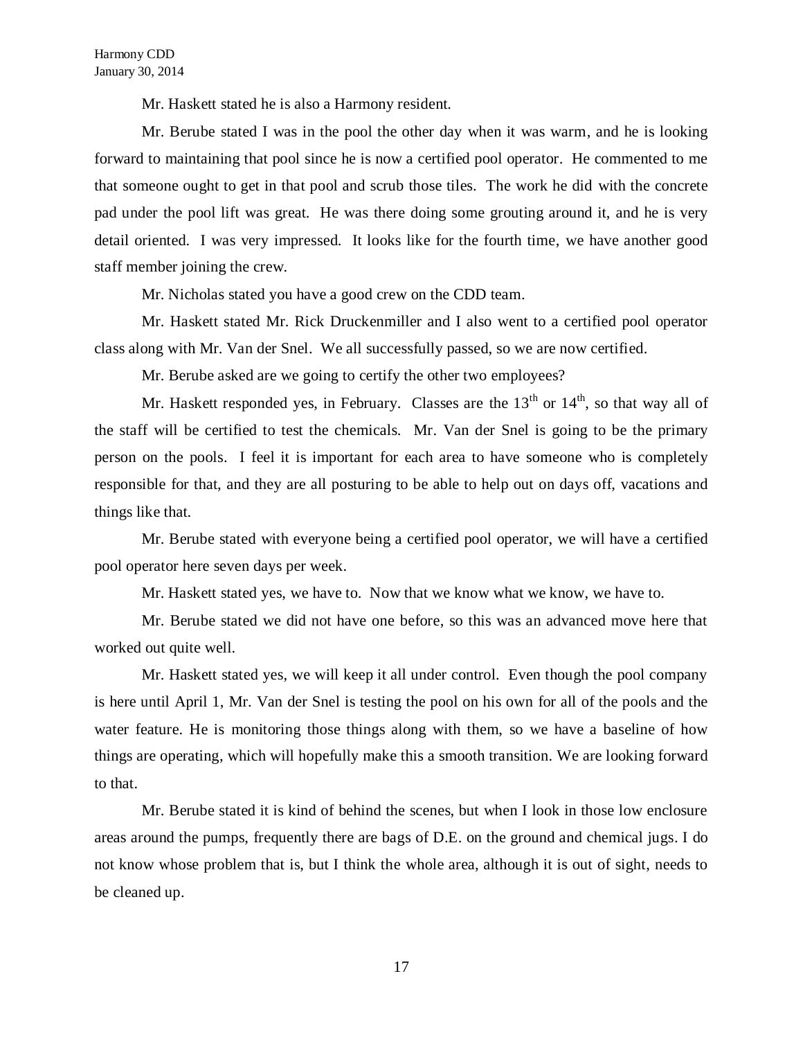Mr. Haskett stated he is also a Harmony resident.

Mr. Berube stated I was in the pool the other day when it was warm, and he is looking forward to maintaining that pool since he is now a certified pool operator. He commented to me that someone ought to get in that pool and scrub those tiles. The work he did with the concrete pad under the pool lift was great. He was there doing some grouting around it, and he is very detail oriented. I was very impressed. It looks like for the fourth time, we have another good staff member joining the crew.

Mr. Nicholas stated you have a good crew on the CDD team.

Mr. Haskett stated Mr. Rick Druckenmiller and I also went to a certified pool operator class along with Mr. Van der Snel. We all successfully passed, so we are now certified.

Mr. Berube asked are we going to certify the other two employees?

Mr. Haskett responded yes, in February. Classes are the 13th or 14th, so that way all of the staff will be certified to test the chemicals. Mr. Van der Snel is going to be the primary person on the pools. I feel it is important for each area to have someone who is completely responsible for that, and they are all posturing to be able to help out on days off, vacations and things like that.

Mr. Berube stated with everyone being a certified pool operator, we will have a certified pool operator here seven days per week.

Mr. Haskett stated yes, we have to. Now that we know what we know, we have to.

Mr. Berube stated we did not have one before, so this was an advanced move here that worked out quite well.

Mr. Haskett stated yes, we will keep it all under control. Even though the pool company is here until April 1, Mr. Van der Snel is testing the pool on his own for all of the pools and the water feature. He is monitoring those things along with them, so we have a baseline of how things are operating, which will hopefully make this a smooth transition. We are looking forward to that.

Mr. Berube stated it is kind of behind the scenes, but when I look in those low enclosure areas around the pumps, frequently there are bags of D.E. on the ground and chemical jugs. I do not know whose problem that is, but I think the whole area, although it is out of sight, needs to be cleaned up.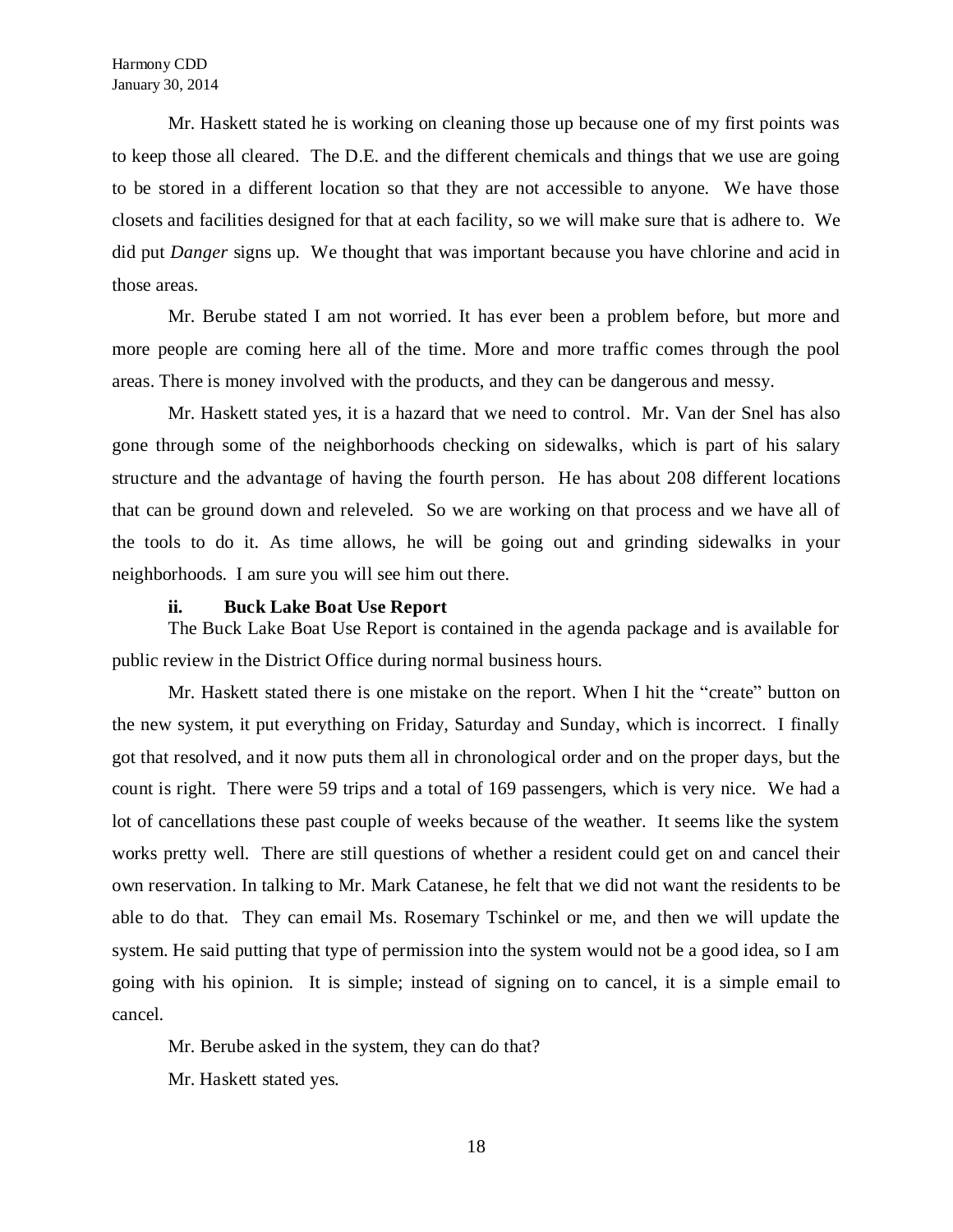Mr. Haskett stated he is working on cleaning those up because one of my first points was to keep those all cleared. The D.E. and the different chemicals and things that we use are going to be stored in a different location so that they are not accessible to anyone. We have those closets and facilities designed for that at each facility, so we will make sure that is adhere to. We did put *Danger* signs up. We thought that was important because you have chlorine and acid in those areas.

Mr. Berube stated I am not worried. It has ever been a problem before, but more and more people are coming here all of the time. More and more traffic comes through the pool areas. There is money involved with the products, and they can be dangerous and messy.

Mr. Haskett stated yes, it is a hazard that we need to control. Mr. Van der Snel has also gone through some of the neighborhoods checking on sidewalks, which is part of his salary structure and the advantage of having the fourth person. He has about 208 different locations that can be ground down and releveled. So we are working on that process and we have all of the tools to do it. As time allows, he will be going out and grinding sidewalks in your neighborhoods. I am sure you will see him out there.

**ii. Buck Lake Boat Use Report**

The Buck Lake Boat Use Report is contained in the agenda package and is available for public review in the District Office during normal business hours.

Mr. Haskett stated there is one mistake on the report. When I hit the "create" button on the new system, it put everything on Friday, Saturday and Sunday, which is incorrect. I finally got that resolved, and it now puts them all in chronological order and on the proper days, but the count is right. There were 59 trips and a total of 169 passengers, which is very nice. We had a lot of cancellations these past couple of weeks because of the weather. It seems like the system works pretty well. There are still questions of whether a resident could get on and cancel their own reservation. In talking to Mr. Mark Catanese, he felt that we did not want the residents to be able to do that. They can email Ms. Rosemary Tschinkel or me, and then we will update the system. He said putting that type of permission into the system would not be a good idea, so I am going with his opinion. It is simple; instead of signing on to cancel, it is a simple email to cancel.

Mr. Berube asked in the system, they can do that?

Mr. Haskett stated yes.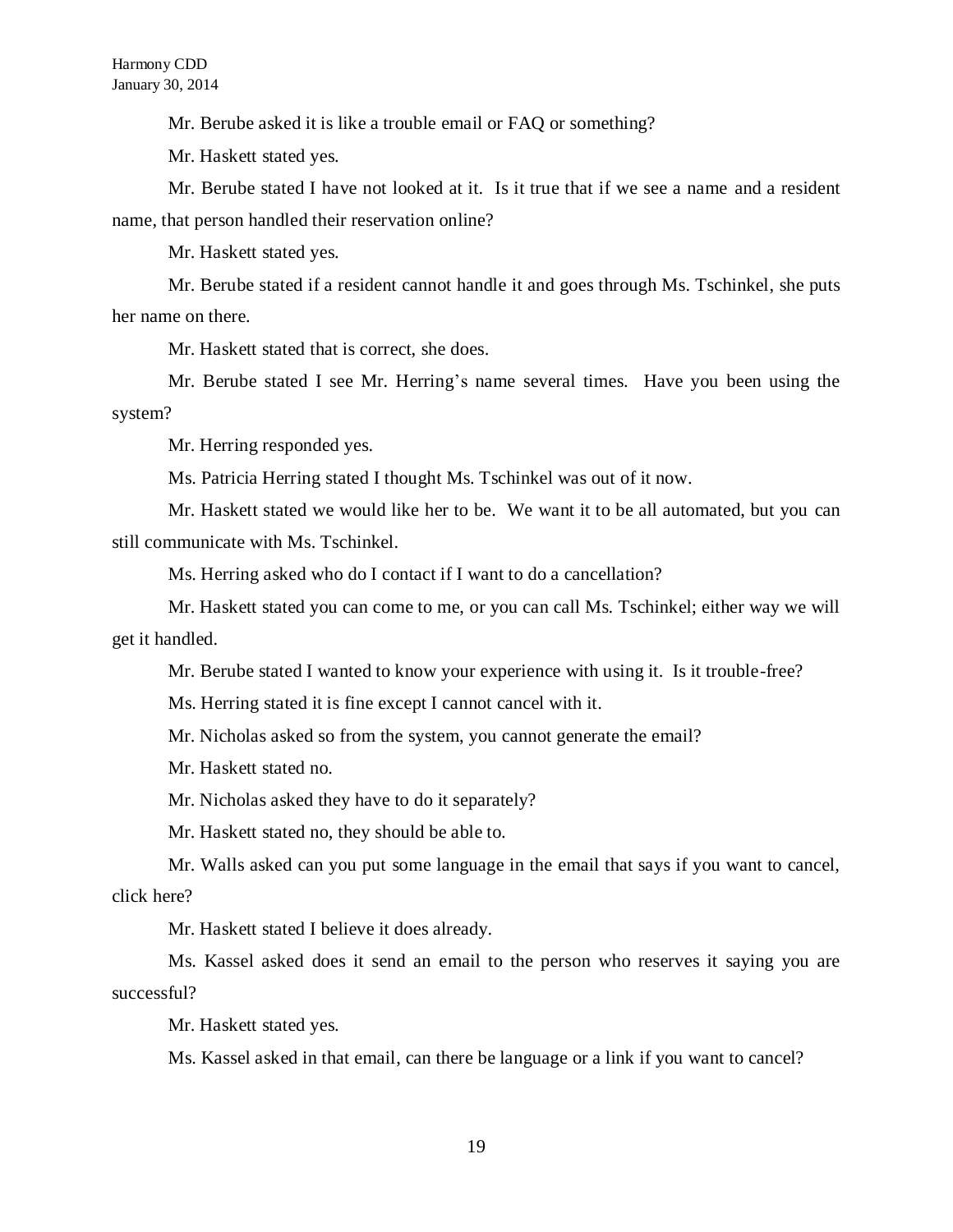Mr. Berube asked it is like a trouble email or FAQ or something?

Mr. Haskett stated yes.

Mr. Berube stated I have not looked at it. Is it true that if we see a name and a resident name, that person handled their reservation online?

Mr. Haskett stated yes.

Mr. Berube stated if a resident cannot handle it and goes through Ms. Tschinkel, she puts her name on there.

Mr. Haskett stated that is correct, she does.

Mr. Berube stated I see Mr. Herring's name several times. Have you been using the system?

Mr. Herring responded yes.

Ms. Patricia Herring stated I thought Ms. Tschinkel was out of it now.

Mr. Haskett stated we would like her to be. We want it to be all automated, but you can still communicate with Ms. Tschinkel.

Ms. Herring asked who do I contact if I want to do a cancellation?

Mr. Haskett stated you can come to me, or you can call Ms. Tschinkel; either way we will get it handled.

Mr. Berube stated I wanted to know your experience with using it. Is it trouble-free?

Ms. Herring stated it is fine except I cannot cancel with it.

Mr. Nicholas asked so from the system, you cannot generate the email?

Mr. Haskett stated no.

Mr. Nicholas asked they have to do it separately?

Mr. Haskett stated no, they should be able to.

Mr. Walls asked can you put some language in the email that says if you want to cancel, click here?

Mr. Haskett stated I believe it does already.

Ms. Kassel asked does it send an email to the person who reserves it saying you are successful?

Mr. Haskett stated yes.

Ms. Kassel asked in that email, can there be language or a link if you want to cancel?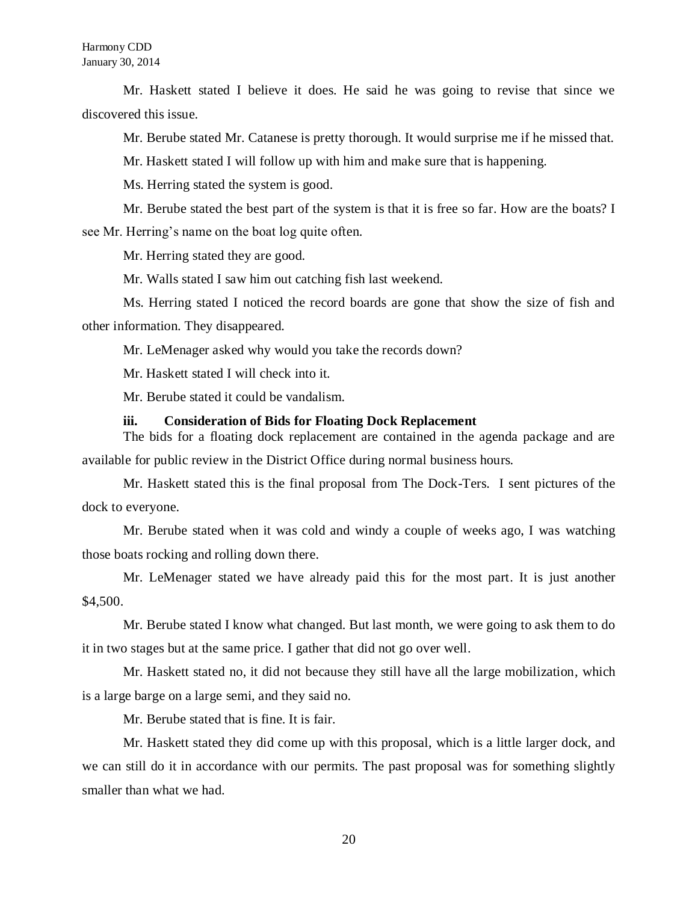Mr. Haskett stated I believe it does. He said he was going to revise that since we discovered this issue.

Mr. Berube stated Mr. Catanese is pretty thorough. It would surprise me if he missed that.

Mr. Haskett stated I will follow up with him and make sure that is happening.

Ms. Herring stated the system is good.

Mr. Berube stated the best part of the system is that it is free so far. How are the boats? I see Mr. Herring's name on the boat log quite often.

Mr. Herring stated they are good.

Mr. Walls stated I saw him out catching fish last weekend.

Ms. Herring stated I noticed the record boards are gone that show the size of fish and other information. They disappeared.

Mr. LeMenager asked why would you take the records down?

Mr. Haskett stated I will check into it.

Mr. Berube stated it could be vandalism.

**iii. Consideration of Bids for Floating Dock Replacement**

The bids for a floating dock replacement are contained in the agenda package and are available for public review in the District Office during normal business hours.

Mr. Haskett stated this is the final proposal from The Dock-Ters. I sent pictures of the dock to everyone.

Mr. Berube stated when it was cold and windy a couple of weeks ago, I was watching those boats rocking and rolling down there.

Mr. LeMenager stated we have already paid this for the most part. It is just another $4,500.

Mr. Berube stated I know what changed. But last month, we were going to ask them to do it in two stages but at the same price. I gather that did not go over well.

Mr. Haskett stated no, it did not because they still have all the large mobilization, which is a large barge on a large semi, and they said no.

Mr. Berube stated that is fine. It is fair.

Mr. Haskett stated they did come up with this proposal, which is a little larger dock, and we can still do it in accordance with our permits. The past proposal was for something slightly smaller than what we had.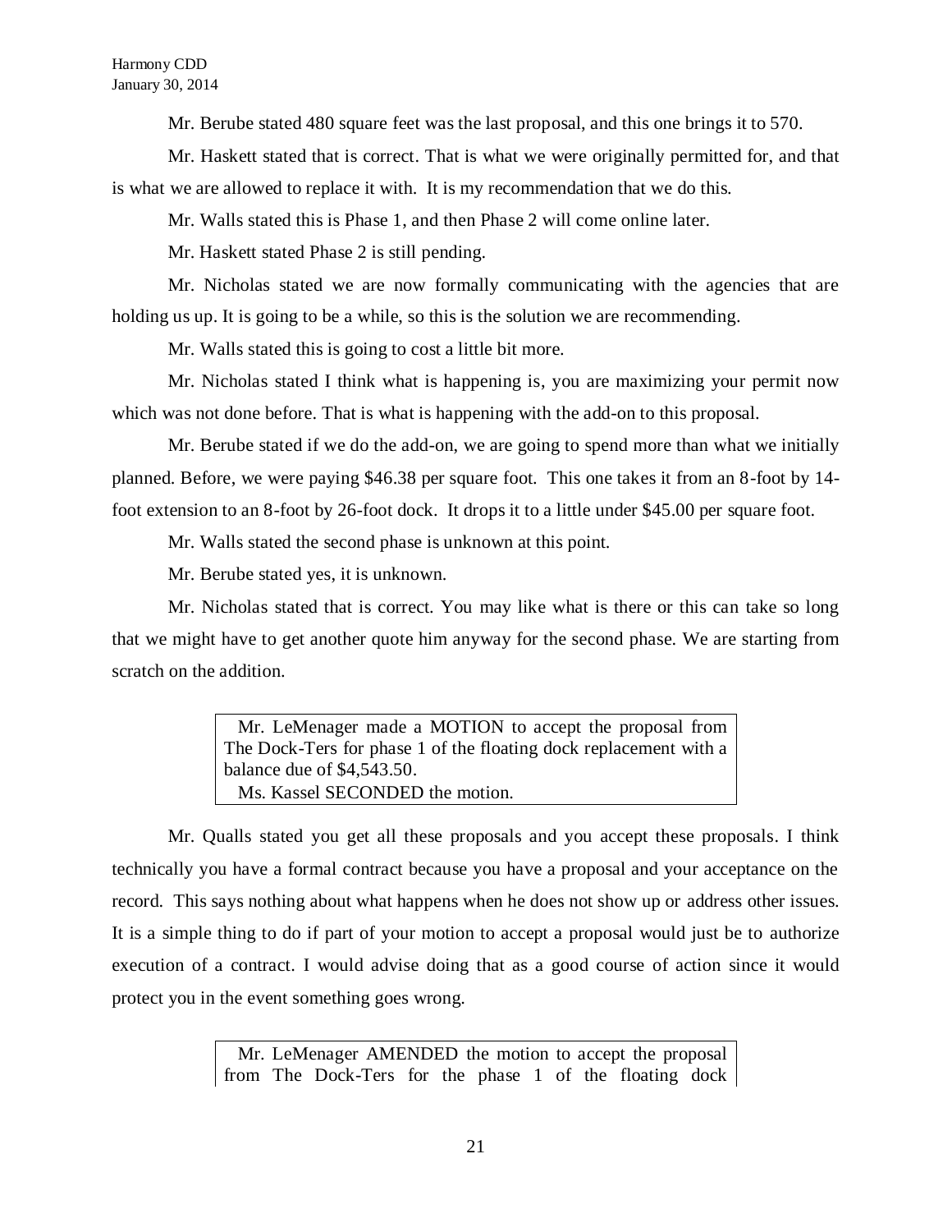Mr. Berube stated 480 square feet was the last proposal, and this one brings it to 570.

Mr. Haskett stated that is correct. That is what we were originally permitted for, and that is what we are allowed to replace it with. It is my recommendation that we do this.

Mr. Walls stated this is Phase 1, and then Phase 2 will come online later.

Mr. Haskett stated Phase 2 is still pending.

Mr. Nicholas stated we are now formally communicating with the agencies that are holding us up. It is going to be a while, so this is the solution we are recommending.

Mr. Walls stated this is going to cost a little bit more.

Mr. Nicholas stated I think what is happening is, you are maximizing your permit now which was not done before. That is what is happening with the add-on to this proposal.

Mr. Berube stated if we do the add-on, we are going to spend more than what we initially planned. Before, we were paying $46.38 per square foot. This one takes it from an 8-foot by 14-foot extension to an 8-foot by 26-foot dock. It drops it to a little under $45.00 per square foot.

Mr. Walls stated the second phase is unknown at this point.

Mr. Berube stated yes, it is unknown.

Mr. Nicholas stated that is correct. You may like what is there or this can take so long that we might have to get another quote him anyway for the second phase. We are starting from scratch on the addition.

> Mr. LeMenager made a MOTION to accept the proposal from The Dock-Ters for phase 1 of the floating dock replacement with a balance due of $4,543.50.
> Ms. Kassel SECONDED the motion.

Mr. Qualls stated you get all these proposals and you accept these proposals. I think technically you have a formal contract because you have a proposal and your acceptance on the record. This says nothing about what happens when he does not show up or address other issues. It is a simple thing to do if part of your motion to accept a proposal would just be to authorize execution of a contract. I would advise doing that as a good course of action since it would protect you in the event something goes wrong.

> Mr. LeMenager AMENDED the motion to accept the proposal from The Dock-Ters for the phase 1 of the floating dock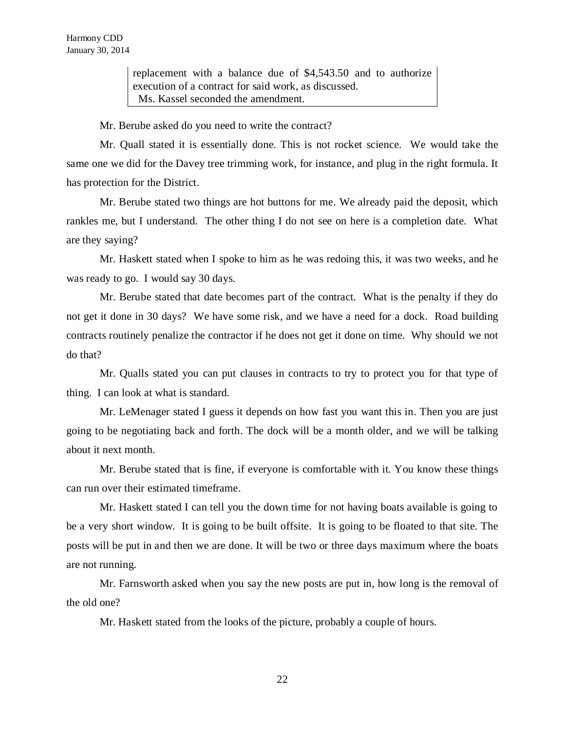> replacement with a balance due of $4,543.50 and to authorize execution of a contract for said work, as discussed.
> Ms. Kassel seconded the amendment.

Mr. Berube asked do you need to write the contract?

Mr. Quall stated it is essentially done. This is not rocket science. We would take the same one we did for the Davey tree trimming work, for instance, and plug in the right formula. It has protection for the District.

Mr. Berube stated two things are hot buttons for me. We already paid the deposit, which rankles me, but I understand. The other thing I do not see on here is a completion date. What are they saying?

Mr. Haskett stated when I spoke to him as he was redoing this, it was two weeks, and he was ready to go. I would say 30 days.

Mr. Berube stated that date becomes part of the contract. What is the penalty if they do not get it done in 30 days? We have some risk, and we have a need for a dock. Road building contracts routinely penalize the contractor if he does not get it done on time. Why should we not do that?

Mr. Qualls stated you can put clauses in contracts to try to protect you for that type of thing. I can look at what is standard.

Mr. LeMenager stated I guess it depends on how fast you want this in. Then you are just going to be negotiating back and forth. The dock will be a month older, and we will be talking about it next month.

Mr. Berube stated that is fine, if everyone is comfortable with it. You know these things can run over their estimated timeframe.

Mr. Haskett stated I can tell you the down time for not having boats available is going to be a very short window. It is going to be built offsite. It is going to be floated to that site. The posts will be put in and then we are done. It will be two or three days maximum where the boats are not running.

Mr. Farnsworth asked when you say the new posts are put in, how long is the removal of the old one?

Mr. Haskett stated from the looks of the picture, probably a couple of hours.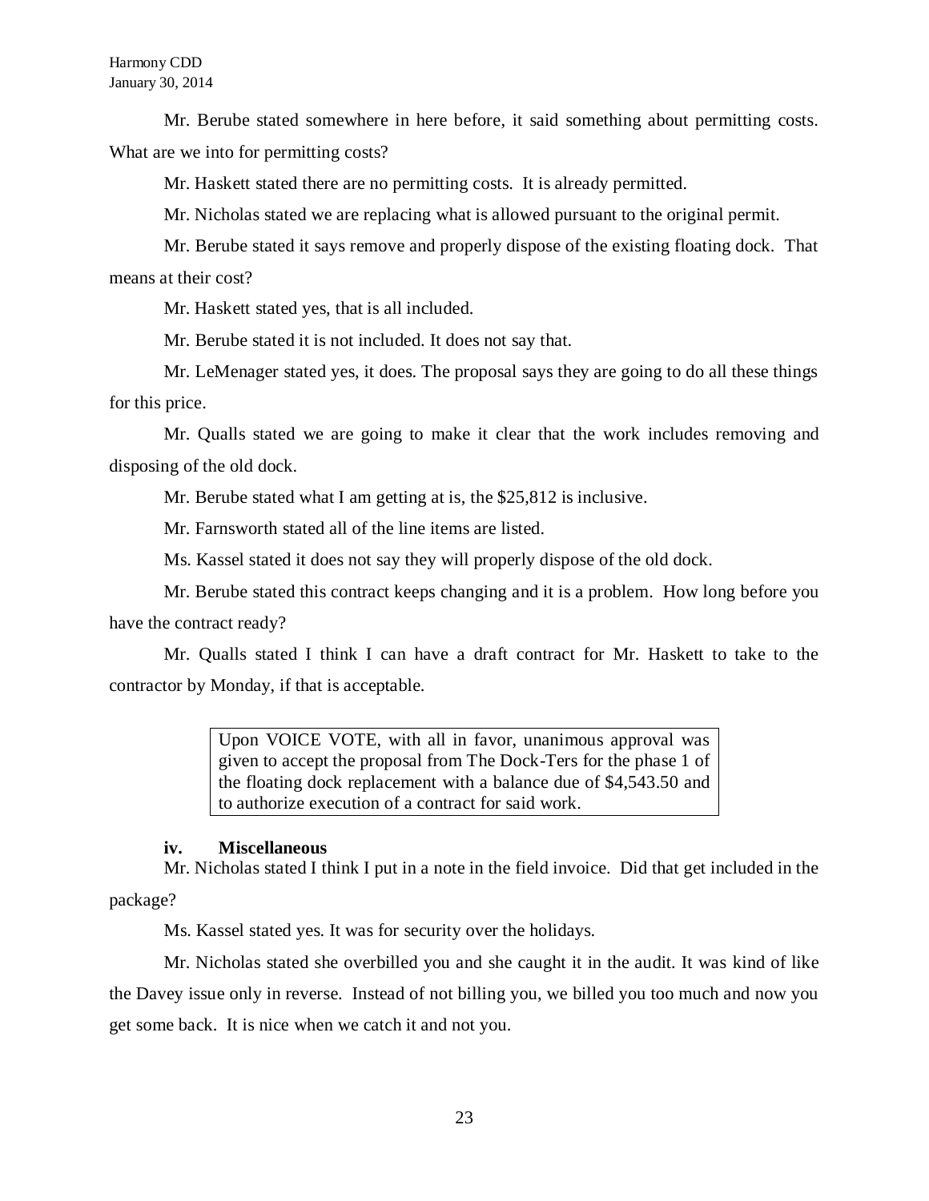Mr. Berube stated somewhere in here before, it said something about permitting costs. What are we into for permitting costs?

Mr. Haskett stated there are no permitting costs. It is already permitted.

Mr. Nicholas stated we are replacing what is allowed pursuant to the original permit.

Mr. Berube stated it says remove and properly dispose of the existing floating dock. That means at their cost?

Mr. Haskett stated yes, that is all included.

Mr. Berube stated it is not included. It does not say that.

Mr. LeMenager stated yes, it does. The proposal says they are going to do all these things for this price.

Mr. Qualls stated we are going to make it clear that the work includes removing and disposing of the old dock.

Mr. Berube stated what I am getting at is, the $25,812 is inclusive.

Mr. Farnsworth stated all of the line items are listed.

Ms. Kassel stated it does not say they will properly dispose of the old dock.

Mr. Berube stated this contract keeps changing and it is a problem. How long before you have the contract ready?

Mr. Qualls stated I think I can have a draft contract for Mr. Haskett to take to the contractor by Monday, if that is acceptable.

> Upon VOICE VOTE, with all in favor, unanimous approval was given to accept the proposal from The Dock-Ters for the phase 1 of the floating dock replacement with a balance due of $4,543.50 and to authorize execution of a contract for said work.

#### iv. Miscellaneous

Mr. Nicholas stated I think I put in a note in the field invoice. Did that get included in the package?

Ms. Kassel stated yes. It was for security over the holidays.

Mr. Nicholas stated she overbilled you and she caught it in the audit. It was kind of like the Davey issue only in reverse. Instead of not billing you, we billed you too much and now you get some back. It is nice when we catch it and not you.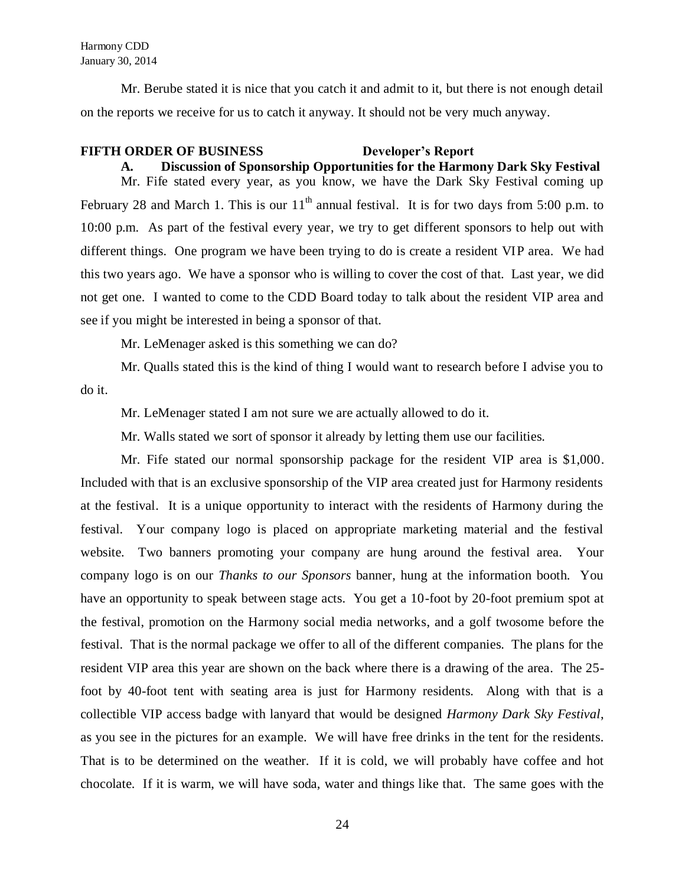Mr. Berube stated it is nice that you catch it and admit to it, but there is not enough detail on the reports we receive for us to catch it anyway. It should not be very much anyway.

**FIFTH ORDER OF BUSINESS — Developer's Report**

**A. Discussion of Sponsorship Opportunities for the Harmony Dark Sky Festival**

Mr. Fife stated every year, as you know, we have the Dark Sky Festival coming up February 28 and March 1. This is our 11th annual festival. It is for two days from 5:00 p.m. to 10:00 p.m. As part of the festival every year, we try to get different sponsors to help out with different things. One program we have been trying to do is create a resident VIP area. We had this two years ago. We have a sponsor who is willing to cover the cost of that. Last year, we did not get one. I wanted to come to the CDD Board today to talk about the resident VIP area and see if you might be interested in being a sponsor of that.

Mr. LeMenager asked is this something we can do?

Mr. Qualls stated this is the kind of thing I would want to research before I advise you to do it.

Mr. LeMenager stated I am not sure we are actually allowed to do it.

Mr. Walls stated we sort of sponsor it already by letting them use our facilities.

Mr. Fife stated our normal sponsorship package for the resident VIP area is $1,000. Included with that is an exclusive sponsorship of the VIP area created just for Harmony residents at the festival. It is a unique opportunity to interact with the residents of Harmony during the festival. Your company logo is placed on appropriate marketing material and the festival website. Two banners promoting your company are hung around the festival area. Your company logo is on our *Thanks to our Sponsors* banner, hung at the information booth. You have an opportunity to speak between stage acts. You get a 10-foot by 20-foot premium spot at the festival, promotion on the Harmony social media networks, and a golf twosome before the festival. That is the normal package we offer to all of the different companies. The plans for the resident VIP area this year are shown on the back where there is a drawing of the area. The 25-foot by 40-foot tent with seating area is just for Harmony residents. Along with that is a collectible VIP access badge with lanyard that would be designed *Harmony Dark Sky Festival*, as you see in the pictures for an example. We will have free drinks in the tent for the residents. That is to be determined on the weather. If it is cold, we will probably have coffee and hot chocolate. If it is warm, we will have soda, water and things like that. The same goes with the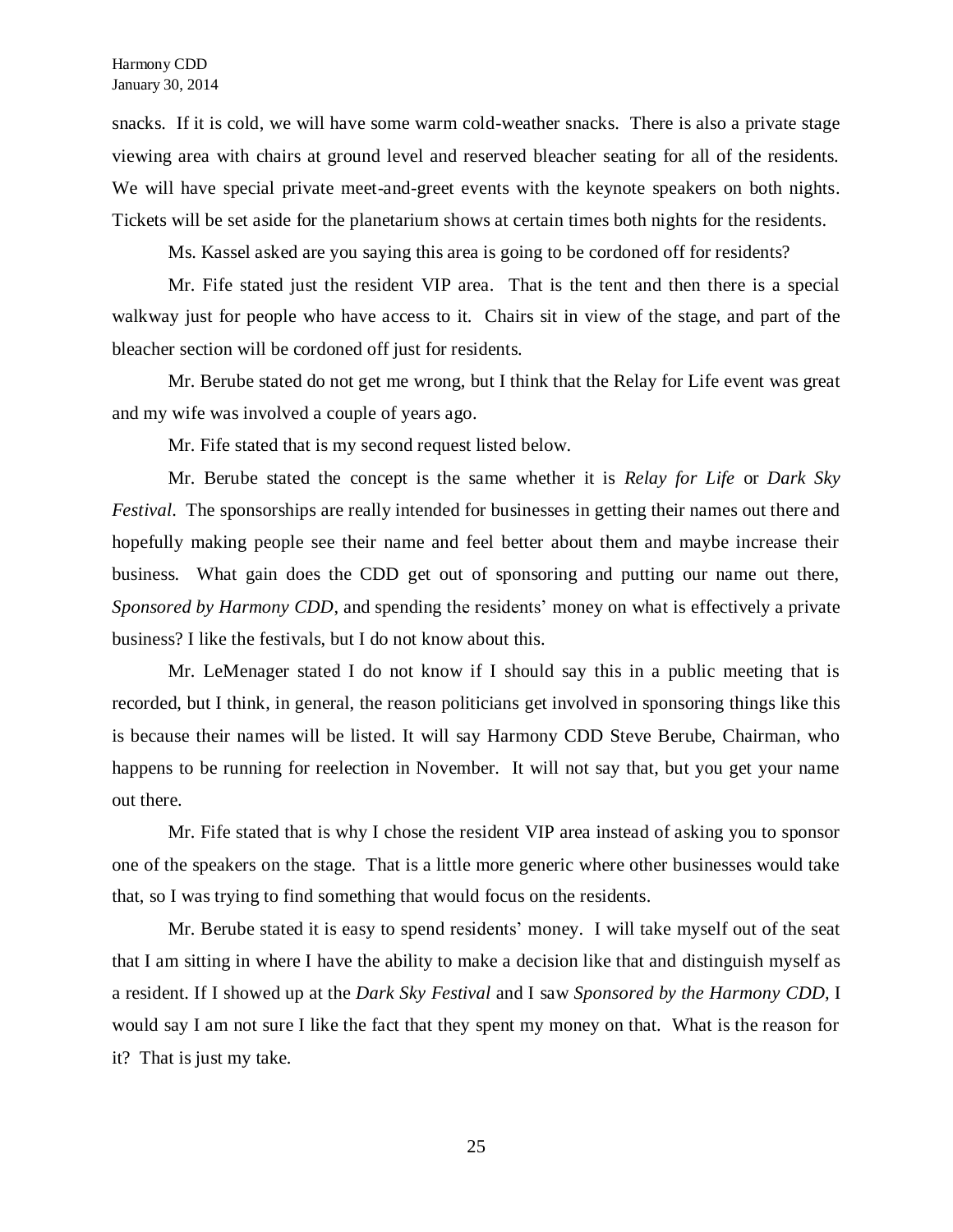snacks. If it is cold, we will have some warm cold-weather snacks. There is also a private stage viewing area with chairs at ground level and reserved bleacher seating for all of the residents. We will have special private meet-and-greet events with the keynote speakers on both nights. Tickets will be set aside for the planetarium shows at certain times both nights for the residents.

Ms. Kassel asked are you saying this area is going to be cordoned off for residents?

Mr. Fife stated just the resident VIP area. That is the tent and then there is a special walkway just for people who have access to it. Chairs sit in view of the stage, and part of the bleacher section will be cordoned off just for residents.

Mr. Berube stated do not get me wrong, but I think that the Relay for Life event was great and my wife was involved a couple of years ago.

Mr. Fife stated that is my second request listed below.

Mr. Berube stated the concept is the same whether it is *Relay for Life* or *Dark Sky Festival*. The sponsorships are really intended for businesses in getting their names out there and hopefully making people see their name and feel better about them and maybe increase their business. What gain does the CDD get out of sponsoring and putting our name out there, *Sponsored by Harmony CDD*, and spending the residents' money on what is effectively a private business? I like the festivals, but I do not know about this.

Mr. LeMenager stated I do not know if I should say this in a public meeting that is recorded, but I think, in general, the reason politicians get involved in sponsoring things like this is because their names will be listed. It will say Harmony CDD Steve Berube, Chairman, who happens to be running for reelection in November. It will not say that, but you get your name out there.

Mr. Fife stated that is why I chose the resident VIP area instead of asking you to sponsor one of the speakers on the stage. That is a little more generic where other businesses would take that, so I was trying to find something that would focus on the residents.

Mr. Berube stated it is easy to spend residents' money. I will take myself out of the seat that I am sitting in where I have the ability to make a decision like that and distinguish myself as a resident. If I showed up at the *Dark Sky Festival* and I saw *Sponsored by the Harmony CDD*, I would say I am not sure I like the fact that they spent my money on that. What is the reason for it? That is just my take.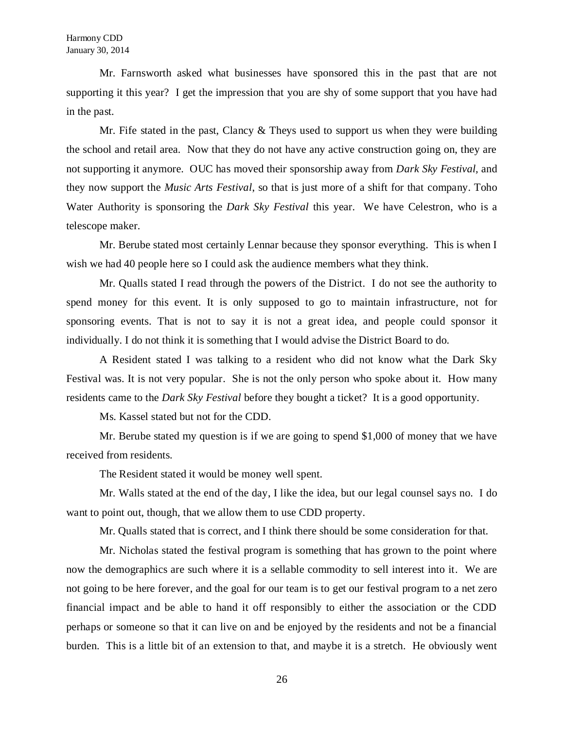Mr. Farnsworth asked what businesses have sponsored this in the past that are not supporting it this year? I get the impression that you are shy of some support that you have had in the past.

Mr. Fife stated in the past, Clancy & Theys used to support us when they were building the school and retail area. Now that they do not have any active construction going on, they are not supporting it anymore. OUC has moved their sponsorship away from *Dark Sky Festival,* and they now support the *Music Arts Festival*, so that is just more of a shift for that company. Toho Water Authority is sponsoring the *Dark Sky Festival* this year. We have Celestron, who is a telescope maker.

Mr. Berube stated most certainly Lennar because they sponsor everything. This is when I wish we had 40 people here so I could ask the audience members what they think.

Mr. Qualls stated I read through the powers of the District. I do not see the authority to spend money for this event. It is only supposed to go to maintain infrastructure, not for sponsoring events. That is not to say it is not a great idea, and people could sponsor it individually. I do not think it is something that I would advise the District Board to do.

A Resident stated I was talking to a resident who did not know what the Dark Sky Festival was. It is not very popular. She is not the only person who spoke about it. How many residents came to the *Dark Sky Festival* before they bought a ticket? It is a good opportunity.

Ms. Kassel stated but not for the CDD.

Mr. Berube stated my question is if we are going to spend $1,000 of money that we have received from residents.

The Resident stated it would be money well spent.

Mr. Walls stated at the end of the day, I like the idea, but our legal counsel says no. I do want to point out, though, that we allow them to use CDD property.

Mr. Qualls stated that is correct, and I think there should be some consideration for that.

Mr. Nicholas stated the festival program is something that has grown to the point where now the demographics are such where it is a sellable commodity to sell interest into it. We are not going to be here forever, and the goal for our team is to get our festival program to a net zero financial impact and be able to hand it off responsibly to either the association or the CDD perhaps or someone so that it can live on and be enjoyed by the residents and not be a financial burden. This is a little bit of an extension to that, and maybe it is a stretch. He obviously went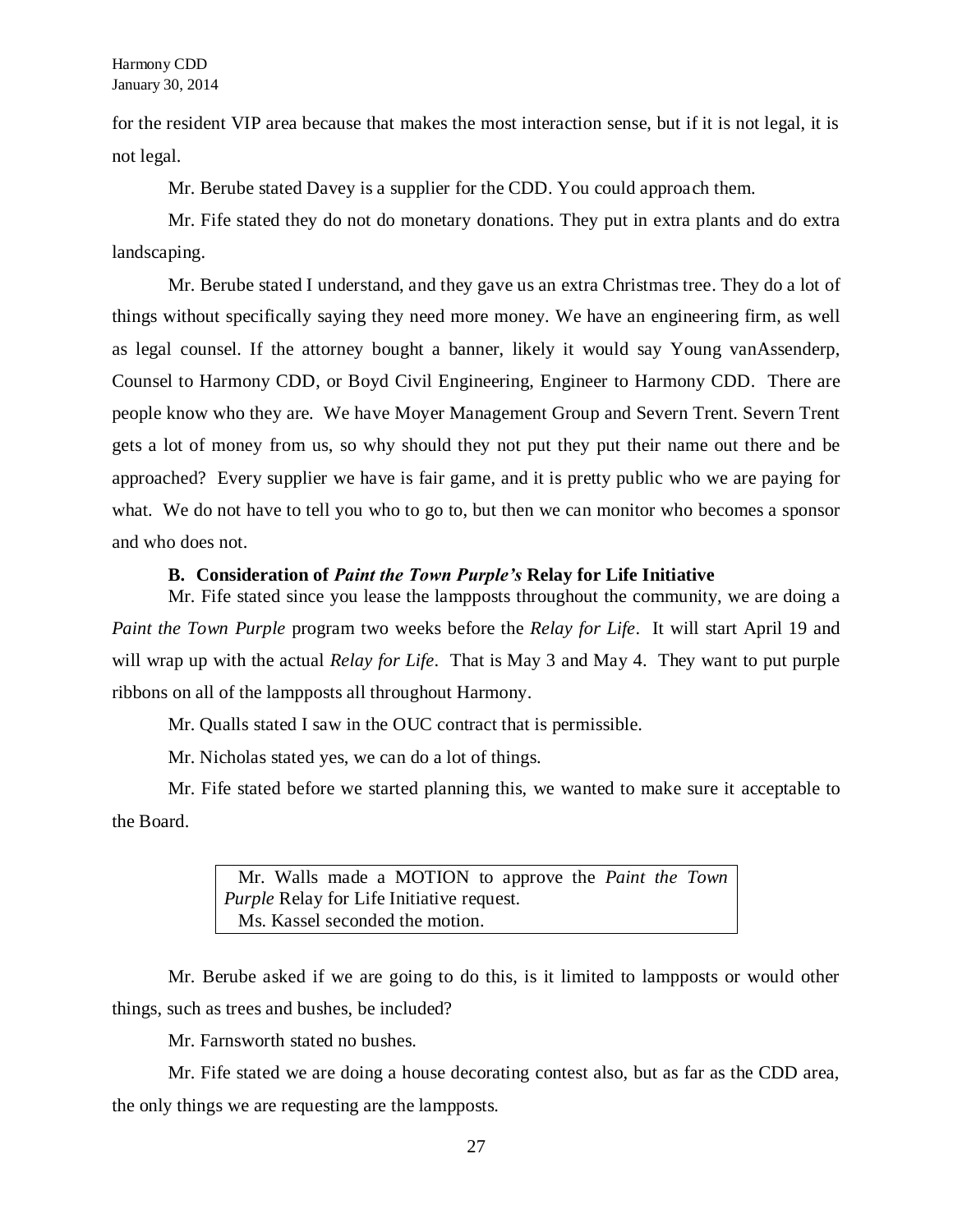for the resident VIP area because that makes the most interaction sense, but if it is not legal, it is not legal.

Mr. Berube stated Davey is a supplier for the CDD. You could approach them.

Mr. Fife stated they do not do monetary donations. They put in extra plants and do extra landscaping.

Mr. Berube stated I understand, and they gave us an extra Christmas tree. They do a lot of things without specifically saying they need more money. We have an engineering firm, as well as legal counsel. If the attorney bought a banner, likely it would say Young vanAssenderp, Counsel to Harmony CDD, or Boyd Civil Engineering, Engineer to Harmony CDD. There are people know who they are. We have Moyer Management Group and Severn Trent. Severn Trent gets a lot of money from us, so why should they not put they put their name out there and be approached? Every supplier we have is fair game, and it is pretty public who we are paying for what. We do not have to tell you who to go to, but then we can monitor who becomes a sponsor and who does not.

**B. Consideration of *Paint the Town Purple's* Relay for Life Initiative**

Mr. Fife stated since you lease the lampposts throughout the community, we are doing a *Paint the Town Purple* program two weeks before the *Relay for Life*. It will start April 19 and will wrap up with the actual *Relay for Life*. That is May 3 and May 4. They want to put purple ribbons on all of the lampposts all throughout Harmony.

Mr. Qualls stated I saw in the OUC contract that is permissible.

Mr. Nicholas stated yes, we can do a lot of things.

Mr. Fife stated before we started planning this, we wanted to make sure it acceptable to the Board.

> Mr. Walls made a MOTION to approve the *Paint the Town Purple* Relay for Life Initiative request.
> Ms. Kassel seconded the motion.

Mr. Berube asked if we are going to do this, is it limited to lampposts or would other things, such as trees and bushes, be included?

Mr. Farnsworth stated no bushes.

Mr. Fife stated we are doing a house decorating contest also, but as far as the CDD area, the only things we are requesting are the lampposts.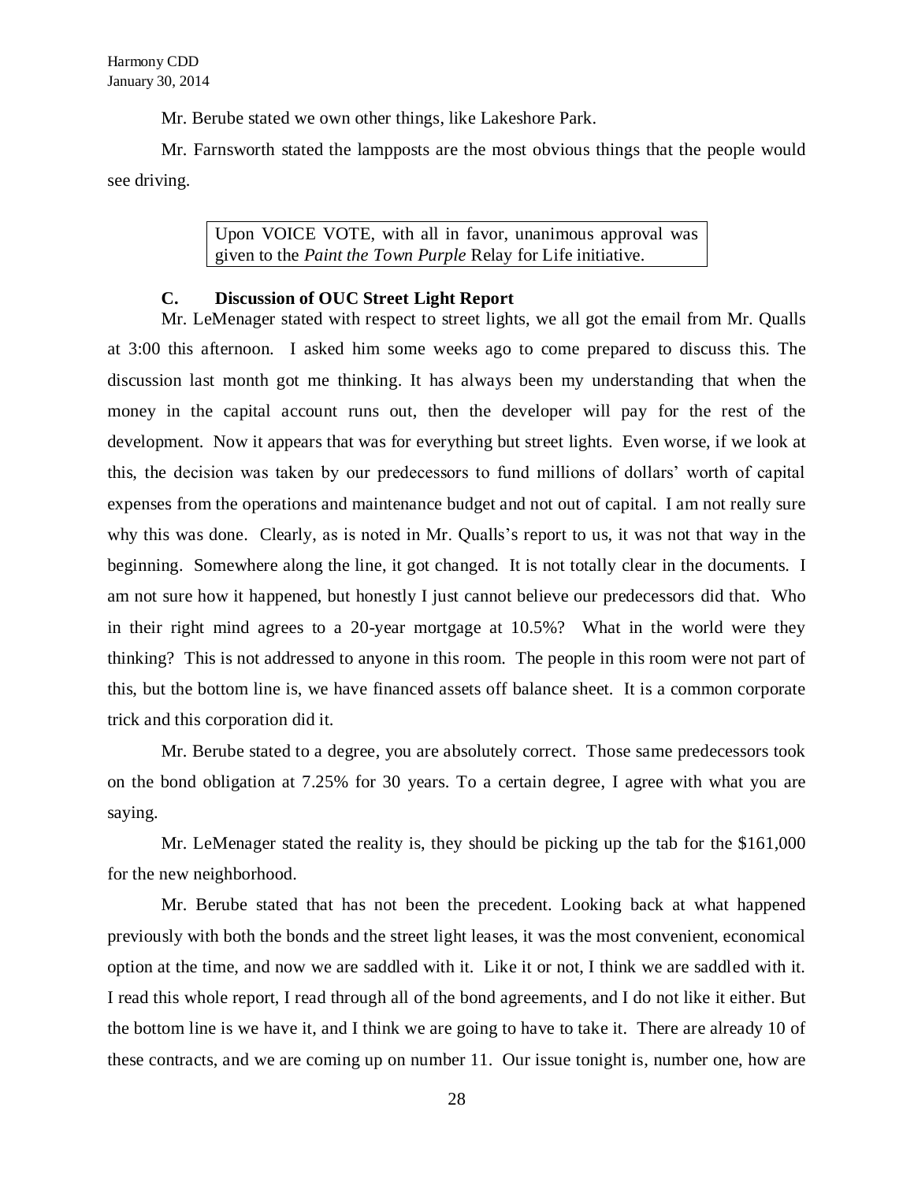Mr. Berube stated we own other things, like Lakeshore Park.

Mr. Farnsworth stated the lampposts are the most obvious things that the people would see driving.

> Upon VOICE VOTE, with all in favor, unanimous approval was given to the *Paint the Town Purple* Relay for Life initiative.

### C. Discussion of OUC Street Light Report

Mr. LeMenager stated with respect to street lights, we all got the email from Mr. Qualls at 3:00 this afternoon. I asked him some weeks ago to come prepared to discuss this. The discussion last month got me thinking. It has always been my understanding that when the money in the capital account runs out, then the developer will pay for the rest of the development. Now it appears that was for everything but street lights. Even worse, if we look at this, the decision was taken by our predecessors to fund millions of dollars' worth of capital expenses from the operations and maintenance budget and not out of capital. I am not really sure why this was done. Clearly, as is noted in Mr. Qualls's report to us, it was not that way in the beginning. Somewhere along the line, it got changed. It is not totally clear in the documents. I am not sure how it happened, but honestly I just cannot believe our predecessors did that. Who in their right mind agrees to a 20-year mortgage at 10.5%? What in the world were they thinking? This is not addressed to anyone in this room. The people in this room were not part of this, but the bottom line is, we have financed assets off balance sheet. It is a common corporate trick and this corporation did it.

Mr. Berube stated to a degree, you are absolutely correct. Those same predecessors took on the bond obligation at 7.25% for 30 years. To a certain degree, I agree with what you are saying.

Mr. LeMenager stated the reality is, they should be picking up the tab for the $161,000 for the new neighborhood.

Mr. Berube stated that has not been the precedent. Looking back at what happened previously with both the bonds and the street light leases, it was the most convenient, economical option at the time, and now we are saddled with it. Like it or not, I think we are saddled with it. I read this whole report, I read through all of the bond agreements, and I do not like it either. But the bottom line is we have it, and I think we are going to have to take it. There are already 10 of these contracts, and we are coming up on number 11. Our issue tonight is, number one, how are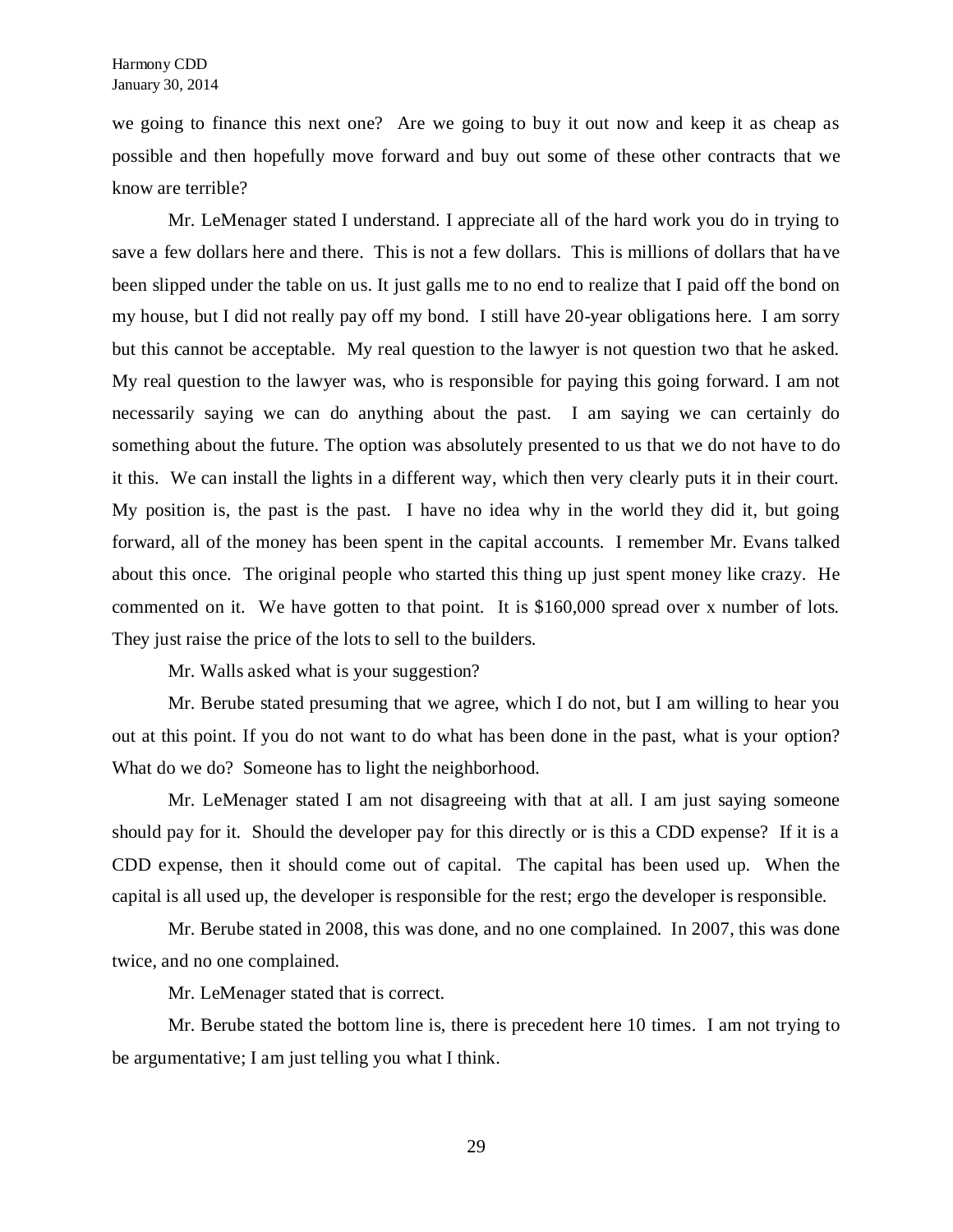we going to finance this next one? Are we going to buy it out now and keep it as cheap as possible and then hopefully move forward and buy out some of these other contracts that we know are terrible?

Mr. LeMenager stated I understand. I appreciate all of the hard work you do in trying to save a few dollars here and there. This is not a few dollars. This is millions of dollars that have been slipped under the table on us. It just galls me to no end to realize that I paid off the bond on my house, but I did not really pay off my bond. I still have 20-year obligations here. I am sorry but this cannot be acceptable. My real question to the lawyer is not question two that he asked. My real question to the lawyer was, who is responsible for paying this going forward. I am not necessarily saying we can do anything about the past. I am saying we can certainly do something about the future. The option was absolutely presented to us that we do not have to do it this. We can install the lights in a different way, which then very clearly puts it in their court. My position is, the past is the past. I have no idea why in the world they did it, but going forward, all of the money has been spent in the capital accounts. I remember Mr. Evans talked about this once. The original people who started this thing up just spent money like crazy. He commented on it. We have gotten to that point. It is $160,000 spread over x number of lots. They just raise the price of the lots to sell to the builders.

Mr. Walls asked what is your suggestion?

Mr. Berube stated presuming that we agree, which I do not, but I am willing to hear you out at this point. If you do not want to do what has been done in the past, what is your option? What do we do? Someone has to light the neighborhood.

Mr. LeMenager stated I am not disagreeing with that at all. I am just saying someone should pay for it. Should the developer pay for this directly or is this a CDD expense? If it is a CDD expense, then it should come out of capital. The capital has been used up. When the capital is all used up, the developer is responsible for the rest; ergo the developer is responsible.

Mr. Berube stated in 2008, this was done, and no one complained. In 2007, this was done twice, and no one complained.

Mr. LeMenager stated that is correct.

Mr. Berube stated the bottom line is, there is precedent here 10 times. I am not trying to be argumentative; I am just telling you what I think.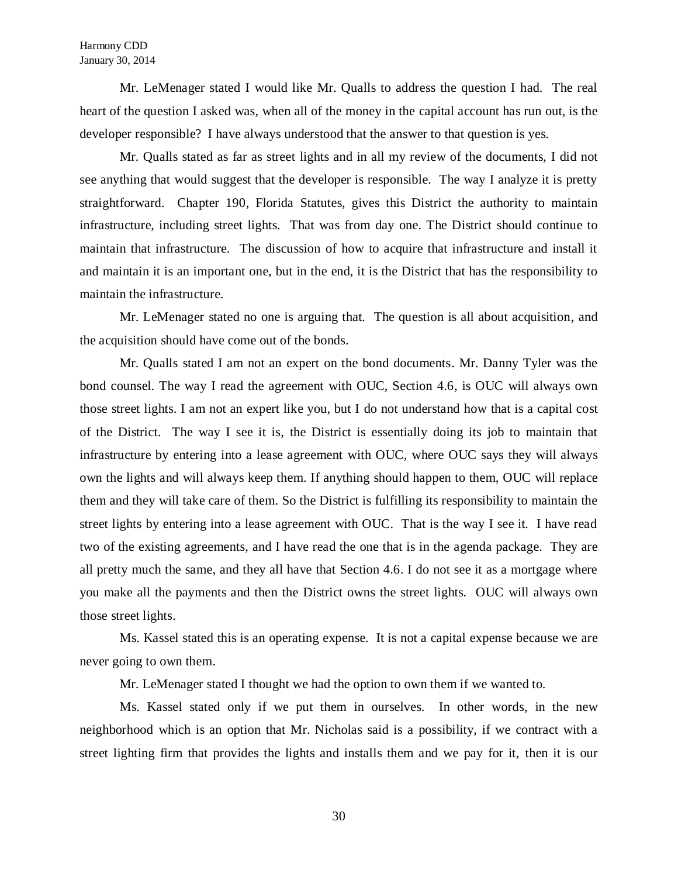Mr. LeMenager stated I would like Mr. Qualls to address the question I had. The real heart of the question I asked was, when all of the money in the capital account has run out, is the developer responsible? I have always understood that the answer to that question is yes.

Mr. Qualls stated as far as street lights and in all my review of the documents, I did not see anything that would suggest that the developer is responsible. The way I analyze it is pretty straightforward. Chapter 190, Florida Statutes, gives this District the authority to maintain infrastructure, including street lights. That was from day one. The District should continue to maintain that infrastructure. The discussion of how to acquire that infrastructure and install it and maintain it is an important one, but in the end, it is the District that has the responsibility to maintain the infrastructure.

Mr. LeMenager stated no one is arguing that. The question is all about acquisition, and the acquisition should have come out of the bonds.

Mr. Qualls stated I am not an expert on the bond documents. Mr. Danny Tyler was the bond counsel. The way I read the agreement with OUC, Section 4.6, is OUC will always own those street lights. I am not an expert like you, but I do not understand how that is a capital cost of the District. The way I see it is, the District is essentially doing its job to maintain that infrastructure by entering into a lease agreement with OUC, where OUC says they will always own the lights and will always keep them. If anything should happen to them, OUC will replace them and they will take care of them. So the District is fulfilling its responsibility to maintain the street lights by entering into a lease agreement with OUC. That is the way I see it. I have read two of the existing agreements, and I have read the one that is in the agenda package. They are all pretty much the same, and they all have that Section 4.6. I do not see it as a mortgage where you make all the payments and then the District owns the street lights. OUC will always own those street lights.

Ms. Kassel stated this is an operating expense. It is not a capital expense because we are never going to own them.

Mr. LeMenager stated I thought we had the option to own them if we wanted to.

Ms. Kassel stated only if we put them in ourselves. In other words, in the new neighborhood which is an option that Mr. Nicholas said is a possibility, if we contract with a street lighting firm that provides the lights and installs them and we pay for it, then it is our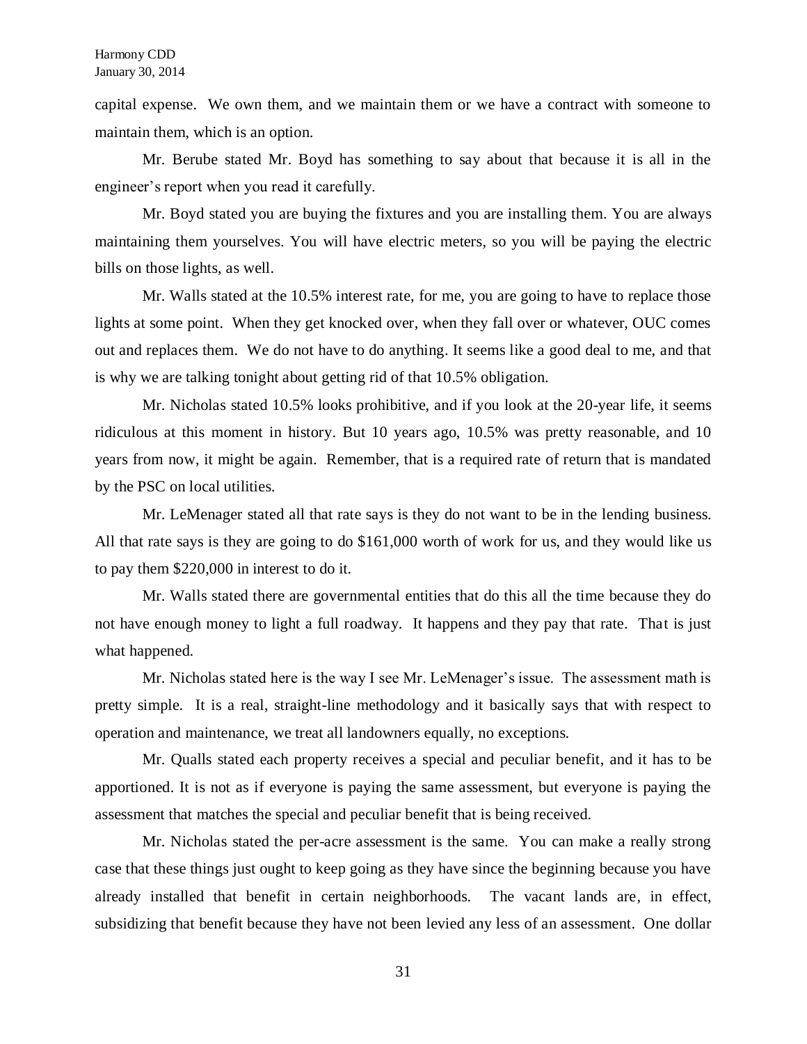capital expense. We own them, and we maintain them or we have a contract with someone to maintain them, which is an option.

Mr. Berube stated Mr. Boyd has something to say about that because it is all in the engineer's report when you read it carefully.

Mr. Boyd stated you are buying the fixtures and you are installing them. You are always maintaining them yourselves. You will have electric meters, so you will be paying the electric bills on those lights, as well.

Mr. Walls stated at the 10.5% interest rate, for me, you are going to have to replace those lights at some point. When they get knocked over, when they fall over or whatever, OUC comes out and replaces them. We do not have to do anything. It seems like a good deal to me, and that is why we are talking tonight about getting rid of that 10.5% obligation.

Mr. Nicholas stated 10.5% looks prohibitive, and if you look at the 20-year life, it seems ridiculous at this moment in history. But 10 years ago, 10.5% was pretty reasonable, and 10 years from now, it might be again. Remember, that is a required rate of return that is mandated by the PSC on local utilities.

Mr. LeMenager stated all that rate says is they do not want to be in the lending business. All that rate says is they are going to do $161,000 worth of work for us, and they would like us to pay them $220,000 in interest to do it.

Mr. Walls stated there are governmental entities that do this all the time because they do not have enough money to light a full roadway. It happens and they pay that rate. That is just what happened.

Mr. Nicholas stated here is the way I see Mr. LeMenager's issue. The assessment math is pretty simple. It is a real, straight-line methodology and it basically says that with respect to operation and maintenance, we treat all landowners equally, no exceptions.

Mr. Qualls stated each property receives a special and peculiar benefit, and it has to be apportioned. It is not as if everyone is paying the same assessment, but everyone is paying the assessment that matches the special and peculiar benefit that is being received.

Mr. Nicholas stated the per-acre assessment is the same. You can make a really strong case that these things just ought to keep going as they have since the beginning because you have already installed that benefit in certain neighborhoods. The vacant lands are, in effect, subsidizing that benefit because they have not been levied any less of an assessment. One dollar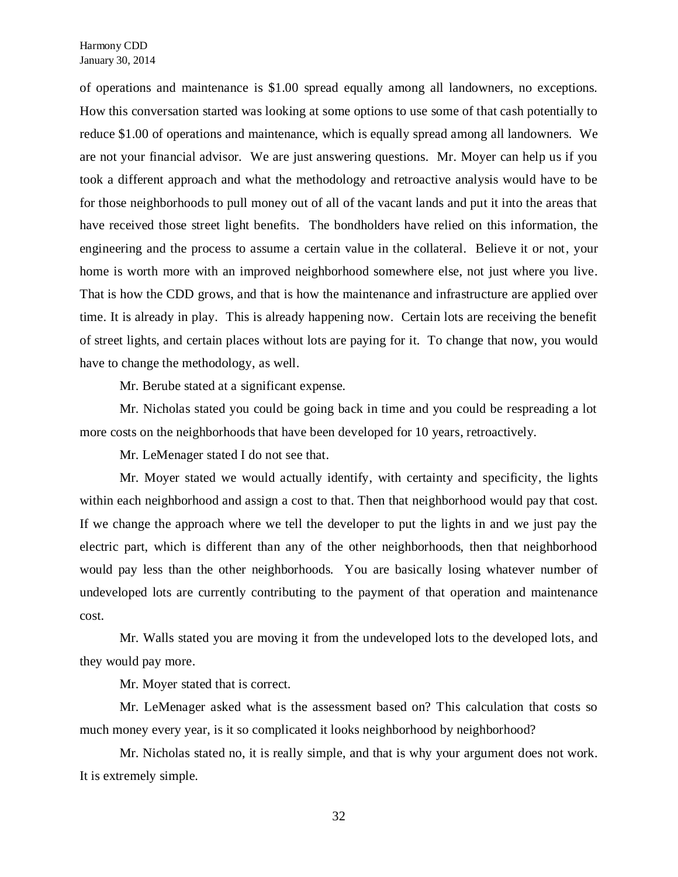of operations and maintenance is $1.00 spread equally among all landowners, no exceptions. How this conversation started was looking at some options to use some of that cash potentially to reduce $1.00 of operations and maintenance, which is equally spread among all landowners. We are not your financial advisor. We are just answering questions. Mr. Moyer can help us if you took a different approach and what the methodology and retroactive analysis would have to be for those neighborhoods to pull money out of all of the vacant lands and put it into the areas that have received those street light benefits. The bondholders have relied on this information, the engineering and the process to assume a certain value in the collateral. Believe it or not, your home is worth more with an improved neighborhood somewhere else, not just where you live. That is how the CDD grows, and that is how the maintenance and infrastructure are applied over time. It is already in play. This is already happening now. Certain lots are receiving the benefit of street lights, and certain places without lots are paying for it. To change that now, you would have to change the methodology, as well.

Mr. Berube stated at a significant expense.

Mr. Nicholas stated you could be going back in time and you could be respreading a lot more costs on the neighborhoods that have been developed for 10 years, retroactively.

Mr. LeMenager stated I do not see that.

Mr. Moyer stated we would actually identify, with certainty and specificity, the lights within each neighborhood and assign a cost to that. Then that neighborhood would pay that cost. If we change the approach where we tell the developer to put the lights in and we just pay the electric part, which is different than any of the other neighborhoods, then that neighborhood would pay less than the other neighborhoods. You are basically losing whatever number of undeveloped lots are currently contributing to the payment of that operation and maintenance cost.

Mr. Walls stated you are moving it from the undeveloped lots to the developed lots, and they would pay more.

Mr. Moyer stated that is correct.

Mr. LeMenager asked what is the assessment based on? This calculation that costs so much money every year, is it so complicated it looks neighborhood by neighborhood?

Mr. Nicholas stated no, it is really simple, and that is why your argument does not work. It is extremely simple.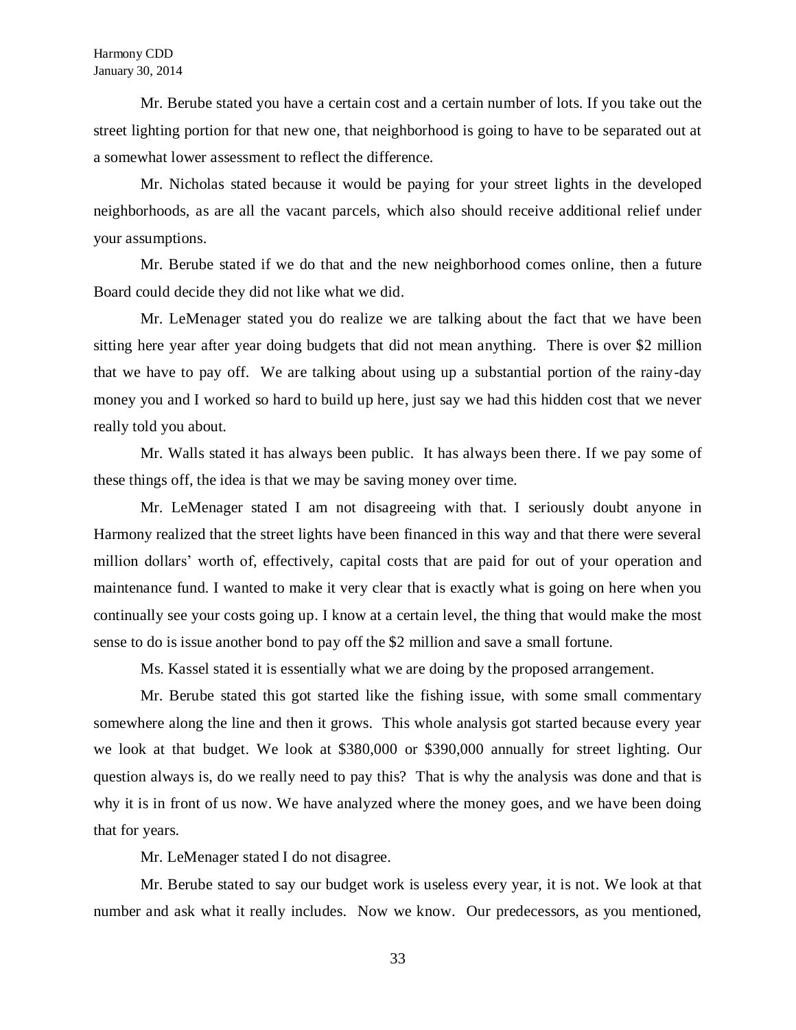Mr. Berube stated you have a certain cost and a certain number of lots. If you take out the street lighting portion for that new one, that neighborhood is going to have to be separated out at a somewhat lower assessment to reflect the difference.

Mr. Nicholas stated because it would be paying for your street lights in the developed neighborhoods, as are all the vacant parcels, which also should receive additional relief under your assumptions.

Mr. Berube stated if we do that and the new neighborhood comes online, then a future Board could decide they did not like what we did.

Mr. LeMenager stated you do realize we are talking about the fact that we have been sitting here year after year doing budgets that did not mean anything. There is over $2 million that we have to pay off. We are talking about using up a substantial portion of the rainy-day money you and I worked so hard to build up here, just say we had this hidden cost that we never really told you about.

Mr. Walls stated it has always been public. It has always been there. If we pay some of these things off, the idea is that we may be saving money over time.

Mr. LeMenager stated I am not disagreeing with that. I seriously doubt anyone in Harmony realized that the street lights have been financed in this way and that there were several million dollars' worth of, effectively, capital costs that are paid for out of your operation and maintenance fund. I wanted to make it very clear that is exactly what is going on here when you continually see your costs going up. I know at a certain level, the thing that would make the most sense to do is issue another bond to pay off the $2 million and save a small fortune.

Ms. Kassel stated it is essentially what we are doing by the proposed arrangement.

Mr. Berube stated this got started like the fishing issue, with some small commentary somewhere along the line and then it grows. This whole analysis got started because every year we look at that budget. We look at $380,000 or $390,000 annually for street lighting. Our question always is, do we really need to pay this? That is why the analysis was done and that is why it is in front of us now. We have analyzed where the money goes, and we have been doing that for years.

Mr. LeMenager stated I do not disagree.

Mr. Berube stated to say our budget work is useless every year, it is not. We look at that number and ask what it really includes. Now we know. Our predecessors, as you mentioned,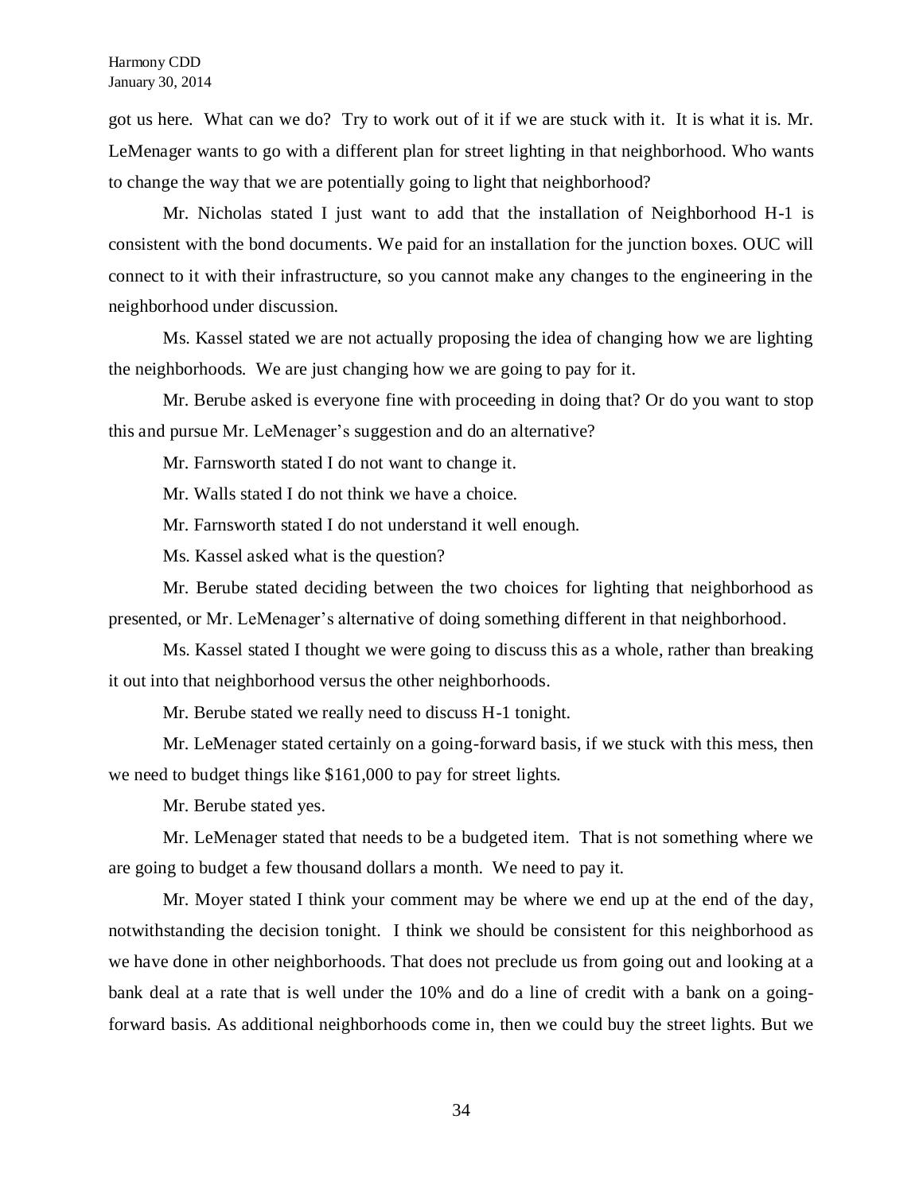got us here. What can we do? Try to work out of it if we are stuck with it. It is what it is. Mr. LeMenager wants to go with a different plan for street lighting in that neighborhood. Who wants to change the way that we are potentially going to light that neighborhood?

Mr. Nicholas stated I just want to add that the installation of Neighborhood H-1 is consistent with the bond documents. We paid for an installation for the junction boxes. OUC will connect to it with their infrastructure, so you cannot make any changes to the engineering in the neighborhood under discussion.

Ms. Kassel stated we are not actually proposing the idea of changing how we are lighting the neighborhoods. We are just changing how we are going to pay for it.

Mr. Berube asked is everyone fine with proceeding in doing that? Or do you want to stop this and pursue Mr. LeMenager's suggestion and do an alternative?

Mr. Farnsworth stated I do not want to change it.

Mr. Walls stated I do not think we have a choice.

Mr. Farnsworth stated I do not understand it well enough.

Ms. Kassel asked what is the question?

Mr. Berube stated deciding between the two choices for lighting that neighborhood as presented, or Mr. LeMenager's alternative of doing something different in that neighborhood.

Ms. Kassel stated I thought we were going to discuss this as a whole, rather than breaking it out into that neighborhood versus the other neighborhoods.

Mr. Berube stated we really need to discuss H-1 tonight.

Mr. LeMenager stated certainly on a going-forward basis, if we stuck with this mess, then we need to budget things like $161,000 to pay for street lights.

Mr. Berube stated yes.

Mr. LeMenager stated that needs to be a budgeted item. That is not something where we are going to budget a few thousand dollars a month. We need to pay it.

Mr. Moyer stated I think your comment may be where we end up at the end of the day, notwithstanding the decision tonight. I think we should be consistent for this neighborhood as we have done in other neighborhoods. That does not preclude us from going out and looking at a bank deal at a rate that is well under the 10% and do a line of credit with a bank on a going-forward basis. As additional neighborhoods come in, then we could buy the street lights. But we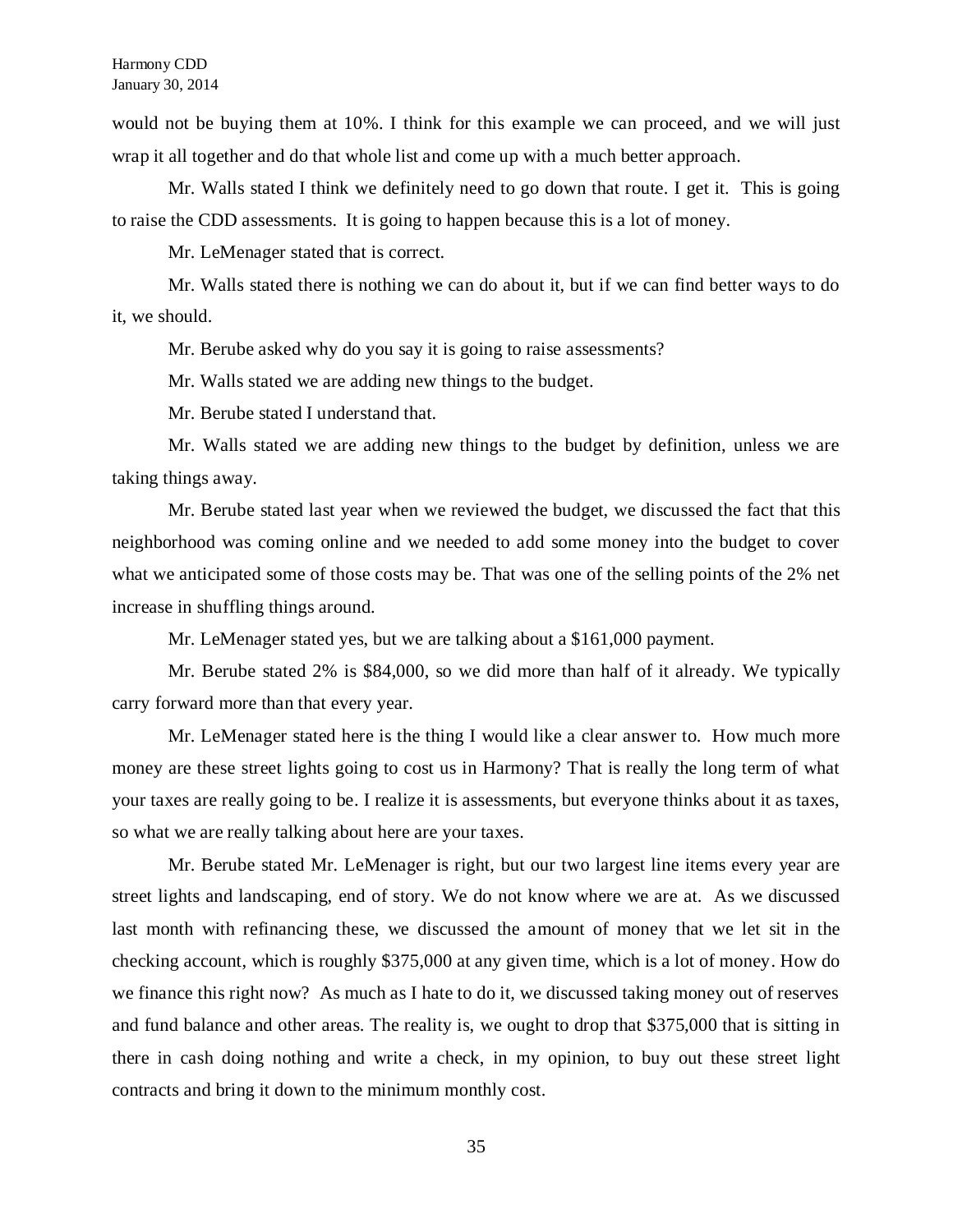would not be buying them at 10%. I think for this example we can proceed, and we will just wrap it all together and do that whole list and come up with a much better approach.

Mr. Walls stated I think we definitely need to go down that route. I get it. This is going to raise the CDD assessments. It is going to happen because this is a lot of money.

Mr. LeMenager stated that is correct.

Mr. Walls stated there is nothing we can do about it, but if we can find better ways to do it, we should.

Mr. Berube asked why do you say it is going to raise assessments?

Mr. Walls stated we are adding new things to the budget.

Mr. Berube stated I understand that.

Mr. Walls stated we are adding new things to the budget by definition, unless we are taking things away.

Mr. Berube stated last year when we reviewed the budget, we discussed the fact that this neighborhood was coming online and we needed to add some money into the budget to cover what we anticipated some of those costs may be. That was one of the selling points of the 2% net increase in shuffling things around.

Mr. LeMenager stated yes, but we are talking about a $161,000 payment.

Mr. Berube stated 2% is $84,000, so we did more than half of it already. We typically carry forward more than that every year.

Mr. LeMenager stated here is the thing I would like a clear answer to. How much more money are these street lights going to cost us in Harmony? That is really the long term of what your taxes are really going to be. I realize it is assessments, but everyone thinks about it as taxes, so what we are really talking about here are your taxes.

Mr. Berube stated Mr. LeMenager is right, but our two largest line items every year are street lights and landscaping, end of story. We do not know where we are at. As we discussed last month with refinancing these, we discussed the amount of money that we let sit in the checking account, which is roughly $375,000 at any given time, which is a lot of money. How do we finance this right now? As much as I hate to do it, we discussed taking money out of reserves and fund balance and other areas. The reality is, we ought to drop that $375,000 that is sitting in there in cash doing nothing and write a check, in my opinion, to buy out these street light contracts and bring it down to the minimum monthly cost.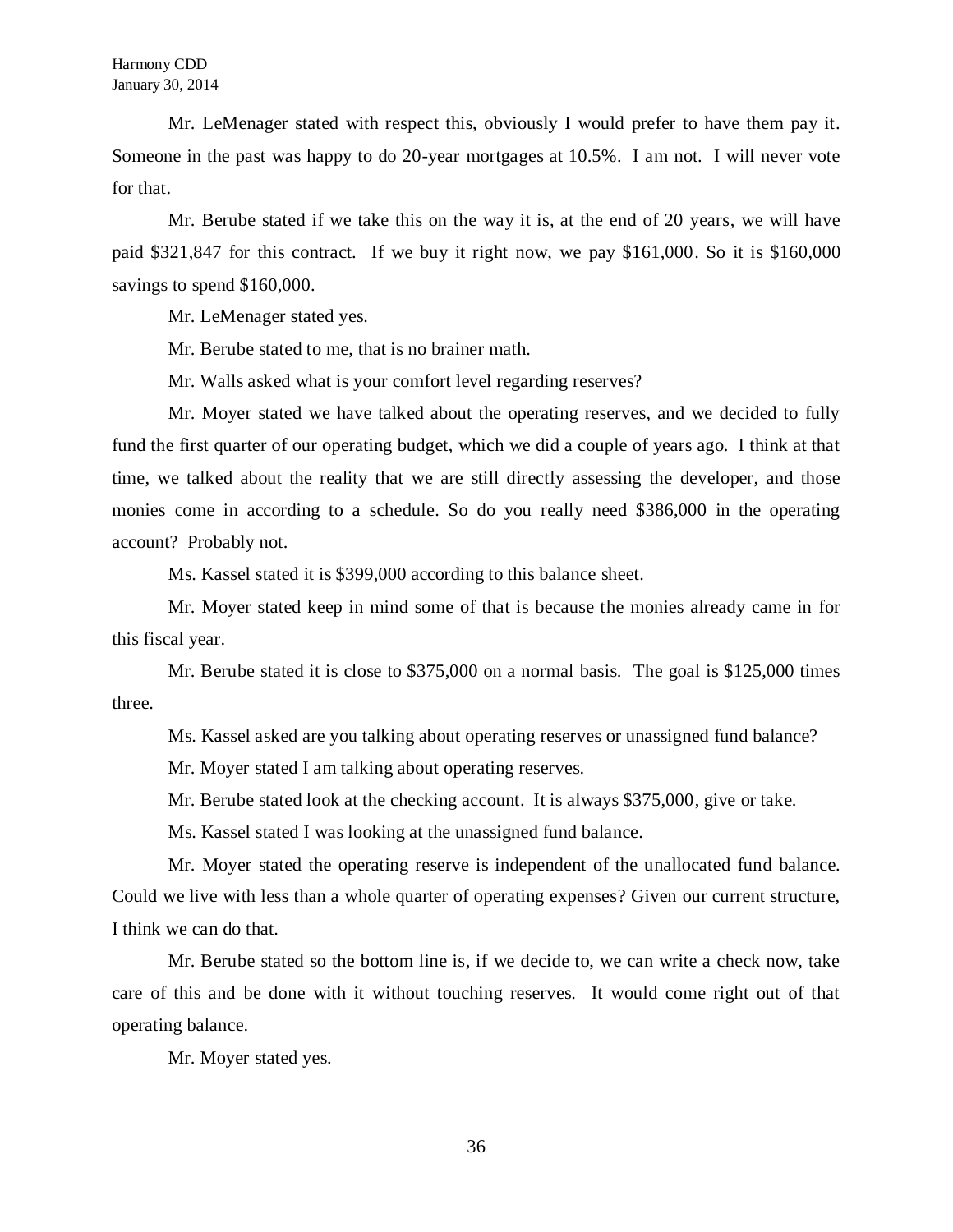Mr. LeMenager stated with respect this, obviously I would prefer to have them pay it. Someone in the past was happy to do 20-year mortgages at 10.5%. I am not. I will never vote for that.

Mr. Berube stated if we take this on the way it is, at the end of 20 years, we will have paid $321,847 for this contract. If we buy it right now, we pay $161,000. So it is $160,000 savings to spend $160,000.

Mr. LeMenager stated yes.

Mr. Berube stated to me, that is no brainer math.

Mr. Walls asked what is your comfort level regarding reserves?

Mr. Moyer stated we have talked about the operating reserves, and we decided to fully fund the first quarter of our operating budget, which we did a couple of years ago. I think at that time, we talked about the reality that we are still directly assessing the developer, and those monies come in according to a schedule. So do you really need $386,000 in the operating account? Probably not.

Ms. Kassel stated it is $399,000 according to this balance sheet.

Mr. Moyer stated keep in mind some of that is because the monies already came in for this fiscal year.

Mr. Berube stated it is close to $375,000 on a normal basis. The goal is $125,000 times three.

Ms. Kassel asked are you talking about operating reserves or unassigned fund balance?

Mr. Moyer stated I am talking about operating reserves.

Mr. Berube stated look at the checking account. It is always $375,000, give or take.

Ms. Kassel stated I was looking at the unassigned fund balance.

Mr. Moyer stated the operating reserve is independent of the unallocated fund balance. Could we live with less than a whole quarter of operating expenses? Given our current structure, I think we can do that.

Mr. Berube stated so the bottom line is, if we decide to, we can write a check now, take care of this and be done with it without touching reserves. It would come right out of that operating balance.

Mr. Moyer stated yes.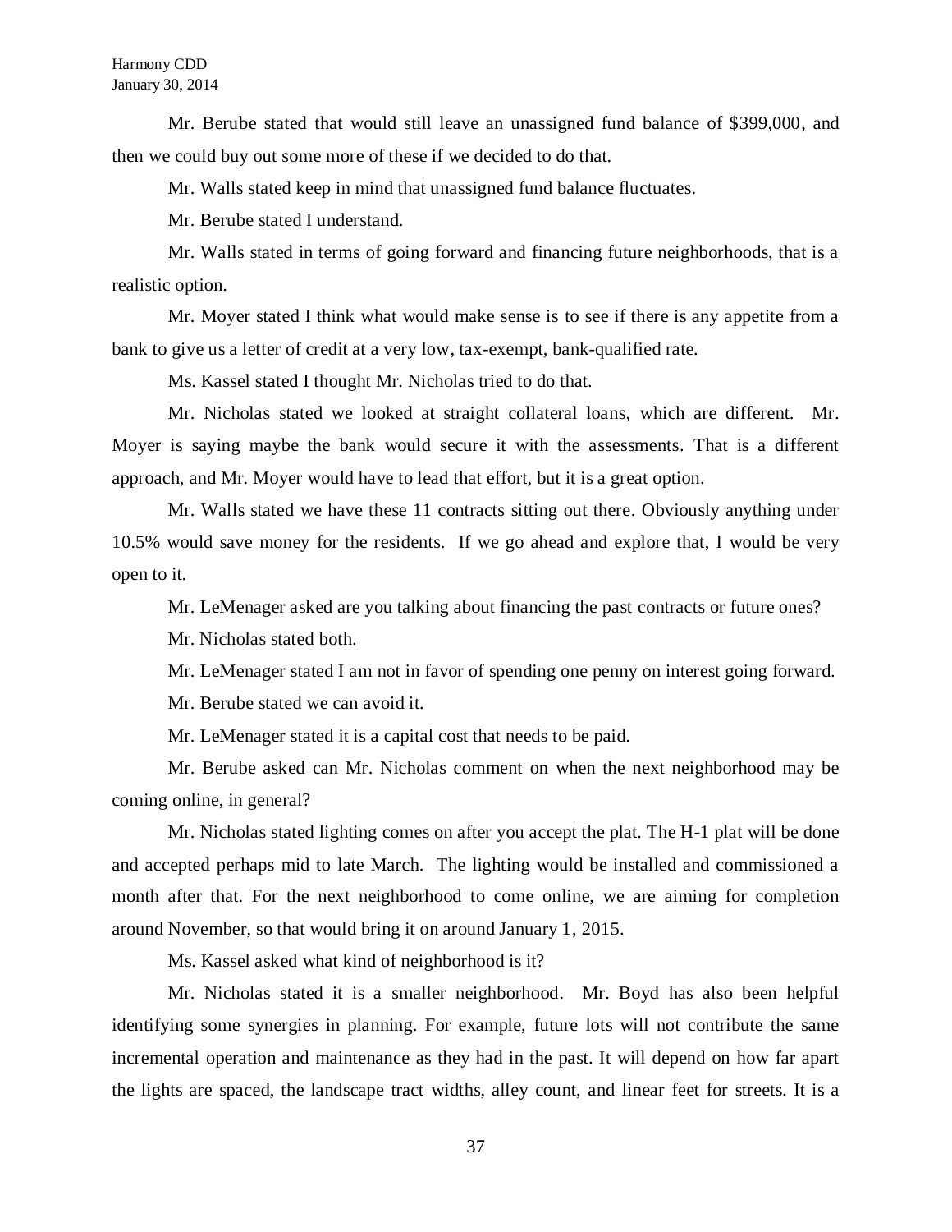Mr. Berube stated that would still leave an unassigned fund balance of $399,000, and then we could buy out some more of these if we decided to do that.

Mr. Walls stated keep in mind that unassigned fund balance fluctuates.

Mr. Berube stated I understand.

Mr. Walls stated in terms of going forward and financing future neighborhoods, that is a realistic option.

Mr. Moyer stated I think what would make sense is to see if there is any appetite from a bank to give us a letter of credit at a very low, tax-exempt, bank-qualified rate.

Ms. Kassel stated I thought Mr. Nicholas tried to do that.

Mr. Nicholas stated we looked at straight collateral loans, which are different. Mr. Moyer is saying maybe the bank would secure it with the assessments. That is a different approach, and Mr. Moyer would have to lead that effort, but it is a great option.

Mr. Walls stated we have these 11 contracts sitting out there. Obviously anything under 10.5% would save money for the residents. If we go ahead and explore that, I would be very open to it.

Mr. LeMenager asked are you talking about financing the past contracts or future ones?

Mr. Nicholas stated both.

Mr. LeMenager stated I am not in favor of spending one penny on interest going forward.

Mr. Berube stated we can avoid it.

Mr. LeMenager stated it is a capital cost that needs to be paid.

Mr. Berube asked can Mr. Nicholas comment on when the next neighborhood may be coming online, in general?

Mr. Nicholas stated lighting comes on after you accept the plat. The H-1 plat will be done and accepted perhaps mid to late March. The lighting would be installed and commissioned a month after that. For the next neighborhood to come online, we are aiming for completion around November, so that would bring it on around January 1, 2015.

Ms. Kassel asked what kind of neighborhood is it?

Mr. Nicholas stated it is a smaller neighborhood. Mr. Boyd has also been helpful identifying some synergies in planning. For example, future lots will not contribute the same incremental operation and maintenance as they had in the past. It will depend on how far apart the lights are spaced, the landscape tract widths, alley count, and linear feet for streets. It is a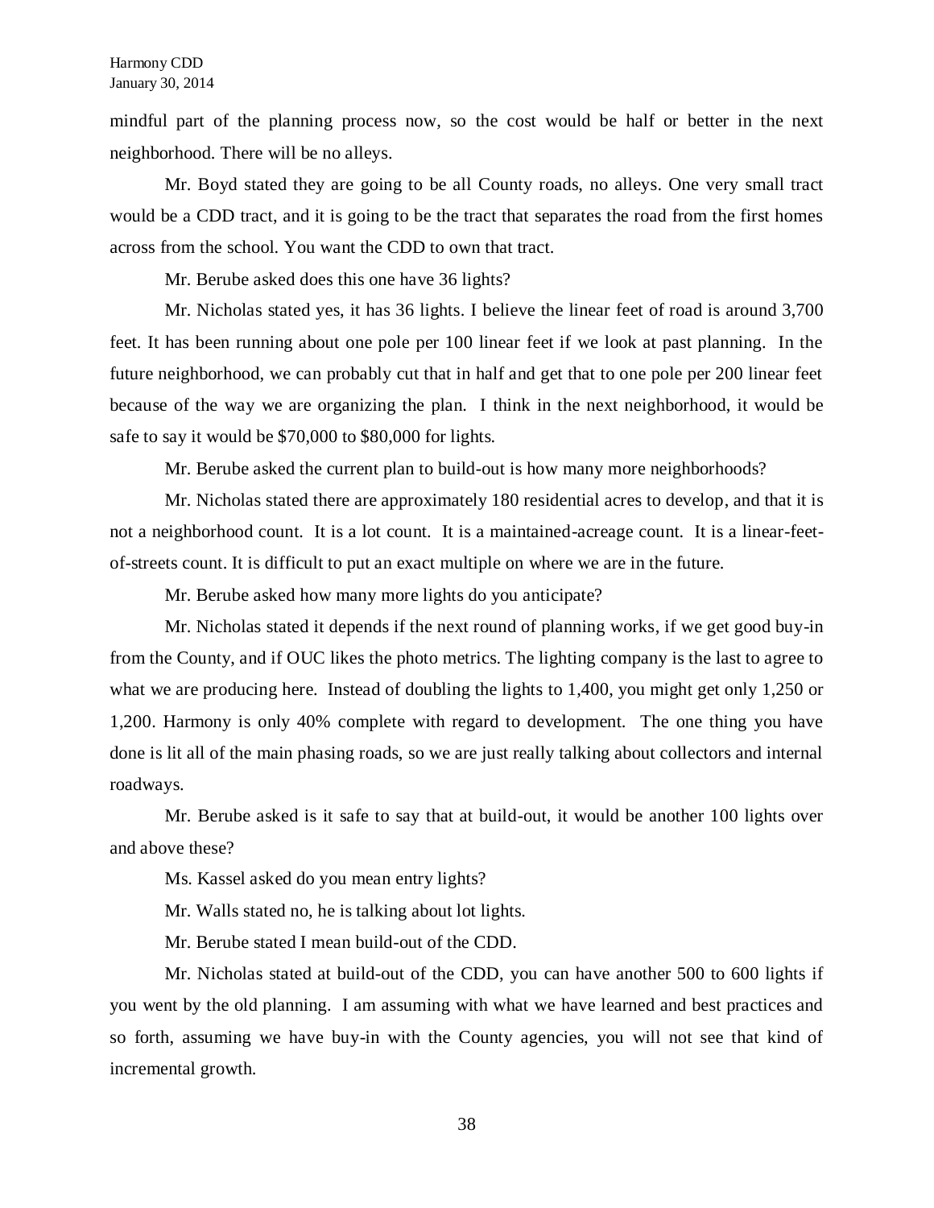mindful part of the planning process now, so the cost would be half or better in the next neighborhood. There will be no alleys.

Mr. Boyd stated they are going to be all County roads, no alleys. One very small tract would be a CDD tract, and it is going to be the tract that separates the road from the first homes across from the school. You want the CDD to own that tract.

Mr. Berube asked does this one have 36 lights?

Mr. Nicholas stated yes, it has 36 lights. I believe the linear feet of road is around 3,700 feet. It has been running about one pole per 100 linear feet if we look at past planning. In the future neighborhood, we can probably cut that in half and get that to one pole per 200 linear feet because of the way we are organizing the plan. I think in the next neighborhood, it would be safe to say it would be $70,000 to $80,000 for lights.

Mr. Berube asked the current plan to build-out is how many more neighborhoods?

Mr. Nicholas stated there are approximately 180 residential acres to develop, and that it is not a neighborhood count. It is a lot count. It is a maintained-acreage count. It is a linear-feet-of-streets count. It is difficult to put an exact multiple on where we are in the future.

Mr. Berube asked how many more lights do you anticipate?

Mr. Nicholas stated it depends if the next round of planning works, if we get good buy-in from the County, and if OUC likes the photo metrics. The lighting company is the last to agree to what we are producing here. Instead of doubling the lights to 1,400, you might get only 1,250 or 1,200. Harmony is only 40% complete with regard to development. The one thing you have done is lit all of the main phasing roads, so we are just really talking about collectors and internal roadways.

Mr. Berube asked is it safe to say that at build-out, it would be another 100 lights over and above these?

Ms. Kassel asked do you mean entry lights?

Mr. Walls stated no, he is talking about lot lights.

Mr. Berube stated I mean build-out of the CDD.

Mr. Nicholas stated at build-out of the CDD, you can have another 500 to 600 lights if you went by the old planning. I am assuming with what we have learned and best practices and so forth, assuming we have buy-in with the County agencies, you will not see that kind of incremental growth.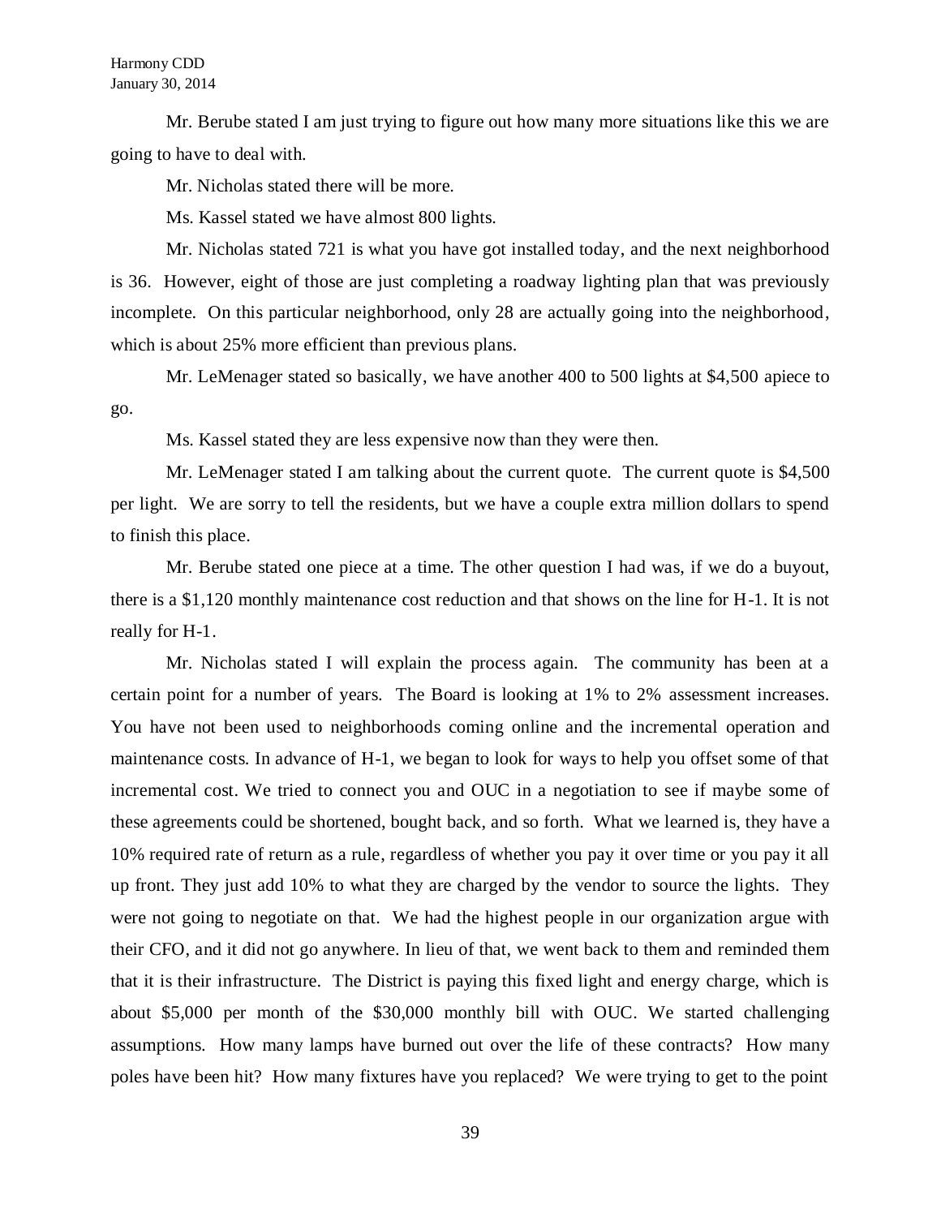Mr. Berube stated I am just trying to figure out how many more situations like this we are going to have to deal with.

Mr. Nicholas stated there will be more.

Ms. Kassel stated we have almost 800 lights.

Mr. Nicholas stated 721 is what you have got installed today, and the next neighborhood is 36. However, eight of those are just completing a roadway lighting plan that was previously incomplete. On this particular neighborhood, only 28 are actually going into the neighborhood, which is about 25% more efficient than previous plans.

Mr. LeMenager stated so basically, we have another 400 to 500 lights at $4,500 apiece to go.

Ms. Kassel stated they are less expensive now than they were then.

Mr. LeMenager stated I am talking about the current quote. The current quote is $4,500 per light. We are sorry to tell the residents, but we have a couple extra million dollars to spend to finish this place.

Mr. Berube stated one piece at a time. The other question I had was, if we do a buyout, there is a $1,120 monthly maintenance cost reduction and that shows on the line for H-1. It is not really for H-1.

Mr. Nicholas stated I will explain the process again. The community has been at a certain point for a number of years. The Board is looking at 1% to 2% assessment increases. You have not been used to neighborhoods coming online and the incremental operation and maintenance costs. In advance of H-1, we began to look for ways to help you offset some of that incremental cost. We tried to connect you and OUC in a negotiation to see if maybe some of these agreements could be shortened, bought back, and so forth. What we learned is, they have a 10% required rate of return as a rule, regardless of whether you pay it over time or you pay it all up front. They just add 10% to what they are charged by the vendor to source the lights. They were not going to negotiate on that. We had the highest people in our organization argue with their CFO, and it did not go anywhere. In lieu of that, we went back to them and reminded them that it is their infrastructure. The District is paying this fixed light and energy charge, which is about $5,000 per month of the $30,000 monthly bill with OUC. We started challenging assumptions. How many lamps have burned out over the life of these contracts? How many poles have been hit? How many fixtures have you replaced? We were trying to get to the point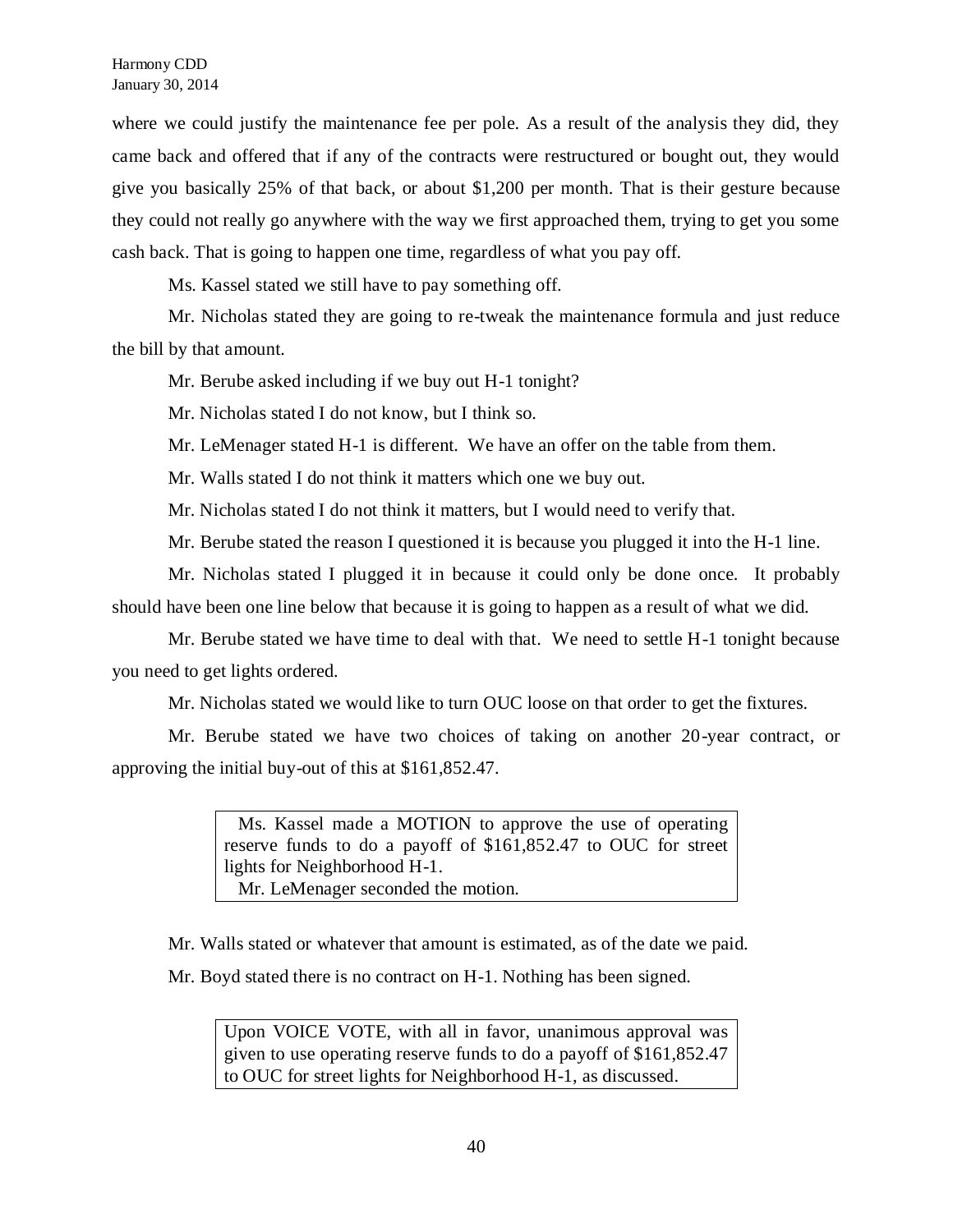where we could justify the maintenance fee per pole. As a result of the analysis they did, they came back and offered that if any of the contracts were restructured or bought out, they would give you basically 25% of that back, or about $1,200 per month. That is their gesture because they could not really go anywhere with the way we first approached them, trying to get you some cash back. That is going to happen one time, regardless of what you pay off.

Ms. Kassel stated we still have to pay something off.

Mr. Nicholas stated they are going to re-tweak the maintenance formula and just reduce the bill by that amount.

Mr. Berube asked including if we buy out H-1 tonight?

Mr. Nicholas stated I do not know, but I think so.

Mr. LeMenager stated H-1 is different. We have an offer on the table from them.

Mr. Walls stated I do not think it matters which one we buy out.

Mr. Nicholas stated I do not think it matters, but I would need to verify that.

Mr. Berube stated the reason I questioned it is because you plugged it into the H-1 line.

Mr. Nicholas stated I plugged it in because it could only be done once. It probably should have been one line below that because it is going to happen as a result of what we did.

Mr. Berube stated we have time to deal with that. We need to settle H-1 tonight because you need to get lights ordered.

Mr. Nicholas stated we would like to turn OUC loose on that order to get the fixtures.

Mr. Berube stated we have two choices of taking on another 20-year contract, or approving the initial buy-out of this at $161,852.47.

> Ms. Kassel made a MOTION to approve the use of operating reserve funds to do a payoff of $161,852.47 to OUC for street lights for Neighborhood H-1.
> Mr. LeMenager seconded the motion.

Mr. Walls stated or whatever that amount is estimated, as of the date we paid.

Mr. Boyd stated there is no contract on H-1. Nothing has been signed.

> Upon VOICE VOTE, with all in favor, unanimous approval was given to use operating reserve funds to do a payoff of $161,852.47 to OUC for street lights for Neighborhood H-1, as discussed.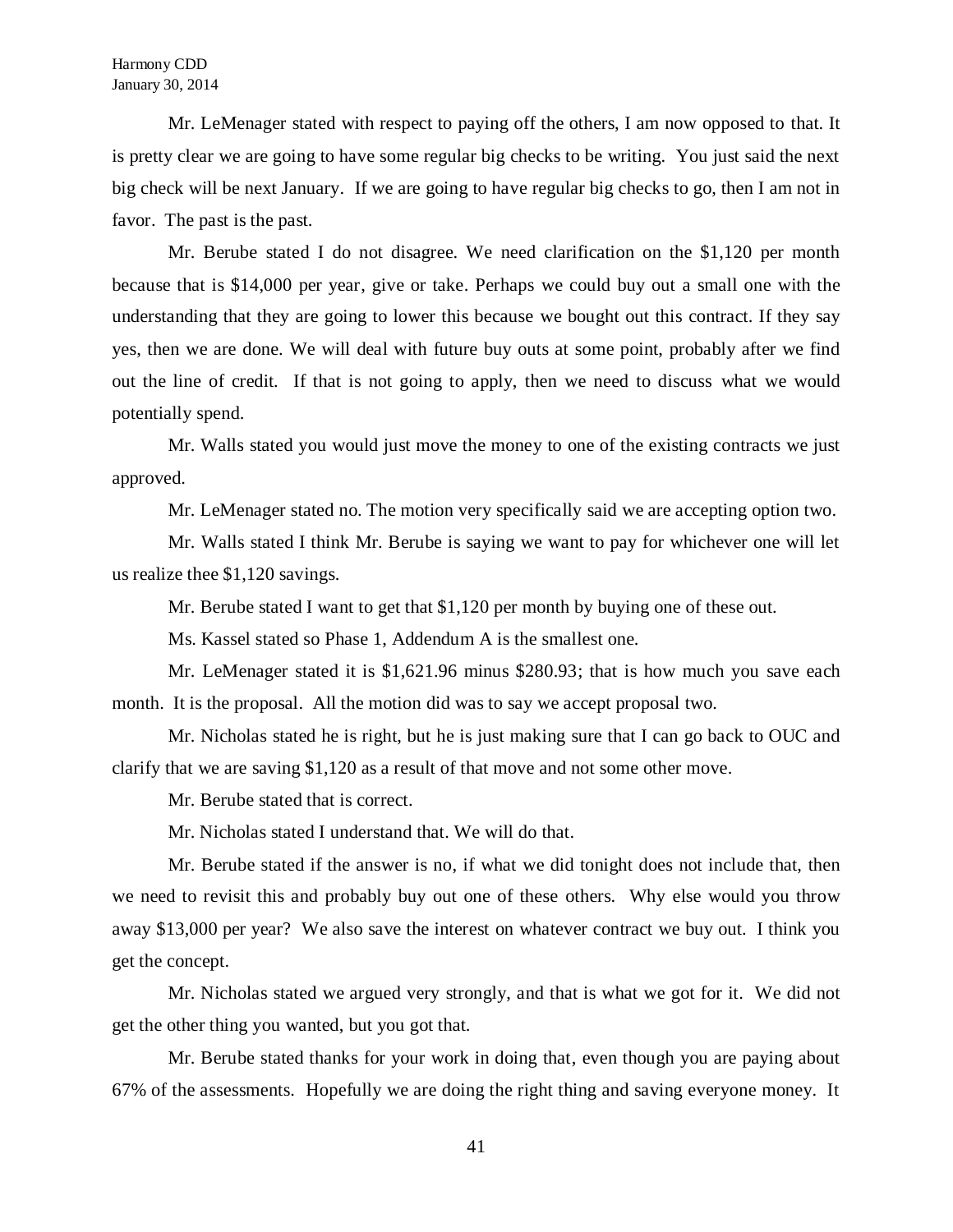Mr. LeMenager stated with respect to paying off the others, I am now opposed to that. It is pretty clear we are going to have some regular big checks to be writing. You just said the next big check will be next January. If we are going to have regular big checks to go, then I am not in favor. The past is the past.

Mr. Berube stated I do not disagree. We need clarification on the $1,120 per month because that is $14,000 per year, give or take. Perhaps we could buy out a small one with the understanding that they are going to lower this because we bought out this contract. If they say yes, then we are done. We will deal with future buy outs at some point, probably after we find out the line of credit. If that is not going to apply, then we need to discuss what we would potentially spend.

Mr. Walls stated you would just move the money to one of the existing contracts we just approved.

Mr. LeMenager stated no. The motion very specifically said we are accepting option two.

Mr. Walls stated I think Mr. Berube is saying we want to pay for whichever one will let us realize thee $1,120 savings.

Mr. Berube stated I want to get that $1,120 per month by buying one of these out.

Ms. Kassel stated so Phase 1, Addendum A is the smallest one.

Mr. LeMenager stated it is $1,621.96 minus $280.93; that is how much you save each month. It is the proposal. All the motion did was to say we accept proposal two.

Mr. Nicholas stated he is right, but he is just making sure that I can go back to OUC and clarify that we are saving $1,120 as a result of that move and not some other move.

Mr. Berube stated that is correct.

Mr. Nicholas stated I understand that. We will do that.

Mr. Berube stated if the answer is no, if what we did tonight does not include that, then we need to revisit this and probably buy out one of these others. Why else would you throw away $13,000 per year? We also save the interest on whatever contract we buy out. I think you get the concept.

Mr. Nicholas stated we argued very strongly, and that is what we got for it. We did not get the other thing you wanted, but you got that.

Mr. Berube stated thanks for your work in doing that, even though you are paying about 67% of the assessments. Hopefully we are doing the right thing and saving everyone money. It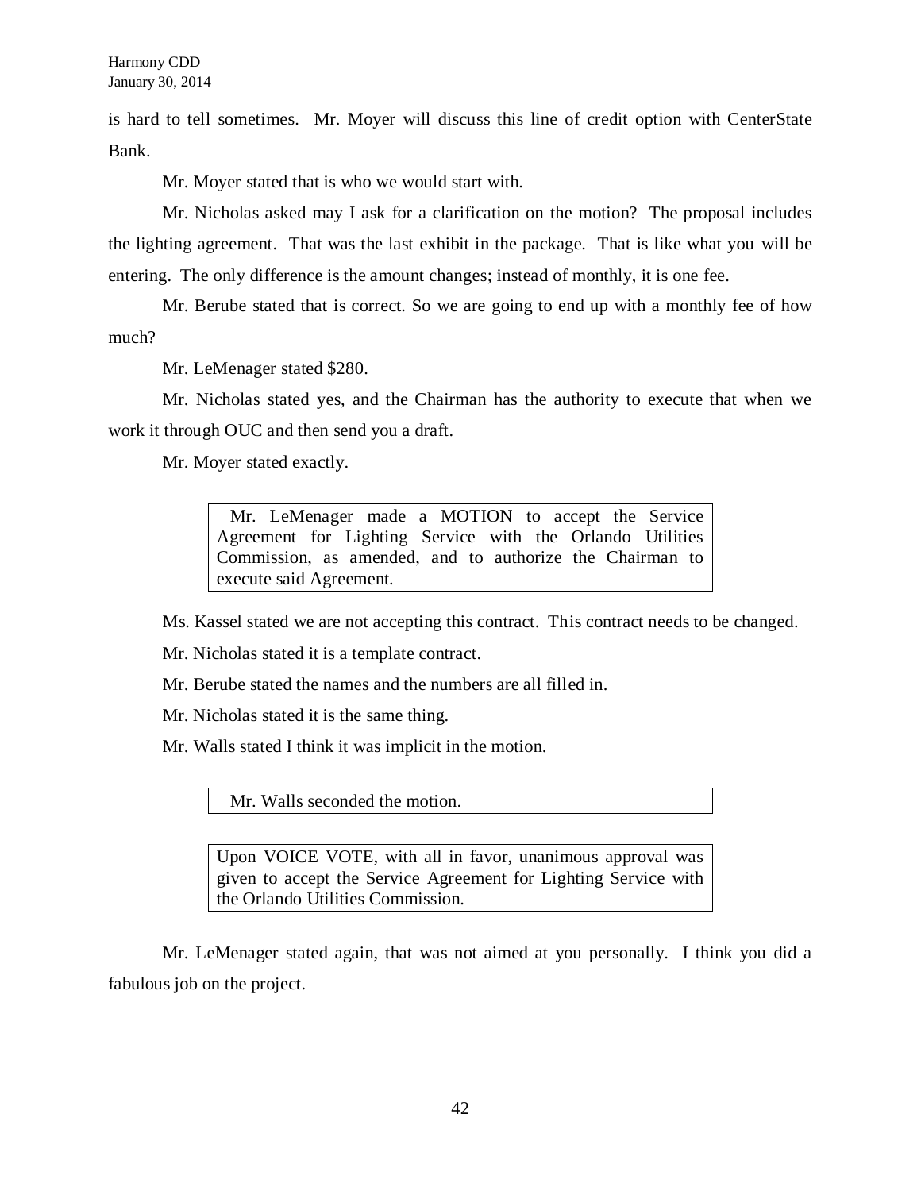is hard to tell sometimes. Mr. Moyer will discuss this line of credit option with CenterState Bank.

Mr. Moyer stated that is who we would start with.

Mr. Nicholas asked may I ask for a clarification on the motion? The proposal includes the lighting agreement. That was the last exhibit in the package. That is like what you will be entering. The only difference is the amount changes; instead of monthly, it is one fee.

Mr. Berube stated that is correct. So we are going to end up with a monthly fee of how much?

Mr. LeMenager stated $280.

Mr. Nicholas stated yes, and the Chairman has the authority to execute that when we work it through OUC and then send you a draft.

Mr. Moyer stated exactly.

> Mr. LeMenager made a MOTION to accept the Service Agreement for Lighting Service with the Orlando Utilities Commission, as amended, and to authorize the Chairman to execute said Agreement.

Ms. Kassel stated we are not accepting this contract. This contract needs to be changed.

Mr. Nicholas stated it is a template contract.

Mr. Berube stated the names and the numbers are all filled in.

Mr. Nicholas stated it is the same thing.

Mr. Walls stated I think it was implicit in the motion.

> Mr. Walls seconded the motion.

> Upon VOICE VOTE, with all in favor, unanimous approval was given to accept the Service Agreement for Lighting Service with the Orlando Utilities Commission.

Mr. LeMenager stated again, that was not aimed at you personally. I think you did a fabulous job on the project.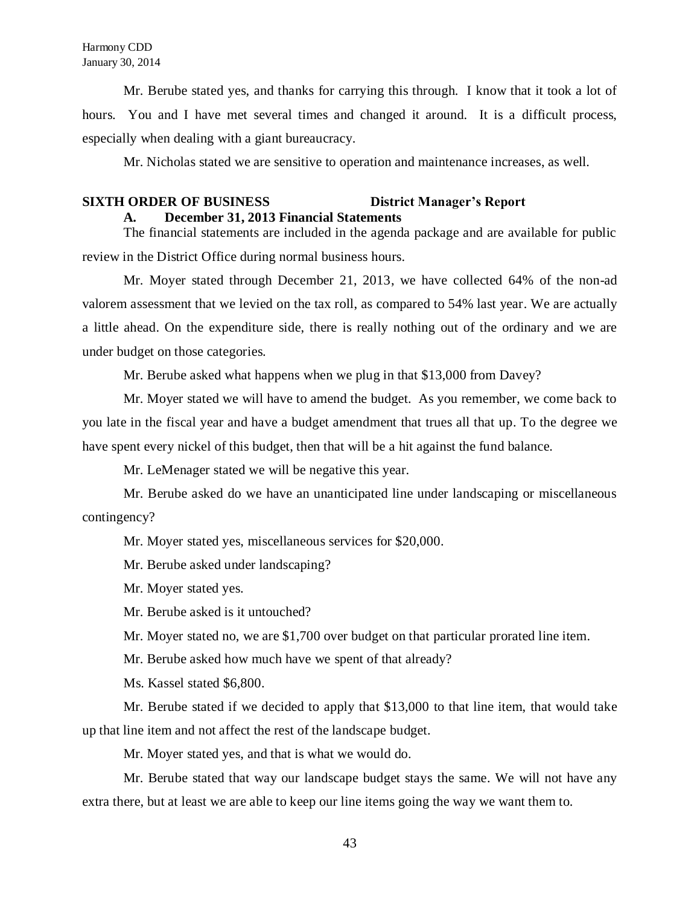Mr. Berube stated yes, and thanks for carrying this through. I know that it took a lot of hours. You and I have met several times and changed it around. It is a difficult process, especially when dealing with a giant bureaucracy.

Mr. Nicholas stated we are sensitive to operation and maintenance increases, as well.

**SIXTH ORDER OF BUSINESS District Manager's Report**

**A. December 31, 2013 Financial Statements**

The financial statements are included in the agenda package and are available for public review in the District Office during normal business hours.

Mr. Moyer stated through December 21, 2013, we have collected 64% of the non-ad valorem assessment that we levied on the tax roll, as compared to 54% last year. We are actually a little ahead. On the expenditure side, there is really nothing out of the ordinary and we are under budget on those categories.

Mr. Berube asked what happens when we plug in that $13,000 from Davey?

Mr. Moyer stated we will have to amend the budget. As you remember, we come back to you late in the fiscal year and have a budget amendment that trues all that up. To the degree we have spent every nickel of this budget, then that will be a hit against the fund balance.

Mr. LeMenager stated we will be negative this year.

Mr. Berube asked do we have an unanticipated line under landscaping or miscellaneous contingency?

Mr. Moyer stated yes, miscellaneous services for $20,000.

Mr. Berube asked under landscaping?

Mr. Moyer stated yes.

Mr. Berube asked is it untouched?

Mr. Moyer stated no, we are $1,700 over budget on that particular prorated line item.

Mr. Berube asked how much have we spent of that already?

Ms. Kassel stated $6,800.

Mr. Berube stated if we decided to apply that $13,000 to that line item, that would take up that line item and not affect the rest of the landscape budget.

Mr. Moyer stated yes, and that is what we would do.

Mr. Berube stated that way our landscape budget stays the same. We will not have any extra there, but at least we are able to keep our line items going the way we want them to.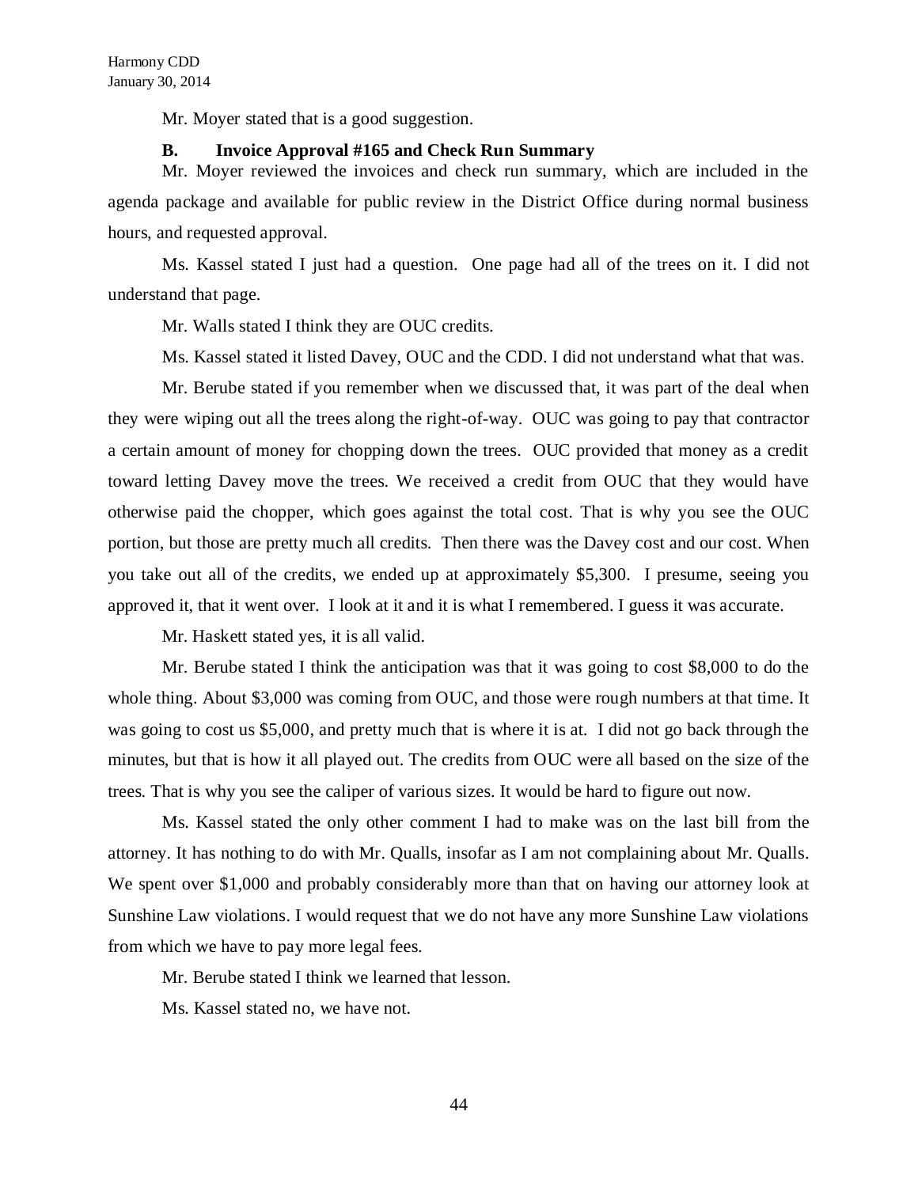Mr. Moyer stated that is a good suggestion.

### B. Invoice Approval #165 and Check Run Summary

Mr. Moyer reviewed the invoices and check run summary, which are included in the agenda package and available for public review in the District Office during normal business hours, and requested approval.

Ms. Kassel stated I just had a question. One page had all of the trees on it. I did not understand that page.

Mr. Walls stated I think they are OUC credits.

Ms. Kassel stated it listed Davey, OUC and the CDD. I did not understand what that was.

Mr. Berube stated if you remember when we discussed that, it was part of the deal when they were wiping out all the trees along the right-of-way. OUC was going to pay that contractor a certain amount of money for chopping down the trees. OUC provided that money as a credit toward letting Davey move the trees. We received a credit from OUC that they would have otherwise paid the chopper, which goes against the total cost. That is why you see the OUC portion, but those are pretty much all credits. Then there was the Davey cost and our cost. When you take out all of the credits, we ended up at approximately $5,300. I presume, seeing you approved it, that it went over. I look at it and it is what I remembered. I guess it was accurate.

Mr. Haskett stated yes, it is all valid.

Mr. Berube stated I think the anticipation was that it was going to cost $8,000 to do the whole thing. About $3,000 was coming from OUC, and those were rough numbers at that time. It was going to cost us $5,000, and pretty much that is where it is at. I did not go back through the minutes, but that is how it all played out. The credits from OUC were all based on the size of the trees. That is why you see the caliper of various sizes. It would be hard to figure out now.

Ms. Kassel stated the only other comment I had to make was on the last bill from the attorney. It has nothing to do with Mr. Qualls, insofar as I am not complaining about Mr. Qualls. We spent over $1,000 and probably considerably more than that on having our attorney look at Sunshine Law violations. I would request that we do not have any more Sunshine Law violations from which we have to pay more legal fees.

Mr. Berube stated I think we learned that lesson.

Ms. Kassel stated no, we have not.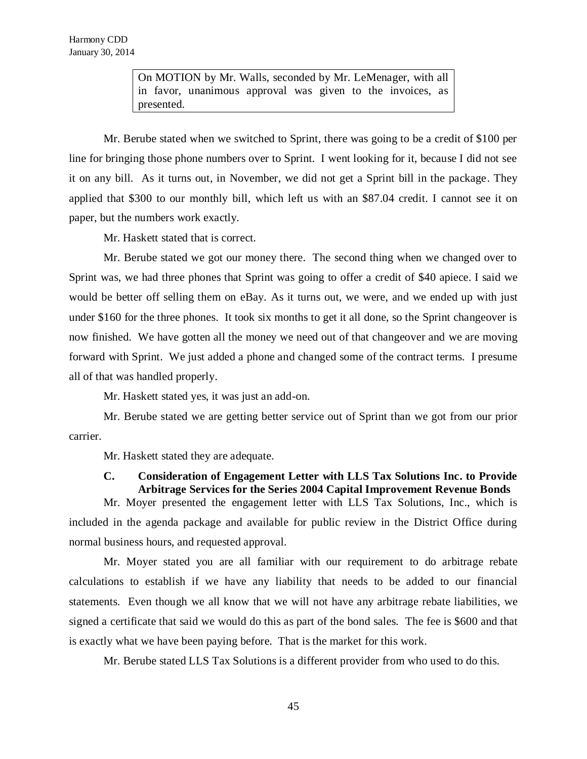> On MOTION by Mr. Walls, seconded by Mr. LeMenager, with all in favor, unanimous approval was given to the invoices, as presented.

Mr. Berube stated when we switched to Sprint, there was going to be a credit of $100 per line for bringing those phone numbers over to Sprint. I went looking for it, because I did not see it on any bill. As it turns out, in November, we did not get a Sprint bill in the package. They applied that $300 to our monthly bill, which left us with an $87.04 credit. I cannot see it on paper, but the numbers work exactly.

Mr. Haskett stated that is correct.

Mr. Berube stated we got our money there. The second thing when we changed over to Sprint was, we had three phones that Sprint was going to offer a credit of $40 apiece. I said we would be better off selling them on eBay. As it turns out, we were, and we ended up with just under $160 for the three phones. It took six months to get it all done, so the Sprint changeover is now finished. We have gotten all the money we need out of that changeover and we are moving forward with Sprint. We just added a phone and changed some of the contract terms. I presume all of that was handled properly.

Mr. Haskett stated yes, it was just an add-on.

Mr. Berube stated we are getting better service out of Sprint than we got from our prior carrier.

Mr. Haskett stated they are adequate.

**C. Consideration of Engagement Letter with LLS Tax Solutions Inc. to Provide Arbitrage Services for the Series 2004 Capital Improvement Revenue Bonds**

Mr. Moyer presented the engagement letter with LLS Tax Solutions, Inc., which is included in the agenda package and available for public review in the District Office during normal business hours, and requested approval.

Mr. Moyer stated you are all familiar with our requirement to do arbitrage rebate calculations to establish if we have any liability that needs to be added to our financial statements. Even though we all know that we will not have any arbitrage rebate liabilities, we signed a certificate that said we would do this as part of the bond sales. The fee is $600 and that is exactly what we have been paying before. That is the market for this work.

Mr. Berube stated LLS Tax Solutions is a different provider from who used to do this.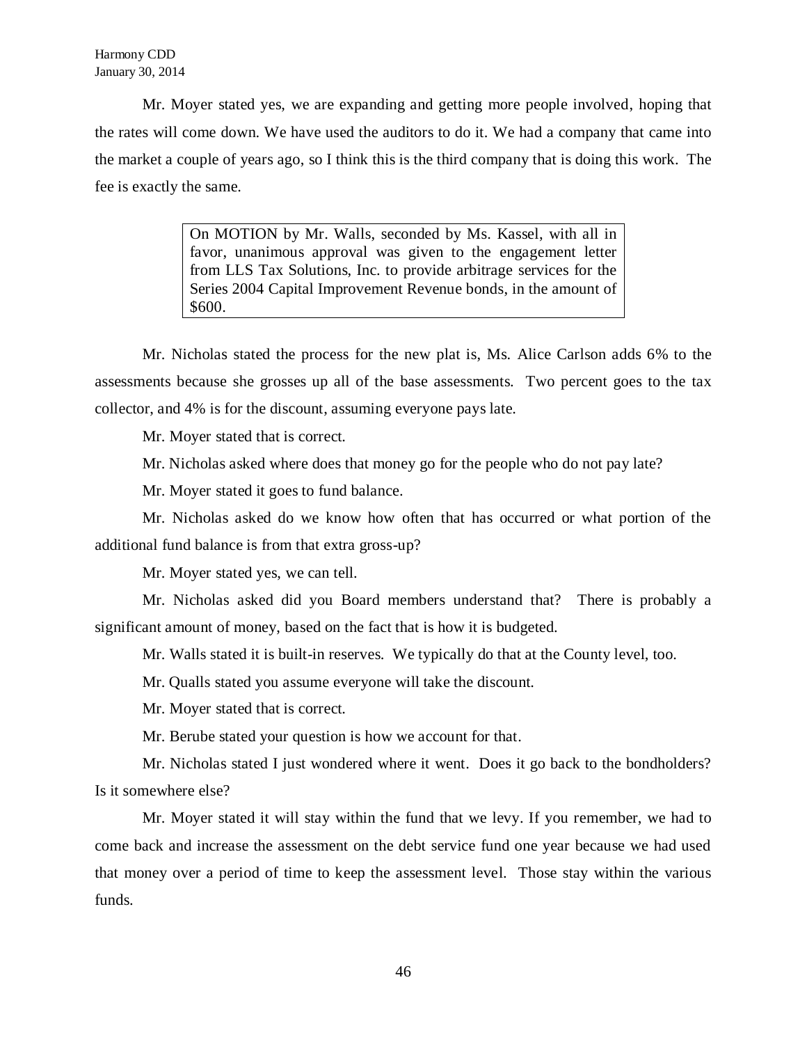Mr. Moyer stated yes, we are expanding and getting more people involved, hoping that the rates will come down. We have used the auditors to do it. We had a company that came into the market a couple of years ago, so I think this is the third company that is doing this work. The fee is exactly the same.

> On MOTION by Mr. Walls, seconded by Ms. Kassel, with all in favor, unanimous approval was given to the engagement letter from LLS Tax Solutions, Inc. to provide arbitrage services for the Series 2004 Capital Improvement Revenue bonds, in the amount of $600.

Mr. Nicholas stated the process for the new plat is, Ms. Alice Carlson adds 6% to the assessments because she grosses up all of the base assessments. Two percent goes to the tax collector, and 4% is for the discount, assuming everyone pays late.

Mr. Moyer stated that is correct.

Mr. Nicholas asked where does that money go for the people who do not pay late?

Mr. Moyer stated it goes to fund balance.

Mr. Nicholas asked do we know how often that has occurred or what portion of the additional fund balance is from that extra gross-up?

Mr. Moyer stated yes, we can tell.

Mr. Nicholas asked did you Board members understand that? There is probably a significant amount of money, based on the fact that is how it is budgeted.

Mr. Walls stated it is built-in reserves. We typically do that at the County level, too.

Mr. Qualls stated you assume everyone will take the discount.

Mr. Moyer stated that is correct.

Mr. Berube stated your question is how we account for that.

Mr. Nicholas stated I just wondered where it went. Does it go back to the bondholders? Is it somewhere else?

Mr. Moyer stated it will stay within the fund that we levy. If you remember, we had to come back and increase the assessment on the debt service fund one year because we had used that money over a period of time to keep the assessment level. Those stay within the various funds.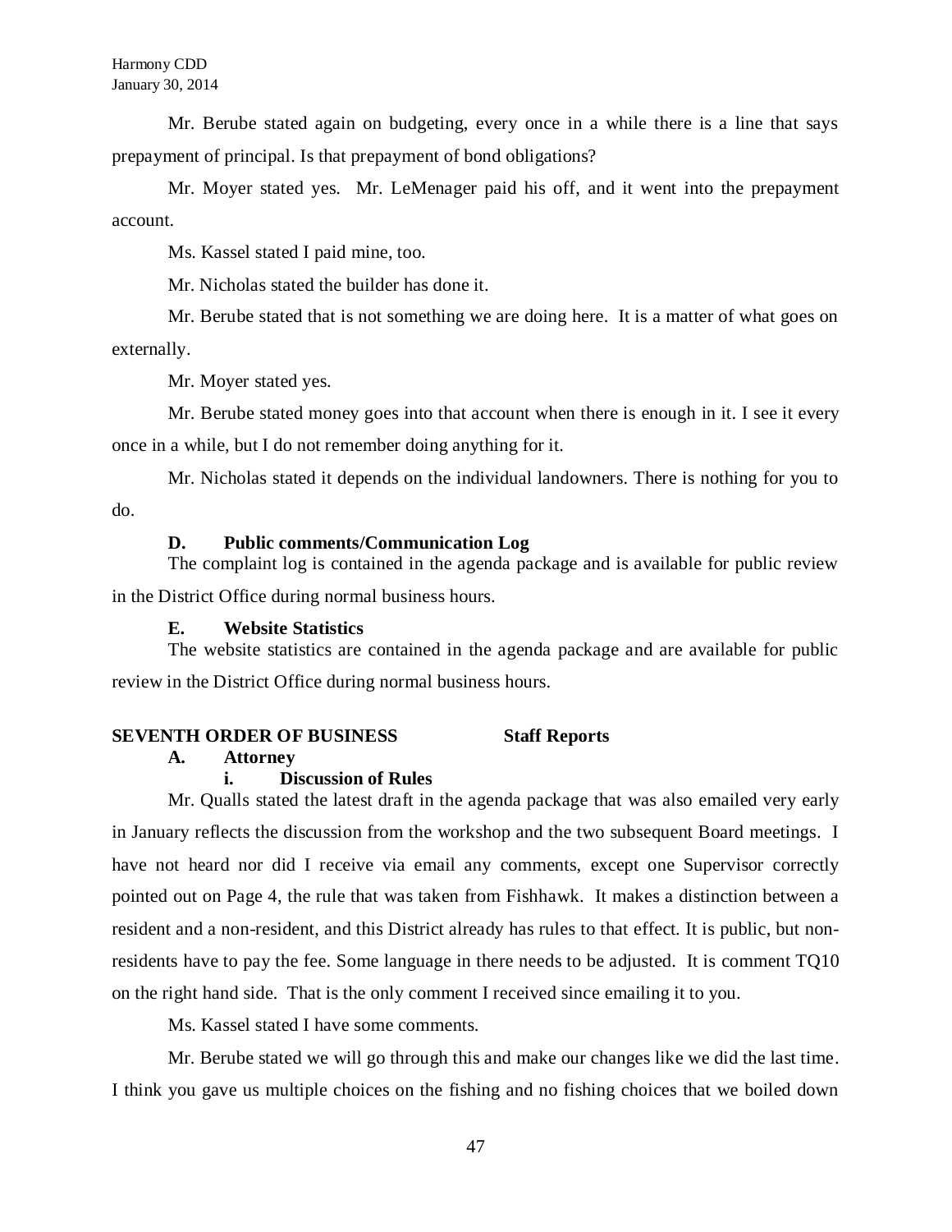Mr. Berube stated again on budgeting, every once in a while there is a line that says prepayment of principal. Is that prepayment of bond obligations?

Mr. Moyer stated yes. Mr. LeMenager paid his off, and it went into the prepayment account.

Ms. Kassel stated I paid mine, too.

Mr. Nicholas stated the builder has done it.

Mr. Berube stated that is not something we are doing here. It is a matter of what goes on externally.

Mr. Moyer stated yes.

Mr. Berube stated money goes into that account when there is enough in it. I see it every once in a while, but I do not remember doing anything for it.

Mr. Nicholas stated it depends on the individual landowners. There is nothing for you to do.

**D. Public comments/Communication Log**

The complaint log is contained in the agenda package and is available for public review in the District Office during normal business hours.

**E. Website Statistics**

The website statistics are contained in the agenda package and are available for public review in the District Office during normal business hours.

**SEVENTH ORDER OF BUSINESS Staff Reports**

**A. Attorney**

**i. Discussion of Rules**

Mr. Qualls stated the latest draft in the agenda package that was also emailed very early in January reflects the discussion from the workshop and the two subsequent Board meetings. I have not heard nor did I receive via email any comments, except one Supervisor correctly pointed out on Page 4, the rule that was taken from Fishhawk. It makes a distinction between a resident and a non-resident, and this District already has rules to that effect. It is public, but non-residents have to pay the fee. Some language in there needs to be adjusted. It is comment TQ10 on the right hand side. That is the only comment I received since emailing it to you.

Ms. Kassel stated I have some comments.

Mr. Berube stated we will go through this and make our changes like we did the last time. I think you gave us multiple choices on the fishing and no fishing choices that we boiled down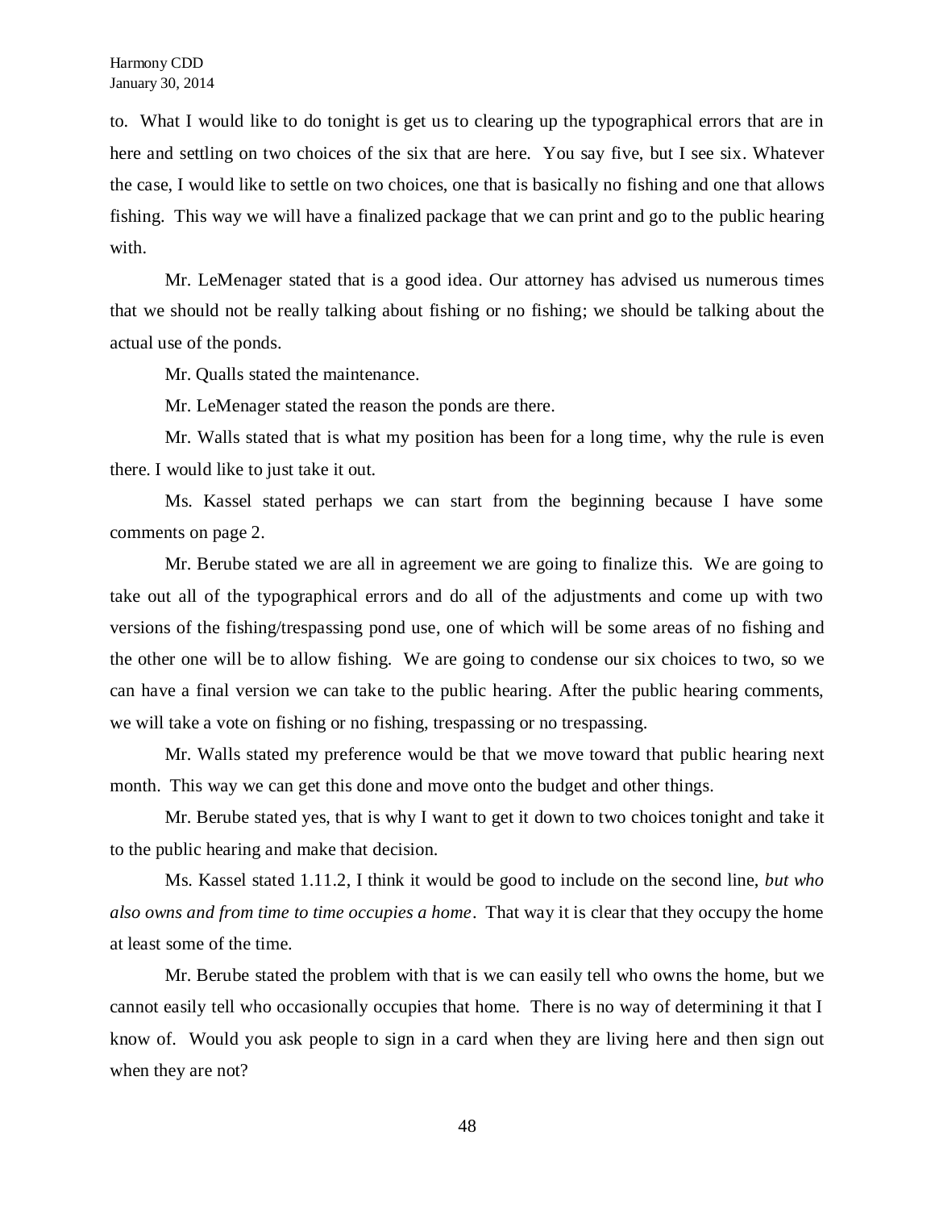to. What I would like to do tonight is get us to clearing up the typographical errors that are in here and settling on two choices of the six that are here. You say five, but I see six. Whatever the case, I would like to settle on two choices, one that is basically no fishing and one that allows fishing. This way we will have a finalized package that we can print and go to the public hearing with.

Mr. LeMenager stated that is a good idea. Our attorney has advised us numerous times that we should not be really talking about fishing or no fishing; we should be talking about the actual use of the ponds.

Mr. Qualls stated the maintenance.

Mr. LeMenager stated the reason the ponds are there.

Mr. Walls stated that is what my position has been for a long time, why the rule is even there. I would like to just take it out.

Ms. Kassel stated perhaps we can start from the beginning because I have some comments on page 2.

Mr. Berube stated we are all in agreement we are going to finalize this. We are going to take out all of the typographical errors and do all of the adjustments and come up with two versions of the fishing/trespassing pond use, one of which will be some areas of no fishing and the other one will be to allow fishing. We are going to condense our six choices to two, so we can have a final version we can take to the public hearing. After the public hearing comments, we will take a vote on fishing or no fishing, trespassing or no trespassing.

Mr. Walls stated my preference would be that we move toward that public hearing next month. This way we can get this done and move onto the budget and other things.

Mr. Berube stated yes, that is why I want to get it down to two choices tonight and take it to the public hearing and make that decision.

Ms. Kassel stated 1.11.2, I think it would be good to include on the second line, *but who also owns and from time to time occupies a home*. That way it is clear that they occupy the home at least some of the time.

Mr. Berube stated the problem with that is we can easily tell who owns the home, but we cannot easily tell who occasionally occupies that home. There is no way of determining it that I know of. Would you ask people to sign in a card when they are living here and then sign out when they are not?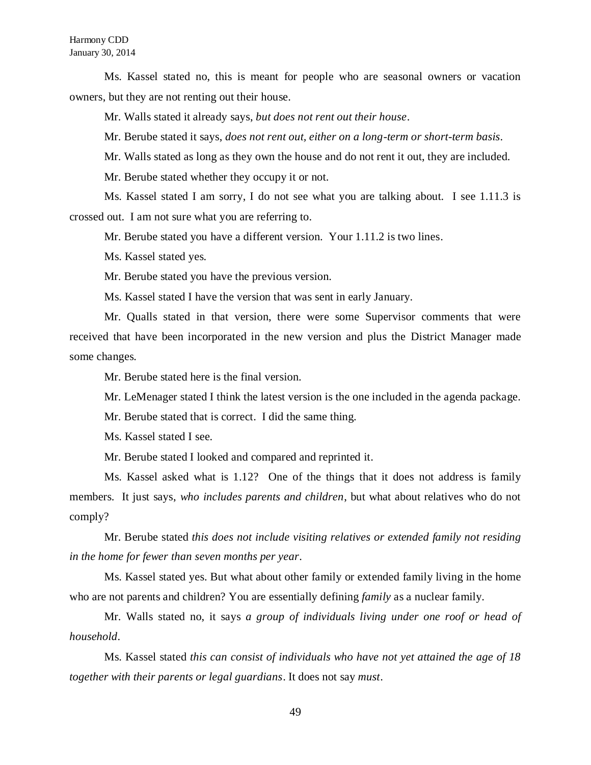Ms. Kassel stated no, this is meant for people who are seasonal owners or vacation owners, but they are not renting out their house.

Mr. Walls stated it already says, *but does not rent out their house*.

Mr. Berube stated it says, *does not rent out, either on a long-term or short-term basis*.

Mr. Walls stated as long as they own the house and do not rent it out, they are included.

Mr. Berube stated whether they occupy it or not.

Ms. Kassel stated I am sorry, I do not see what you are talking about. I see 1.11.3 is crossed out. I am not sure what you are referring to.

Mr. Berube stated you have a different version. Your 1.11.2 is two lines.

Ms. Kassel stated yes.

Mr. Berube stated you have the previous version.

Ms. Kassel stated I have the version that was sent in early January.

Mr. Qualls stated in that version, there were some Supervisor comments that were received that have been incorporated in the new version and plus the District Manager made some changes.

Mr. Berube stated here is the final version.

Mr. LeMenager stated I think the latest version is the one included in the agenda package.

Mr. Berube stated that is correct. I did the same thing.

Ms. Kassel stated I see.

Mr. Berube stated I looked and compared and reprinted it.

Ms. Kassel asked what is 1.12? One of the things that it does not address is family members. It just says, *who includes parents and children*, but what about relatives who do not comply?

Mr. Berube stated *this does not include visiting relatives or extended family not residing in the home for fewer than seven months per year*.

Ms. Kassel stated yes. But what about other family or extended family living in the home who are not parents and children? You are essentially defining *family* as a nuclear family.

Mr. Walls stated no, it says *a group of individuals living under one roof or head of household*.

Ms. Kassel stated *this can consist of individuals who have not yet attained the age of 18 together with their parents or legal guardians*. It does not say *must*.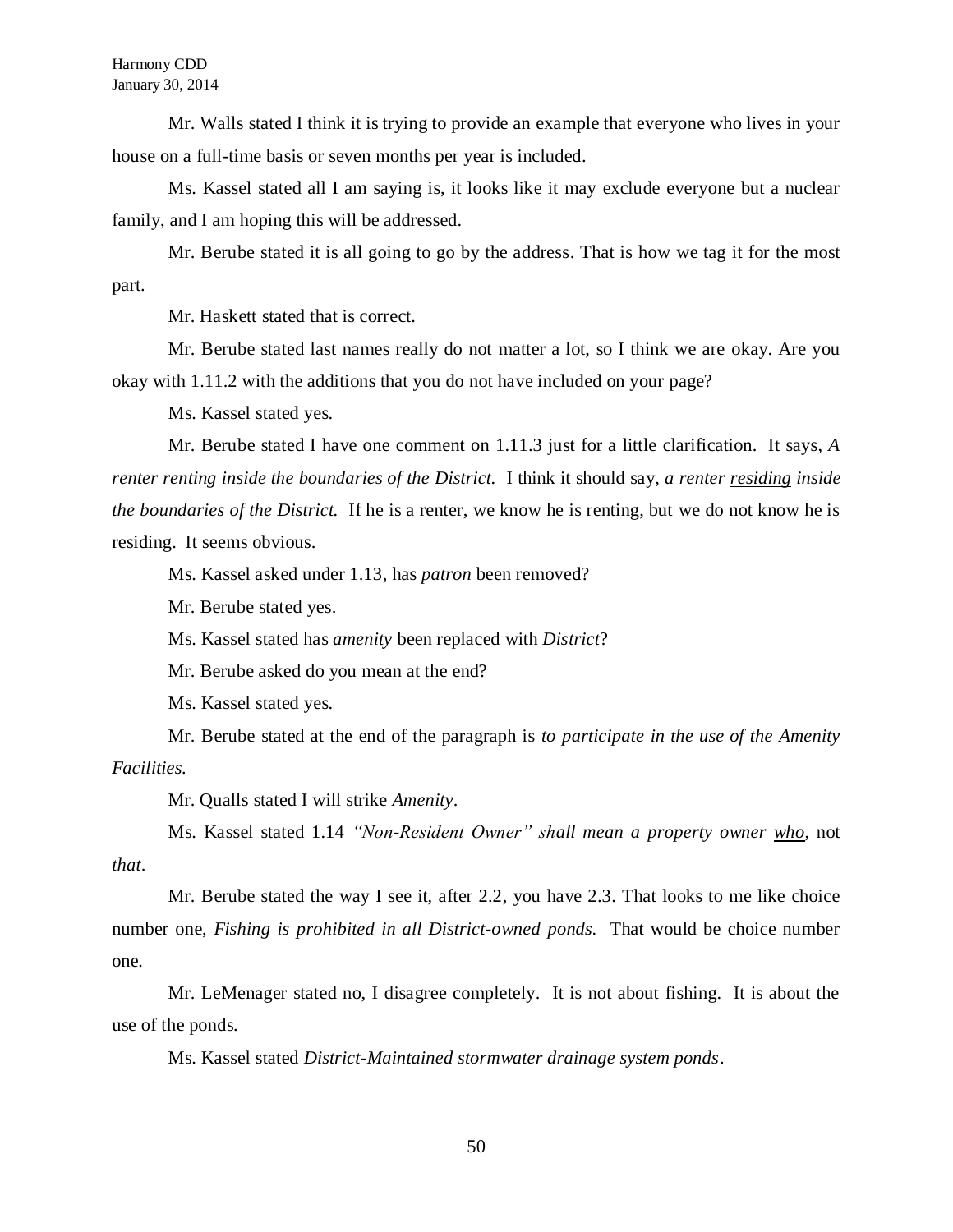Mr. Walls stated I think it is trying to provide an example that everyone who lives in your house on a full-time basis or seven months per year is included.

Ms. Kassel stated all I am saying is, it looks like it may exclude everyone but a nuclear family, and I am hoping this will be addressed.

Mr. Berube stated it is all going to go by the address. That is how we tag it for the most part.

Mr. Haskett stated that is correct.

Mr. Berube stated last names really do not matter a lot, so I think we are okay. Are you okay with 1.11.2 with the additions that you do not have included on your page?

Ms. Kassel stated yes.

Mr. Berube stated I have one comment on 1.11.3 just for a little clarification. It says, *A renter renting inside the boundaries of the District.* I think it should say, *a renter <u>residing</u> inside the boundaries of the District.* If he is a renter, we know he is renting, but we do not know he is residing. It seems obvious.

Ms. Kassel asked under 1.13, has *patron* been removed?

Mr. Berube stated yes.

Ms. Kassel stated has *amenity* been replaced with *District*?

Mr. Berube asked do you mean at the end?

Ms. Kassel stated yes.

Mr. Berube stated at the end of the paragraph is *to participate in the use of the Amenity Facilities.*

Mr. Qualls stated I will strike *Amenity*.

Ms. Kassel stated 1.14 *"Non-Resident Owner" shall mean a property owner <u>who</u>*, not *that*.

Mr. Berube stated the way I see it, after 2.2, you have 2.3. That looks to me like choice number one, *Fishing is prohibited in all District-owned ponds.* That would be choice number one.

Mr. LeMenager stated no, I disagree completely. It is not about fishing. It is about the use of the ponds.

Ms. Kassel stated *District-Maintained stormwater drainage system ponds*.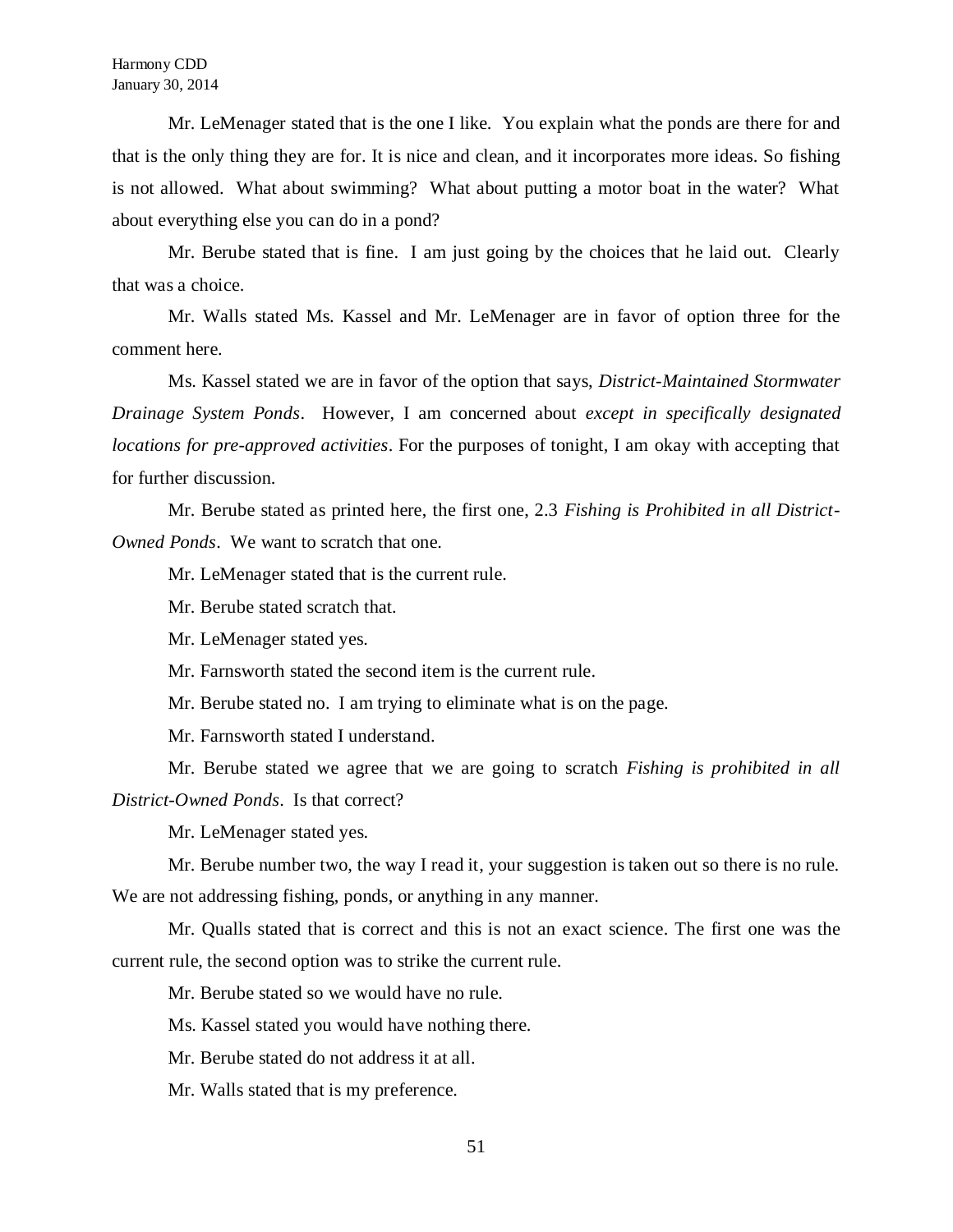Mr. LeMenager stated that is the one I like. You explain what the ponds are there for and that is the only thing they are for. It is nice and clean, and it incorporates more ideas. So fishing is not allowed. What about swimming? What about putting a motor boat in the water? What about everything else you can do in a pond?

Mr. Berube stated that is fine. I am just going by the choices that he laid out. Clearly that was a choice.

Mr. Walls stated Ms. Kassel and Mr. LeMenager are in favor of option three for the comment here.

Ms. Kassel stated we are in favor of the option that says, *District-Maintained Stormwater Drainage System Ponds*. However, I am concerned about *except in specifically designated locations for pre-approved activities*. For the purposes of tonight, I am okay with accepting that for further discussion.

Mr. Berube stated as printed here, the first one, 2.3 *Fishing is Prohibited in all District-Owned Ponds*. We want to scratch that one.

Mr. LeMenager stated that is the current rule.

Mr. Berube stated scratch that.

Mr. LeMenager stated yes.

Mr. Farnsworth stated the second item is the current rule.

Mr. Berube stated no. I am trying to eliminate what is on the page.

Mr. Farnsworth stated I understand.

Mr. Berube stated we agree that we are going to scratch *Fishing is prohibited in all District-Owned Ponds*. Is that correct?

Mr. LeMenager stated yes.

Mr. Berube number two, the way I read it, your suggestion is taken out so there is no rule. We are not addressing fishing, ponds, or anything in any manner.

Mr. Qualls stated that is correct and this is not an exact science. The first one was the current rule, the second option was to strike the current rule.

Mr. Berube stated so we would have no rule.

Ms. Kassel stated you would have nothing there.

Mr. Berube stated do not address it at all.

Mr. Walls stated that is my preference.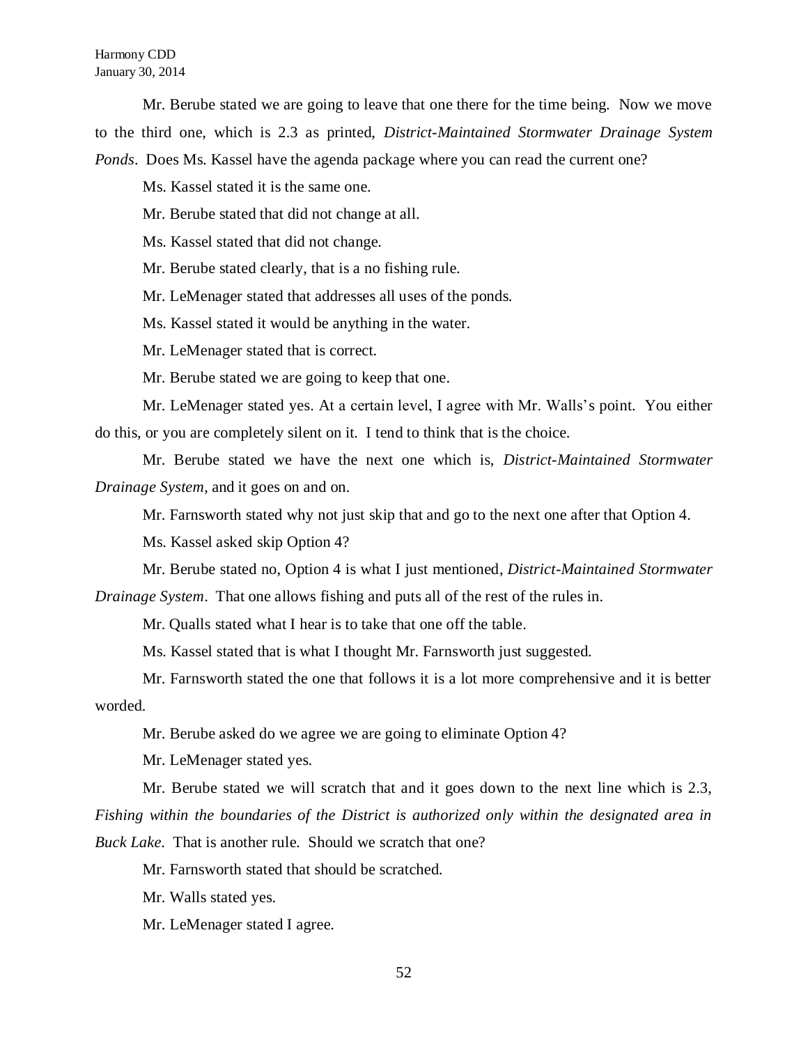Mr. Berube stated we are going to leave that one there for the time being. Now we move to the third one, which is 2.3 as printed, *District-Maintained Stormwater Drainage System Ponds*. Does Ms. Kassel have the agenda package where you can read the current one?

Ms. Kassel stated it is the same one.

Mr. Berube stated that did not change at all.

Ms. Kassel stated that did not change.

Mr. Berube stated clearly, that is a no fishing rule.

Mr. LeMenager stated that addresses all uses of the ponds.

Ms. Kassel stated it would be anything in the water.

Mr. LeMenager stated that is correct.

Mr. Berube stated we are going to keep that one.

Mr. LeMenager stated yes. At a certain level, I agree with Mr. Walls's point. You either do this, or you are completely silent on it. I tend to think that is the choice.

Mr. Berube stated we have the next one which is, *District-Maintained Stormwater Drainage System*, and it goes on and on.

Mr. Farnsworth stated why not just skip that and go to the next one after that Option 4.

Ms. Kassel asked skip Option 4?

Mr. Berube stated no, Option 4 is what I just mentioned, *District-Maintained Stormwater Drainage System*. That one allows fishing and puts all of the rest of the rules in.

Mr. Qualls stated what I hear is to take that one off the table.

Ms. Kassel stated that is what I thought Mr. Farnsworth just suggested.

Mr. Farnsworth stated the one that follows it is a lot more comprehensive and it is better worded.

Mr. Berube asked do we agree we are going to eliminate Option 4?

Mr. LeMenager stated yes.

Mr. Berube stated we will scratch that and it goes down to the next line which is 2.3, *Fishing within the boundaries of the District is authorized only within the designated area in Buck Lake.* That is another rule. Should we scratch that one?

Mr. Farnsworth stated that should be scratched.

Mr. Walls stated yes.

Mr. LeMenager stated I agree.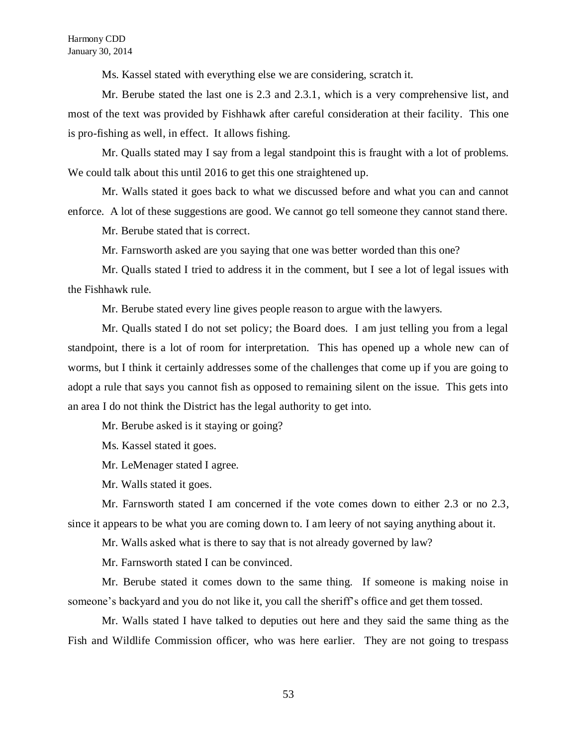Ms. Kassel stated with everything else we are considering, scratch it.

Mr. Berube stated the last one is 2.3 and 2.3.1, which is a very comprehensive list, and most of the text was provided by Fishhawk after careful consideration at their facility. This one is pro-fishing as well, in effect. It allows fishing.

Mr. Qualls stated may I say from a legal standpoint this is fraught with a lot of problems. We could talk about this until 2016 to get this one straightened up.

Mr. Walls stated it goes back to what we discussed before and what you can and cannot enforce. A lot of these suggestions are good. We cannot go tell someone they cannot stand there.

Mr. Berube stated that is correct.

Mr. Farnsworth asked are you saying that one was better worded than this one?

Mr. Qualls stated I tried to address it in the comment, but I see a lot of legal issues with the Fishhawk rule.

Mr. Berube stated every line gives people reason to argue with the lawyers.

Mr. Qualls stated I do not set policy; the Board does. I am just telling you from a legal standpoint, there is a lot of room for interpretation. This has opened up a whole new can of worms, but I think it certainly addresses some of the challenges that come up if you are going to adopt a rule that says you cannot fish as opposed to remaining silent on the issue. This gets into an area I do not think the District has the legal authority to get into.

Mr. Berube asked is it staying or going?

Ms. Kassel stated it goes.

Mr. LeMenager stated I agree.

Mr. Walls stated it goes.

Mr. Farnsworth stated I am concerned if the vote comes down to either 2.3 or no 2.3, since it appears to be what you are coming down to. I am leery of not saying anything about it.

Mr. Walls asked what is there to say that is not already governed by law?

Mr. Farnsworth stated I can be convinced.

Mr. Berube stated it comes down to the same thing. If someone is making noise in someone's backyard and you do not like it, you call the sheriff's office and get them tossed.

Mr. Walls stated I have talked to deputies out here and they said the same thing as the Fish and Wildlife Commission officer, who was here earlier. They are not going to trespass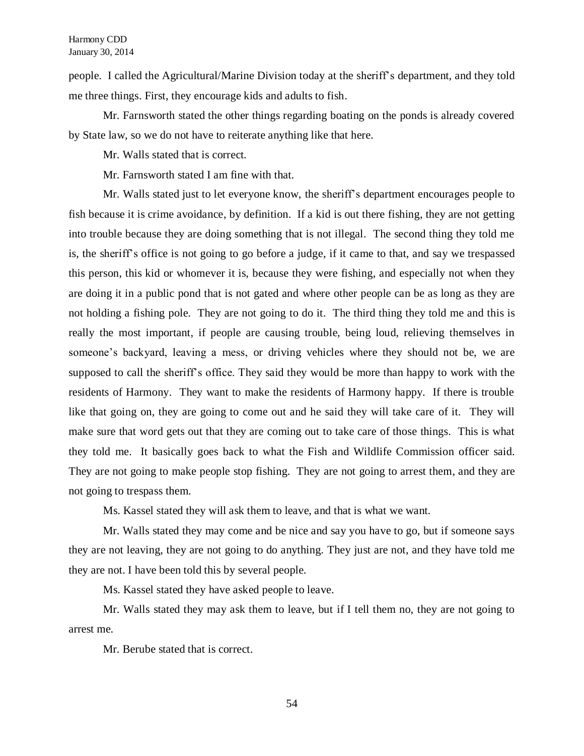people. I called the Agricultural/Marine Division today at the sheriff's department, and they told me three things. First, they encourage kids and adults to fish.

Mr. Farnsworth stated the other things regarding boating on the ponds is already covered by State law, so we do not have to reiterate anything like that here.

Mr. Walls stated that is correct.

Mr. Farnsworth stated I am fine with that.

Mr. Walls stated just to let everyone know, the sheriff's department encourages people to fish because it is crime avoidance, by definition. If a kid is out there fishing, they are not getting into trouble because they are doing something that is not illegal. The second thing they told me is, the sheriff's office is not going to go before a judge, if it came to that, and say we trespassed this person, this kid or whomever it is, because they were fishing, and especially not when they are doing it in a public pond that is not gated and where other people can be as long as they are not holding a fishing pole. They are not going to do it. The third thing they told me and this is really the most important, if people are causing trouble, being loud, relieving themselves in someone's backyard, leaving a mess, or driving vehicles where they should not be, we are supposed to call the sheriff's office. They said they would be more than happy to work with the residents of Harmony. They want to make the residents of Harmony happy. If there is trouble like that going on, they are going to come out and he said they will take care of it. They will make sure that word gets out that they are coming out to take care of those things. This is what they told me. It basically goes back to what the Fish and Wildlife Commission officer said. They are not going to make people stop fishing. They are not going to arrest them, and they are not going to trespass them.

Ms. Kassel stated they will ask them to leave, and that is what we want.

Mr. Walls stated they may come and be nice and say you have to go, but if someone says they are not leaving, they are not going to do anything. They just are not, and they have told me they are not. I have been told this by several people.

Ms. Kassel stated they have asked people to leave.

Mr. Walls stated they may ask them to leave, but if I tell them no, they are not going to arrest me.

Mr. Berube stated that is correct.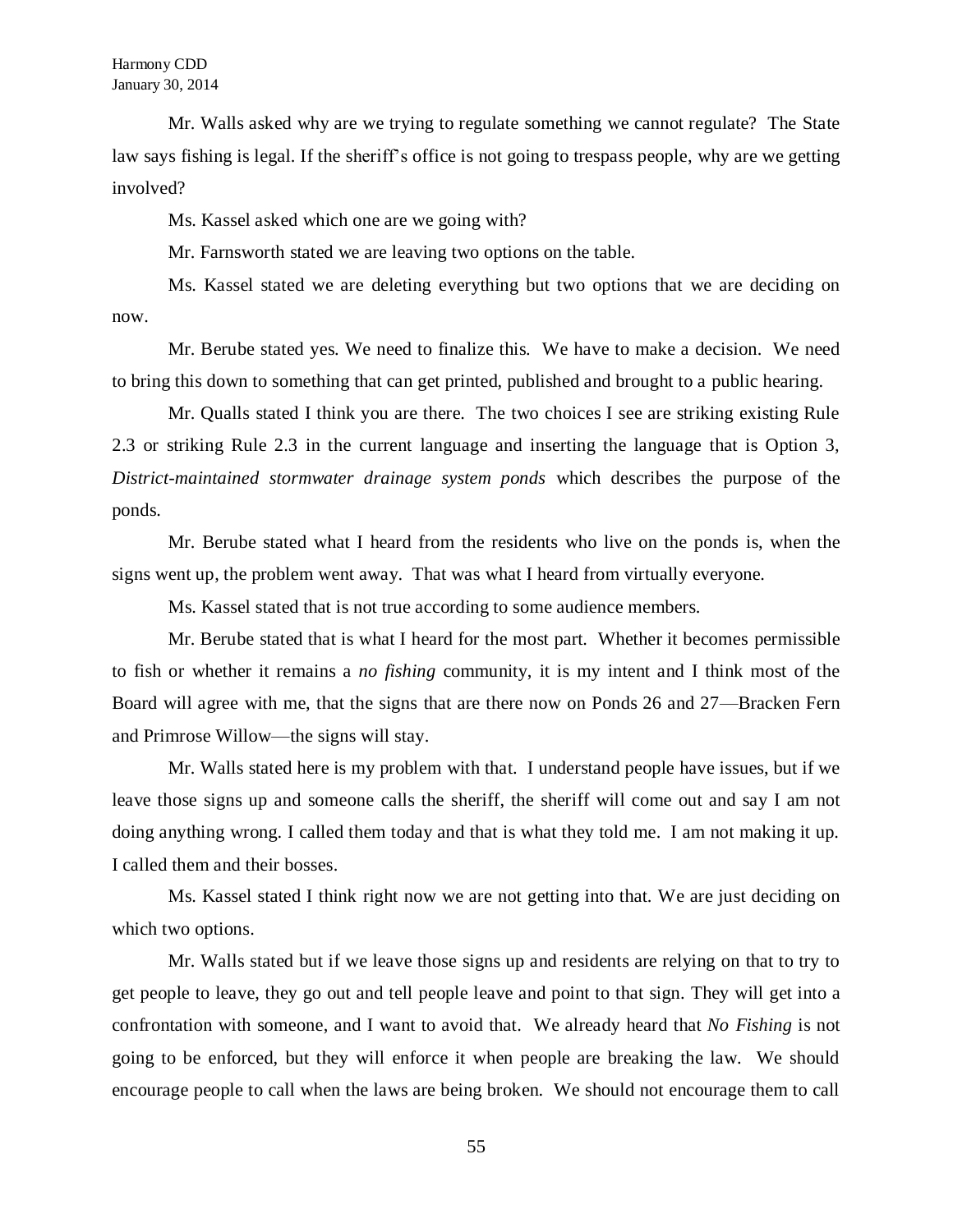Mr. Walls asked why are we trying to regulate something we cannot regulate? The State law says fishing is legal. If the sheriff's office is not going to trespass people, why are we getting involved?

Ms. Kassel asked which one are we going with?

Mr. Farnsworth stated we are leaving two options on the table.

Ms. Kassel stated we are deleting everything but two options that we are deciding on now.

Mr. Berube stated yes. We need to finalize this. We have to make a decision. We need to bring this down to something that can get printed, published and brought to a public hearing.

Mr. Qualls stated I think you are there. The two choices I see are striking existing Rule 2.3 or striking Rule 2.3 in the current language and inserting the language that is Option 3, *District-maintained stormwater drainage system ponds* which describes the purpose of the ponds.

Mr. Berube stated what I heard from the residents who live on the ponds is, when the signs went up, the problem went away. That was what I heard from virtually everyone.

Ms. Kassel stated that is not true according to some audience members.

Mr. Berube stated that is what I heard for the most part. Whether it becomes permissible to fish or whether it remains a *no fishing* community, it is my intent and I think most of the Board will agree with me, that the signs that are there now on Ponds 26 and 27—Bracken Fern and Primrose Willow—the signs will stay.

Mr. Walls stated here is my problem with that. I understand people have issues, but if we leave those signs up and someone calls the sheriff, the sheriff will come out and say I am not doing anything wrong. I called them today and that is what they told me. I am not making it up. I called them and their bosses.

Ms. Kassel stated I think right now we are not getting into that. We are just deciding on which two options.

Mr. Walls stated but if we leave those signs up and residents are relying on that to try to get people to leave, they go out and tell people leave and point to that sign. They will get into a confrontation with someone, and I want to avoid that. We already heard that *No Fishing* is not going to be enforced, but they will enforce it when people are breaking the law. We should encourage people to call when the laws are being broken. We should not encourage them to call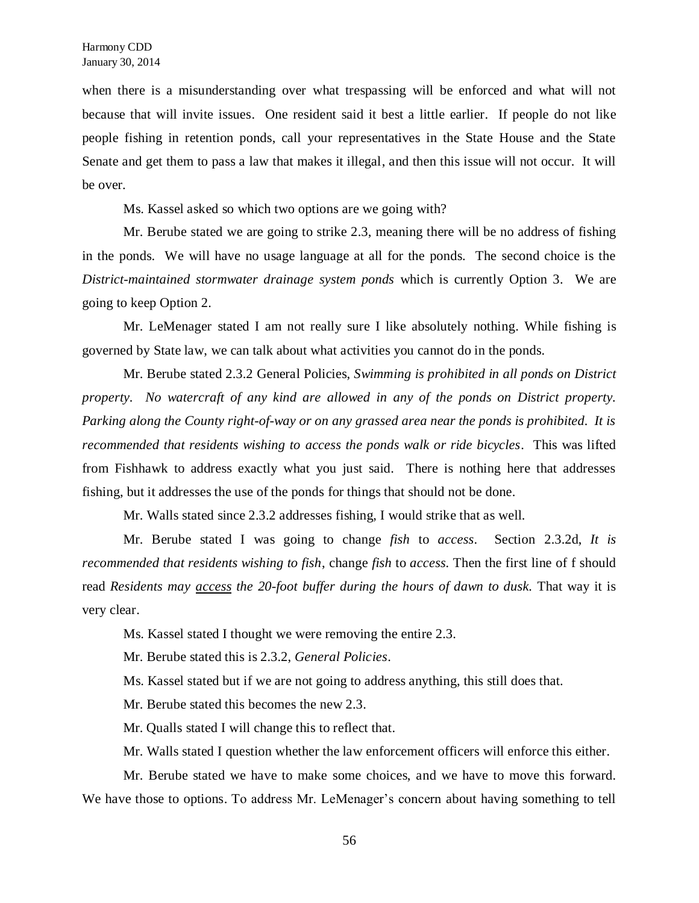when there is a misunderstanding over what trespassing will be enforced and what will not because that will invite issues. One resident said it best a little earlier. If people do not like people fishing in retention ponds, call your representatives in the State House and the State Senate and get them to pass a law that makes it illegal, and then this issue will not occur. It will be over.

Ms. Kassel asked so which two options are we going with?

Mr. Berube stated we are going to strike 2.3, meaning there will be no address of fishing in the ponds. We will have no usage language at all for the ponds. The second choice is the *District-maintained stormwater drainage system ponds* which is currently Option 3. We are going to keep Option 2.

Mr. LeMenager stated I am not really sure I like absolutely nothing. While fishing is governed by State law, we can talk about what activities you cannot do in the ponds.

Mr. Berube stated 2.3.2 General Policies, *Swimming is prohibited in all ponds on District property. No watercraft of any kind are allowed in any of the ponds on District property. Parking along the County right-of-way or on any grassed area near the ponds is prohibited. It is recommended that residents wishing to access the ponds walk or ride bicycles*. This was lifted from Fishhawk to address exactly what you just said. There is nothing here that addresses fishing, but it addresses the use of the ponds for things that should not be done.

Mr. Walls stated since 2.3.2 addresses fishing, I would strike that as well.

Mr. Berube stated I was going to change *fish* to *access*. Section 2.3.2d, *It is recommended that residents wishing to fish*, change *fish* to *access.* Then the first line of f should read *Residents may <u>access</u> the 20-foot buffer during the hours of dawn to dusk.* That way it is very clear.

Ms. Kassel stated I thought we were removing the entire 2.3.

Mr. Berube stated this is 2.3.2, *General Policies*.

Ms. Kassel stated but if we are not going to address anything, this still does that.

Mr. Berube stated this becomes the new 2.3.

Mr. Qualls stated I will change this to reflect that.

Mr. Walls stated I question whether the law enforcement officers will enforce this either.

Mr. Berube stated we have to make some choices, and we have to move this forward. We have those to options. To address Mr. LeMenager's concern about having something to tell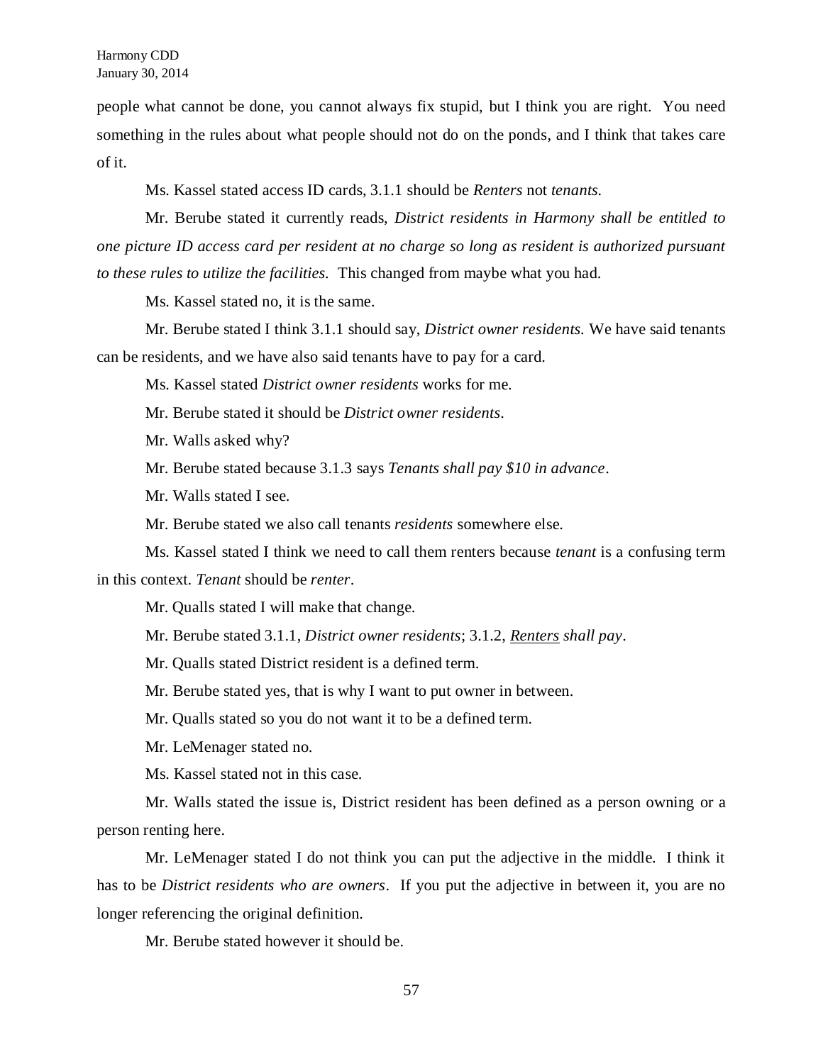people what cannot be done, you cannot always fix stupid, but I think you are right. You need something in the rules about what people should not do on the ponds, and I think that takes care of it.

Ms. Kassel stated access ID cards, 3.1.1 should be *Renters* not *tenants.*

Mr. Berube stated it currently reads, *District residents in Harmony shall be entitled to one picture ID access card per resident at no charge so long as resident is authorized pursuant to these rules to utilize the facilities.* This changed from maybe what you had.

Ms. Kassel stated no, it is the same.

Mr. Berube stated I think 3.1.1 should say, *District owner residents.* We have said tenants can be residents, and we have also said tenants have to pay for a card.

Ms. Kassel stated *District owner residents* works for me.

Mr. Berube stated it should be *District owner residents*.

Mr. Walls asked why?

Mr. Berube stated because 3.1.3 says *Tenants shall pay $10 in advance*.

Mr. Walls stated I see.

Mr. Berube stated we also call tenants *residents* somewhere else.

Ms. Kassel stated I think we need to call them renters because *tenant* is a confusing term in this context. *Tenant* should be *renter*.

Mr. Qualls stated I will make that change.

Mr. Berube stated 3.1.1, *District owner residents*; 3.1.2, <u>*Renters*</u> *shall pay*.

Mr. Qualls stated District resident is a defined term.

Mr. Berube stated yes, that is why I want to put owner in between.

Mr. Qualls stated so you do not want it to be a defined term.

Mr. LeMenager stated no.

Ms. Kassel stated not in this case.

Mr. Walls stated the issue is, District resident has been defined as a person owning or a person renting here.

Mr. LeMenager stated I do not think you can put the adjective in the middle. I think it has to be *District residents who are owners*. If you put the adjective in between it, you are no longer referencing the original definition.

Mr. Berube stated however it should be.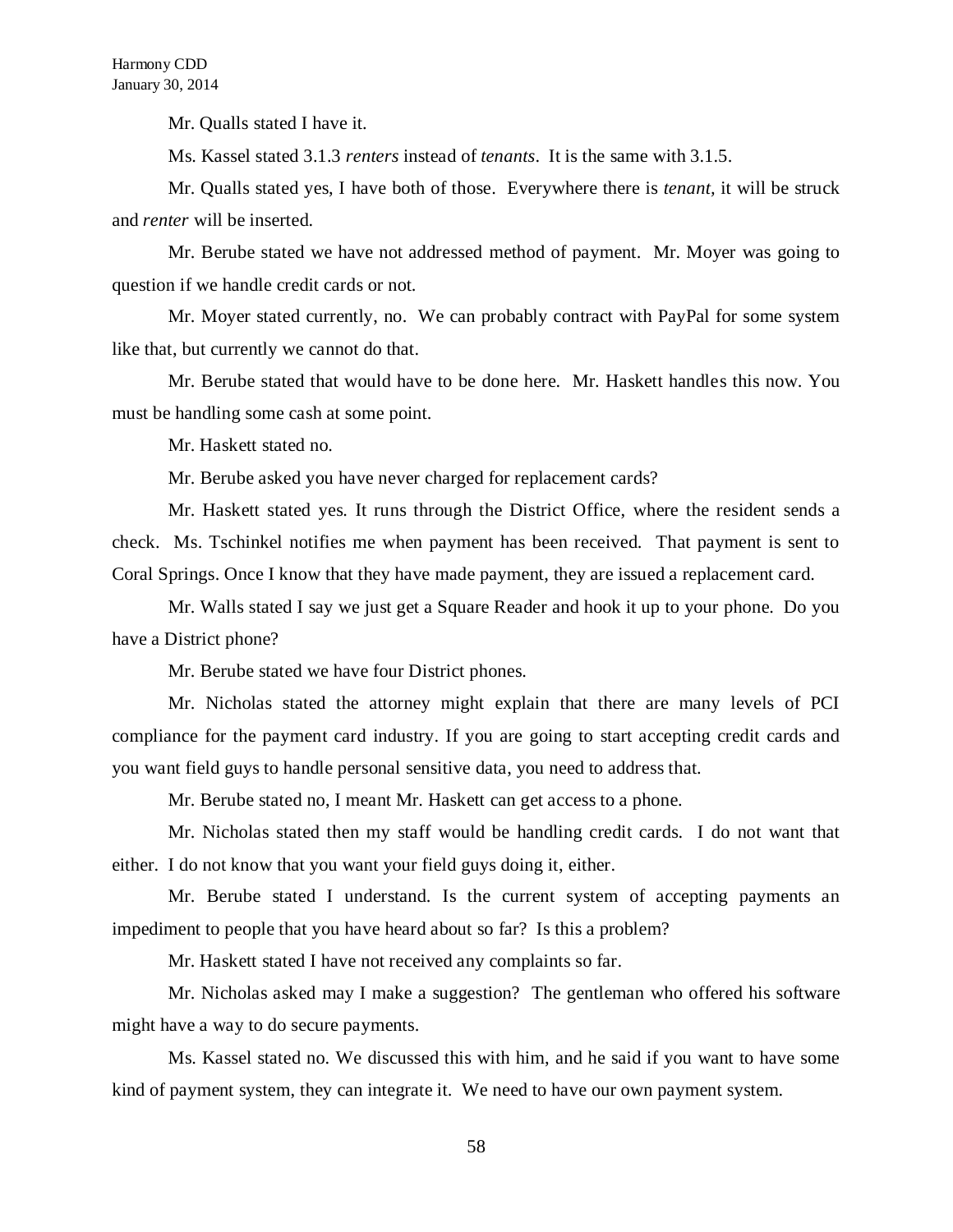Mr. Qualls stated I have it.

Ms. Kassel stated 3.1.3 *renters* instead of *tenants*. It is the same with 3.1.5.

Mr. Qualls stated yes, I have both of those. Everywhere there is *tenant,* it will be struck and *renter* will be inserted.

Mr. Berube stated we have not addressed method of payment. Mr. Moyer was going to question if we handle credit cards or not.

Mr. Moyer stated currently, no. We can probably contract with PayPal for some system like that, but currently we cannot do that.

Mr. Berube stated that would have to be done here. Mr. Haskett handles this now. You must be handling some cash at some point.

Mr. Haskett stated no.

Mr. Berube asked you have never charged for replacement cards?

Mr. Haskett stated yes. It runs through the District Office, where the resident sends a check. Ms. Tschinkel notifies me when payment has been received. That payment is sent to Coral Springs. Once I know that they have made payment, they are issued a replacement card.

Mr. Walls stated I say we just get a Square Reader and hook it up to your phone. Do you have a District phone?

Mr. Berube stated we have four District phones.

Mr. Nicholas stated the attorney might explain that there are many levels of PCI compliance for the payment card industry. If you are going to start accepting credit cards and you want field guys to handle personal sensitive data, you need to address that.

Mr. Berube stated no, I meant Mr. Haskett can get access to a phone.

Mr. Nicholas stated then my staff would be handling credit cards. I do not want that either. I do not know that you want your field guys doing it, either.

Mr. Berube stated I understand. Is the current system of accepting payments an impediment to people that you have heard about so far? Is this a problem?

Mr. Haskett stated I have not received any complaints so far.

Mr. Nicholas asked may I make a suggestion? The gentleman who offered his software might have a way to do secure payments.

Ms. Kassel stated no. We discussed this with him, and he said if you want to have some kind of payment system, they can integrate it. We need to have our own payment system.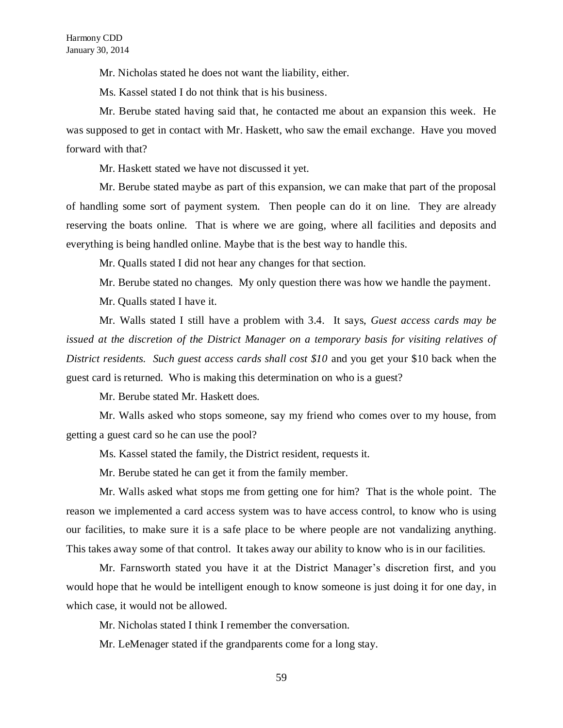Mr. Nicholas stated he does not want the liability, either.

Ms. Kassel stated I do not think that is his business.

Mr. Berube stated having said that, he contacted me about an expansion this week. He was supposed to get in contact with Mr. Haskett, who saw the email exchange. Have you moved forward with that?

Mr. Haskett stated we have not discussed it yet.

Mr. Berube stated maybe as part of this expansion, we can make that part of the proposal of handling some sort of payment system. Then people can do it on line. They are already reserving the boats online. That is where we are going, where all facilities and deposits and everything is being handled online. Maybe that is the best way to handle this.

Mr. Qualls stated I did not hear any changes for that section.

Mr. Berube stated no changes. My only question there was how we handle the payment.

Mr. Qualls stated I have it.

Mr. Walls stated I still have a problem with 3.4. It says, *Guest access cards may be issued at the discretion of the District Manager on a temporary basis for visiting relatives of District residents. Such guest access cards shall cost $10* and you get your $10 back when the guest card is returned. Who is making this determination on who is a guest?

Mr. Berube stated Mr. Haskett does.

Mr. Walls asked who stops someone, say my friend who comes over to my house, from getting a guest card so he can use the pool?

Ms. Kassel stated the family, the District resident, requests it.

Mr. Berube stated he can get it from the family member.

Mr. Walls asked what stops me from getting one for him? That is the whole point. The reason we implemented a card access system was to have access control, to know who is using our facilities, to make sure it is a safe place to be where people are not vandalizing anything. This takes away some of that control. It takes away our ability to know who is in our facilities.

Mr. Farnsworth stated you have it at the District Manager's discretion first, and you would hope that he would be intelligent enough to know someone is just doing it for one day, in which case, it would not be allowed.

Mr. Nicholas stated I think I remember the conversation.

Mr. LeMenager stated if the grandparents come for a long stay.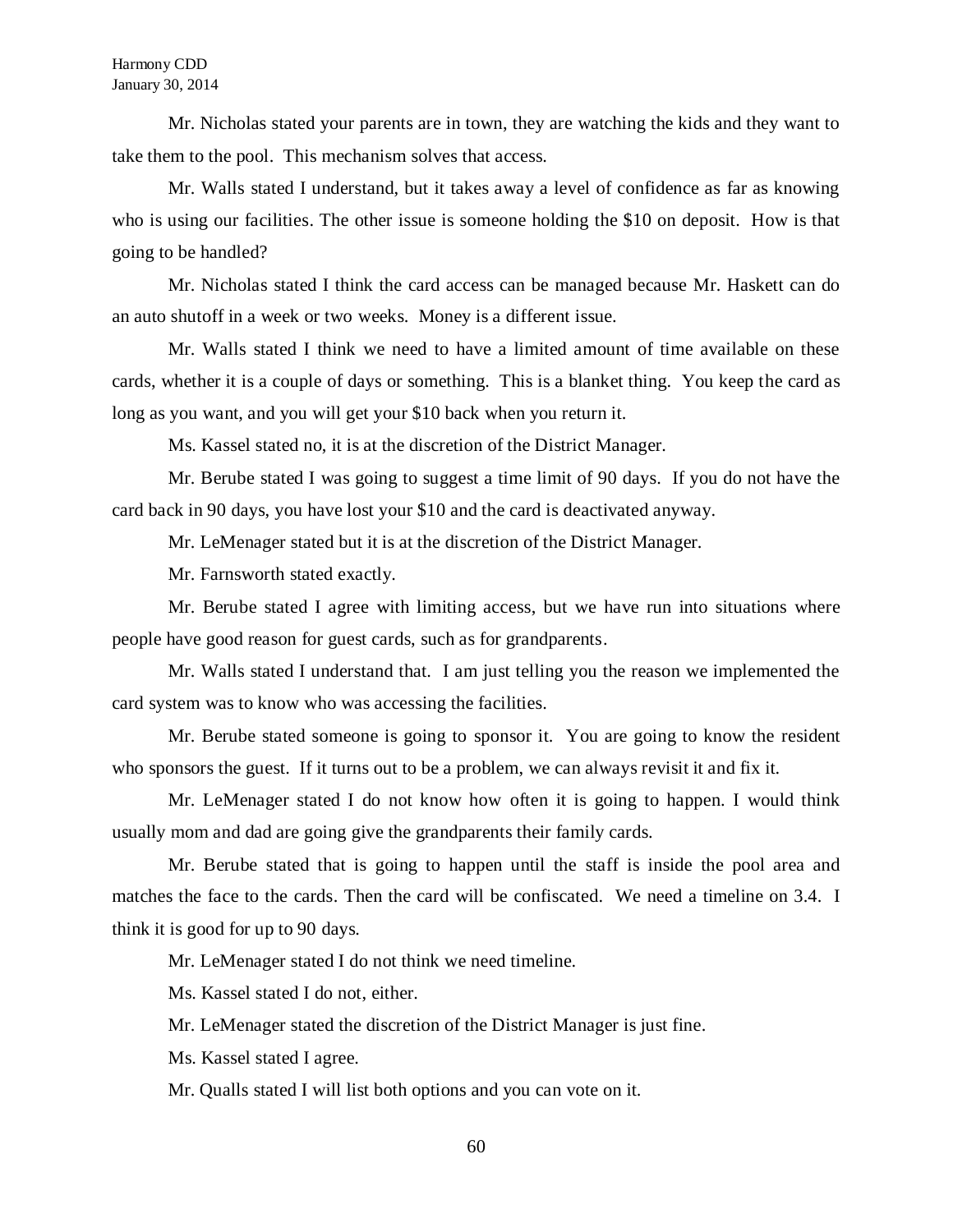Mr. Nicholas stated your parents are in town, they are watching the kids and they want to take them to the pool. This mechanism solves that access.

Mr. Walls stated I understand, but it takes away a level of confidence as far as knowing who is using our facilities. The other issue is someone holding the $10 on deposit. How is that going to be handled?

Mr. Nicholas stated I think the card access can be managed because Mr. Haskett can do an auto shutoff in a week or two weeks. Money is a different issue.

Mr. Walls stated I think we need to have a limited amount of time available on these cards, whether it is a couple of days or something. This is a blanket thing. You keep the card as long as you want, and you will get your $10 back when you return it.

Ms. Kassel stated no, it is at the discretion of the District Manager.

Mr. Berube stated I was going to suggest a time limit of 90 days. If you do not have the card back in 90 days, you have lost your $10 and the card is deactivated anyway.

Mr. LeMenager stated but it is at the discretion of the District Manager.

Mr. Farnsworth stated exactly.

Mr. Berube stated I agree with limiting access, but we have run into situations where people have good reason for guest cards, such as for grandparents.

Mr. Walls stated I understand that. I am just telling you the reason we implemented the card system was to know who was accessing the facilities.

Mr. Berube stated someone is going to sponsor it. You are going to know the resident who sponsors the guest. If it turns out to be a problem, we can always revisit it and fix it.

Mr. LeMenager stated I do not know how often it is going to happen. I would think usually mom and dad are going give the grandparents their family cards.

Mr. Berube stated that is going to happen until the staff is inside the pool area and matches the face to the cards. Then the card will be confiscated. We need a timeline on 3.4. I think it is good for up to 90 days.

Mr. LeMenager stated I do not think we need timeline.

Ms. Kassel stated I do not, either.

Mr. LeMenager stated the discretion of the District Manager is just fine.

Ms. Kassel stated I agree.

Mr. Qualls stated I will list both options and you can vote on it.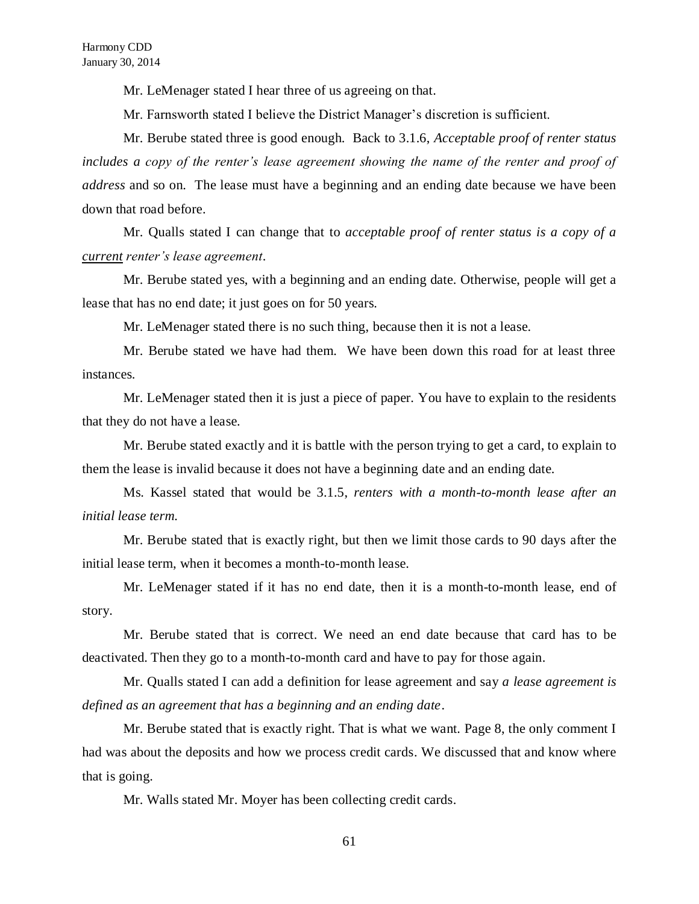Mr. LeMenager stated I hear three of us agreeing on that.

Mr. Farnsworth stated I believe the District Manager's discretion is sufficient.

Mr. Berube stated three is good enough. Back to 3.1.6, *Acceptable proof of renter status includes a copy of the renter's lease agreement showing the name of the renter and proof of address* and so on. The lease must have a beginning and an ending date because we have been down that road before.

Mr. Qualls stated I can change that to *acceptable proof of renter status is a copy of a* *__current__* *renter's lease agreement*.

Mr. Berube stated yes, with a beginning and an ending date. Otherwise, people will get a lease that has no end date; it just goes on for 50 years.

Mr. LeMenager stated there is no such thing, because then it is not a lease.

Mr. Berube stated we have had them. We have been down this road for at least three instances.

Mr. LeMenager stated then it is just a piece of paper. You have to explain to the residents that they do not have a lease.

Mr. Berube stated exactly and it is battle with the person trying to get a card, to explain to them the lease is invalid because it does not have a beginning date and an ending date.

Ms. Kassel stated that would be 3.1.5, *renters with a month-to-month lease after an initial lease term.*

Mr. Berube stated that is exactly right, but then we limit those cards to 90 days after the initial lease term, when it becomes a month-to-month lease.

Mr. LeMenager stated if it has no end date, then it is a month-to-month lease, end of story.

Mr. Berube stated that is correct. We need an end date because that card has to be deactivated. Then they go to a month-to-month card and have to pay for those again.

Mr. Qualls stated I can add a definition for lease agreement and say *a lease agreement is defined as an agreement that has a beginning and an ending date*.

Mr. Berube stated that is exactly right. That is what we want. Page 8, the only comment I had was about the deposits and how we process credit cards. We discussed that and know where that is going.

Mr. Walls stated Mr. Moyer has been collecting credit cards.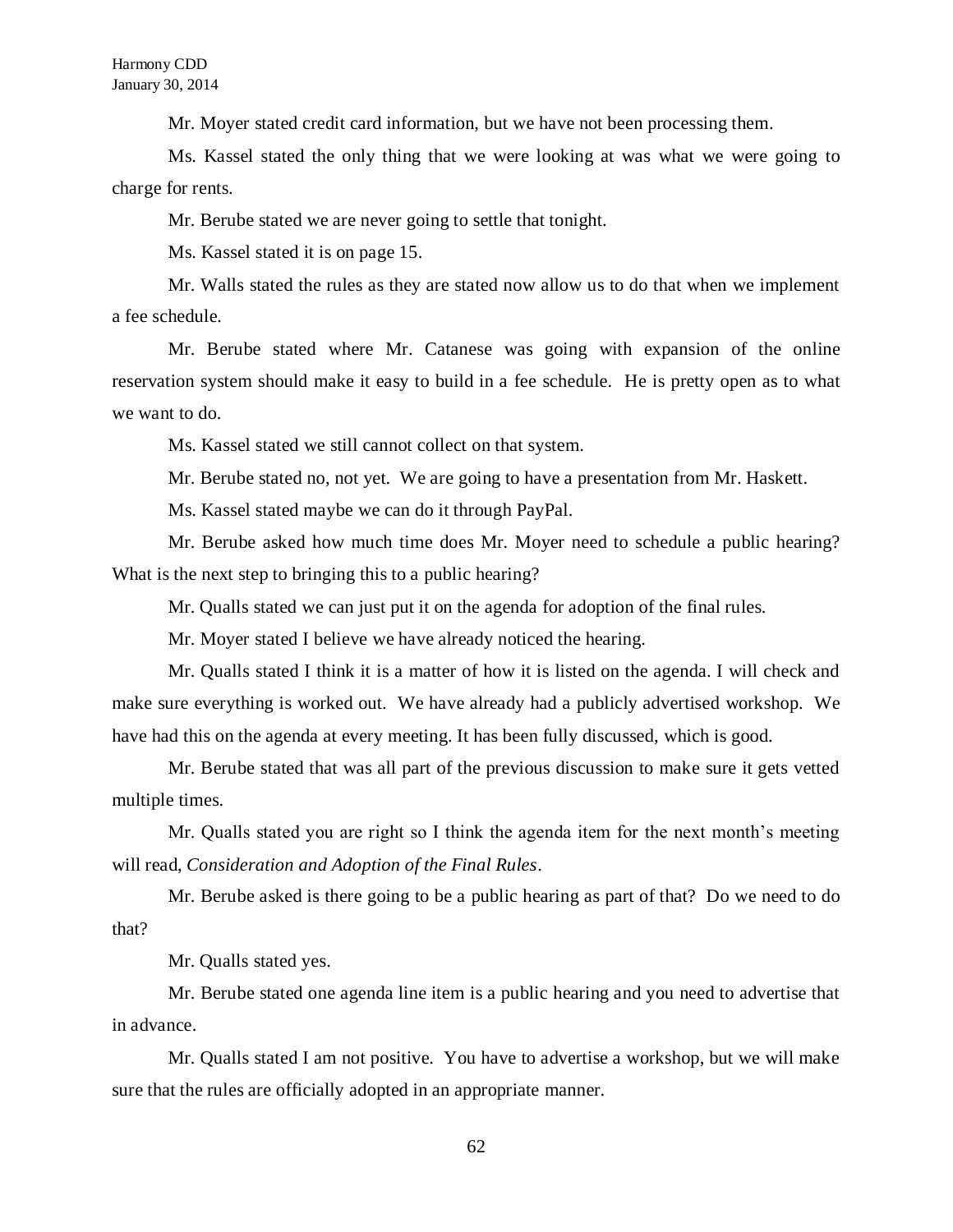Mr. Moyer stated credit card information, but we have not been processing them.

Ms. Kassel stated the only thing that we were looking at was what we were going to charge for rents.

Mr. Berube stated we are never going to settle that tonight.

Ms. Kassel stated it is on page 15.

Mr. Walls stated the rules as they are stated now allow us to do that when we implement a fee schedule.

Mr. Berube stated where Mr. Catanese was going with expansion of the online reservation system should make it easy to build in a fee schedule. He is pretty open as to what we want to do.

Ms. Kassel stated we still cannot collect on that system.

Mr. Berube stated no, not yet. We are going to have a presentation from Mr. Haskett.

Ms. Kassel stated maybe we can do it through PayPal.

Mr. Berube asked how much time does Mr. Moyer need to schedule a public hearing? What is the next step to bringing this to a public hearing?

Mr. Qualls stated we can just put it on the agenda for adoption of the final rules.

Mr. Moyer stated I believe we have already noticed the hearing.

Mr. Qualls stated I think it is a matter of how it is listed on the agenda. I will check and make sure everything is worked out. We have already had a publicly advertised workshop. We have had this on the agenda at every meeting. It has been fully discussed, which is good.

Mr. Berube stated that was all part of the previous discussion to make sure it gets vetted multiple times.

Mr. Qualls stated you are right so I think the agenda item for the next month's meeting will read, *Consideration and Adoption of the Final Rules*.

Mr. Berube asked is there going to be a public hearing as part of that? Do we need to do that?

Mr. Qualls stated yes.

Mr. Berube stated one agenda line item is a public hearing and you need to advertise that in advance.

Mr. Qualls stated I am not positive. You have to advertise a workshop, but we will make sure that the rules are officially adopted in an appropriate manner.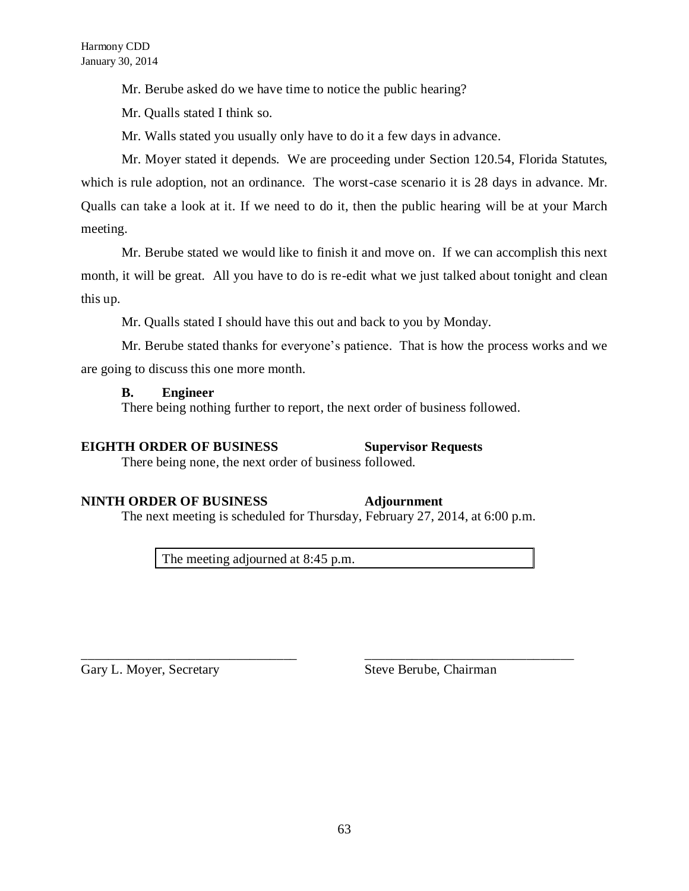Mr. Berube asked do we have time to notice the public hearing?

Mr. Qualls stated I think so.

Mr. Walls stated you usually only have to do it a few days in advance.

Mr. Moyer stated it depends. We are proceeding under Section 120.54, Florida Statutes, which is rule adoption, not an ordinance. The worst-case scenario it is 28 days in advance. Mr. Qualls can take a look at it. If we need to do it, then the public hearing will be at your March meeting.

Mr. Berube stated we would like to finish it and move on. If we can accomplish this next month, it will be great. All you have to do is re-edit what we just talked about tonight and clean this up.

Mr. Qualls stated I should have this out and back to you by Monday.

Mr. Berube stated thanks for everyone's patience. That is how the process works and we are going to discuss this one more month.

**B. Engineer**

There being nothing further to report, the next order of business followed.

**EIGHTH ORDER OF BUSINESS — Supervisor Requests**

There being none, the next order of business followed.

**NINTH ORDER OF BUSINESS — Adjournment**

The next meeting is scheduled for Thursday, February 27, 2014, at 6:00 p.m.

The meeting adjourned at 8:45 p.m.

_________________________________ _________________________________

Gary L. Moyer, Secretary — Steve Berube, Chairman